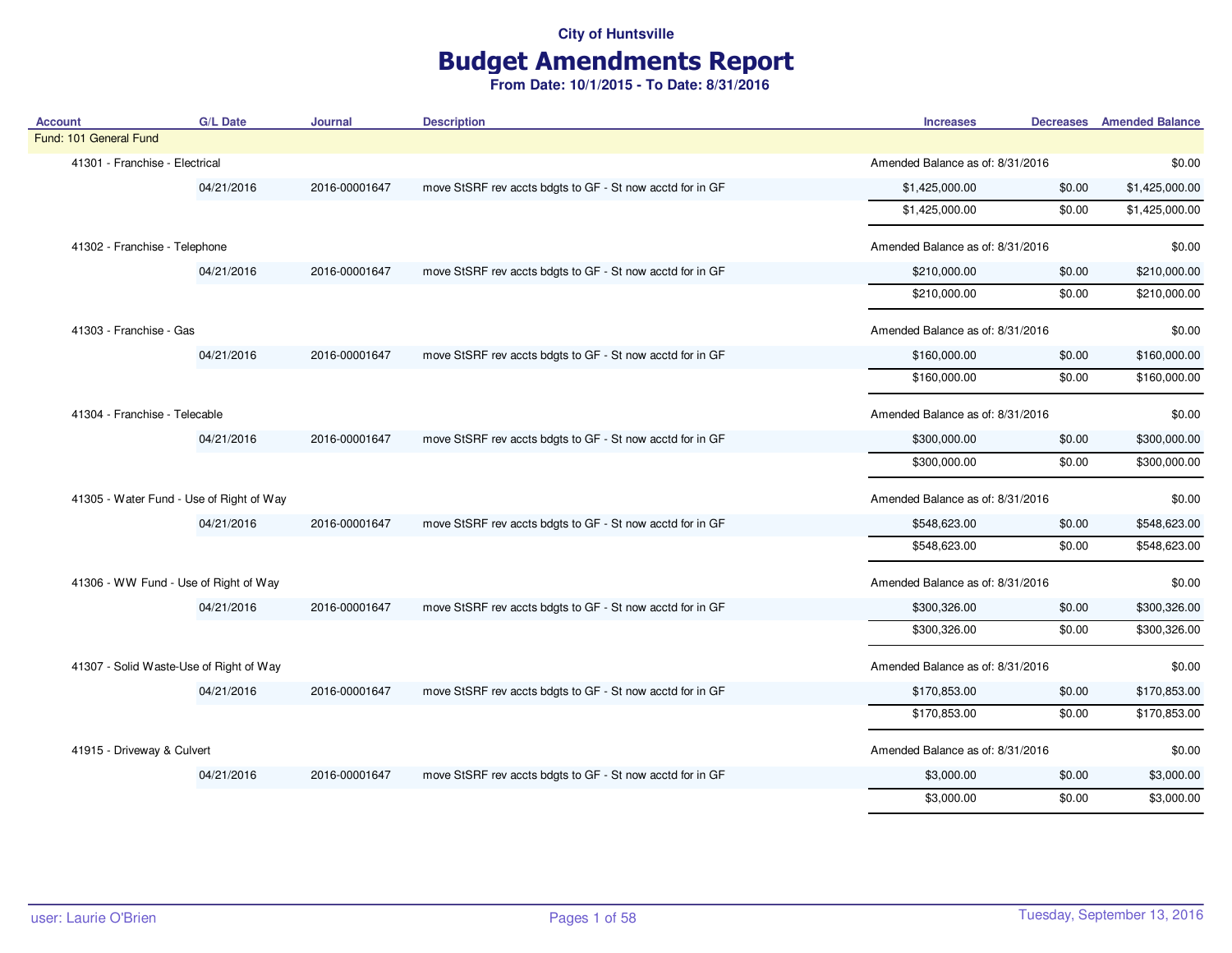City of Huntsville

# Budget Amendments Report

**From Date: 10/1/2015 - To Date: 8/31/2016**

| Account | G/L Date | Journal | Description | Increases | Decreases | Amended Balance |
|---|---|---|---|---|---|---|
| Fund: 101 General Fund | | | | | | |
| 41301 - Franchise - Electrical | | | | Amended Balance as of: 8/31/2016 | | $0.00 |
| | 04/21/2016 | 2016-00001647 | move StSRF rev accts bdgts to GF - St now acctd for in GF | $1,425,000.00 | $0.00 | $1,425,000.00 |
| | | | | $1,425,000.00 | $0.00 | $1,425,000.00 |
| 41302 - Franchise - Telephone | | | | Amended Balance as of: 8/31/2016 | | $0.00 |
| | 04/21/2016 | 2016-00001647 | move StSRF rev accts bdgts to GF - St now acctd for in GF | $210,000.00 | $0.00 | $210,000.00 |
| | | | | $210,000.00 | $0.00 | $210,000.00 |
| 41303 - Franchise - Gas | | | | Amended Balance as of: 8/31/2016 | | $0.00 |
| | 04/21/2016 | 2016-00001647 | move StSRF rev accts bdgts to GF - St now acctd for in GF | $160,000.00 | $0.00 | $160,000.00 |
| | | | | $160,000.00 | $0.00 | $160,000.00 |
| 41304 - Franchise - Telecable | | | | Amended Balance as of: 8/31/2016 | | $0.00 |
| | 04/21/2016 | 2016-00001647 | move StSRF rev accts bdgts to GF - St now acctd for in GF | $300,000.00 | $0.00 | $300,000.00 |
| | | | | $300,000.00 | $0.00 | $300,000.00 |
| 41305 - Water Fund - Use of Right of Way | | | | Amended Balance as of: 8/31/2016 | | $0.00 |
| | 04/21/2016 | 2016-00001647 | move StSRF rev accts bdgts to GF - St now acctd for in GF | $548,623.00 | $0.00 | $548,623.00 |
| | | | | $548,623.00 | $0.00 | $548,623.00 |
| 41306 - WW Fund - Use of Right of Way | | | | Amended Balance as of: 8/31/2016 | | $0.00 |
| | 04/21/2016 | 2016-00001647 | move StSRF rev accts bdgts to GF - St now acctd for in GF | $300,326.00 | $0.00 | $300,326.00 |
| | | | | $300,326.00 | $0.00 | $300,326.00 |
| 41307 - Solid Waste-Use of Right of Way | | | | Amended Balance as of: 8/31/2016 | | $0.00 |
| | 04/21/2016 | 2016-00001647 | move StSRF rev accts bdgts to GF - St now acctd for in GF | $170,853.00 | $0.00 | $170,853.00 |
| | | | | $170,853.00 | $0.00 | $170,853.00 |
| 41915 - Driveway & Culvert | | | | Amended Balance as of: 8/31/2016 | | $0.00 |
| | 04/21/2016 | 2016-00001647 | move StSRF rev accts bdgts to GF - St now acctd for in GF | $3,000.00 | $0.00 | $3,000.00 |
| | | | | $3,000.00 | $0.00 | $3,000.00 |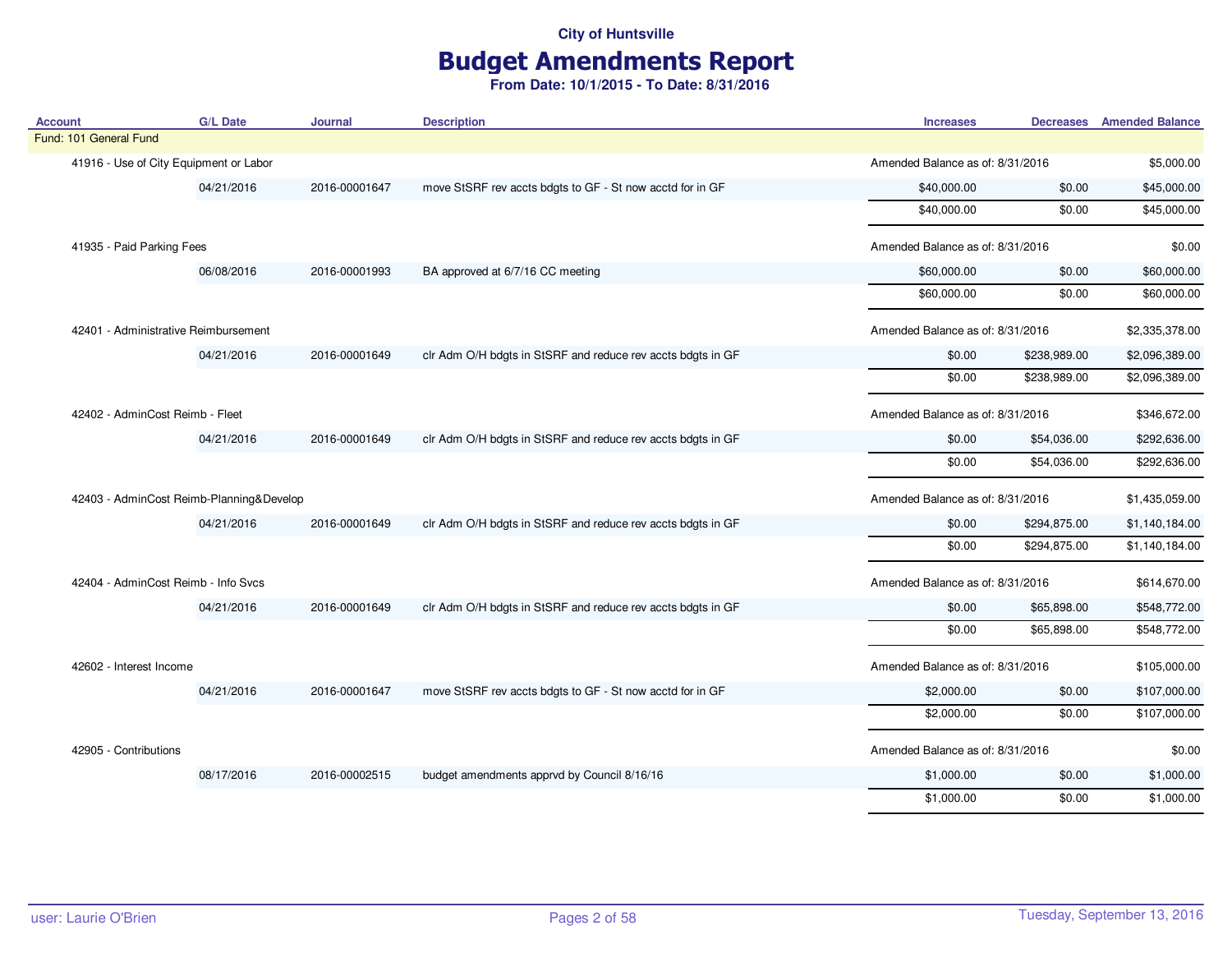City of Huntsville

# Budget Amendments Report

**From Date: 10/1/2015 - To Date: 8/31/2016**

| Account | G/L Date | Journal | Description | Increases | Decreases | Amended Balance |
|---|---|---|---|---|---|---|
| Fund: 101 General Fund | | | | | | |
| 41916 - Use of City Equipment or Labor | | | | Amended Balance as of: 8/31/2016 | | $5,000.00 |
| | 04/21/2016 | 2016-00001647 | move StSRF rev accts bdgts to GF - St now acctd for in GF | $40,000.00 | $0.00 | $45,000.00 |
| | | | | $40,000.00 | $0.00 | $45,000.00 |
| 41935 - Paid Parking Fees | | | | Amended Balance as of: 8/31/2016 | | $0.00 |
| | 06/08/2016 | 2016-00001993 | BA approved at 6/7/16 CC meeting | $60,000.00 | $0.00 | $60,000.00 |
| | | | | $60,000.00 | $0.00 | $60,000.00 |
| 42401 - Administrative Reimbursement | | | | Amended Balance as of: 8/31/2016 | | $2,335,378.00 |
| | 04/21/2016 | 2016-00001649 | clr Adm O/H bdgts in StSRF and reduce rev accts bdgts in GF | $0.00 | $238,989.00 | $2,096,389.00 |
| | | | | $0.00 | $238,989.00 | $2,096,389.00 |
| 42402 - AdminCost Reimb - Fleet | | | | Amended Balance as of: 8/31/2016 | | $346,672.00 |
| | 04/21/2016 | 2016-00001649 | clr Adm O/H bdgts in StSRF and reduce rev accts bdgts in GF | $0.00 | $54,036.00 | $292,636.00 |
| | | | | $0.00 | $54,036.00 | $292,636.00 |
| 42403 - AdminCost Reimb-Planning&Develop | | | | Amended Balance as of: 8/31/2016 | | $1,435,059.00 |
| | 04/21/2016 | 2016-00001649 | clr Adm O/H bdgts in StSRF and reduce rev accts bdgts in GF | $0.00 | $294,875.00 | $1,140,184.00 |
| | | | | $0.00 | $294,875.00 | $1,140,184.00 |
| 42404 - AdminCost Reimb - Info Svcs | | | | Amended Balance as of: 8/31/2016 | | $614,670.00 |
| | 04/21/2016 | 2016-00001649 | clr Adm O/H bdgts in StSRF and reduce rev accts bdgts in GF | $0.00 | $65,898.00 | $548,772.00 |
| | | | | $0.00 | $65,898.00 | $548,772.00 |
| 42602 - Interest Income | | | | Amended Balance as of: 8/31/2016 | | $105,000.00 |
| | 04/21/2016 | 2016-00001647 | move StSRF rev accts bdgts to GF - St now acctd for in GF | $2,000.00 | $0.00 | $107,000.00 |
| | | | | $2,000.00 | $0.00 | $107,000.00 |
| 42905 - Contributions | | | | Amended Balance as of: 8/31/2016 | | $0.00 |
| | 08/17/2016 | 2016-00002515 | budget amendments apprvd by Council 8/16/16 | $1,000.00 | $0.00 | $1,000.00 |
| | | | | $1,000.00 | $0.00 | $1,000.00 |

user: Laurie O'Brien — Tuesday, September 13, 2016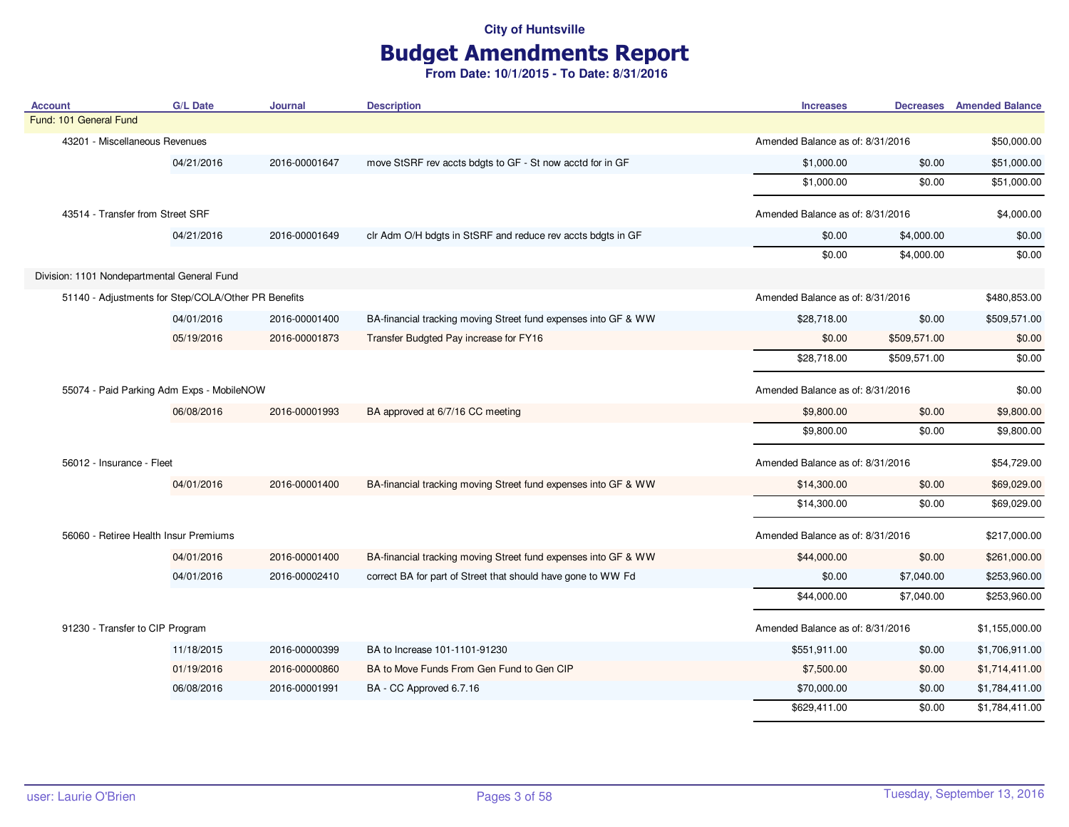City of Huntsville

# Budget Amendments Report

**From Date: 10/1/2015 - To Date: 8/31/2016**

| Account | G/L Date | Journal | Description | Increases | Decreases | Amended Balance |
|---|---|---|---|---|---|---|
| Fund: 101 General Fund | | | | | | |
| 43201 - Miscellaneous Revenues | | | | Amended Balance as of: 8/31/2016 | | $50,000.00 |
| | 04/21/2016 | 2016-00001647 | move StSRF rev accts bdgts to GF - St now acctd for in GF | $1,000.00 | $0.00 | $51,000.00 |
| | | | | $1,000.00 | $0.00 | $51,000.00 |
| 43514 - Transfer from Street SRF | | | | Amended Balance as of: 8/31/2016 | | $4,000.00 |
| | 04/21/2016 | 2016-00001649 | clr Adm O/H bdgts in StSRF and reduce rev accts bdgts in GF | $0.00 | $4,000.00 | $0.00 |
| | | | | $0.00 | $4,000.00 | $0.00 |
| Division: 1101 Nondepartmental General Fund | | | | | | |
| 51140 - Adjustments for Step/COLA/Other PR Benefits | | | | Amended Balance as of: 8/31/2016 | | $480,853.00 |
| | 04/01/2016 | 2016-00001400 | BA-financial tracking moving Street fund expenses into GF & WW | $28,718.00 | $0.00 | $509,571.00 |
| | 05/19/2016 | 2016-00001873 | Transfer Budgted Pay increase for FY16 | $0.00 | $509,571.00 | $0.00 |
| | | | | $28,718.00 | $509,571.00 | $0.00 |
| 55074 - Paid Parking Adm Exps - MobileNOW | | | | Amended Balance as of: 8/31/2016 | | $0.00 |
| | 06/08/2016 | 2016-00001993 | BA approved at 6/7/16 CC meeting | $9,800.00 | $0.00 | $9,800.00 |
| | | | | $9,800.00 | $0.00 | $9,800.00 |
| 56012 - Insurance - Fleet | | | | Amended Balance as of: 8/31/2016 | | $54,729.00 |
| | 04/01/2016 | 2016-00001400 | BA-financial tracking moving Street fund expenses into GF & WW | $14,300.00 | $0.00 | $69,029.00 |
| | | | | $14,300.00 | $0.00 | $69,029.00 |
| 56060 - Retiree Health Insur Premiums | | | | Amended Balance as of: 8/31/2016 | | $217,000.00 |
| | 04/01/2016 | 2016-00001400 | BA-financial tracking moving Street fund expenses into GF & WW | $44,000.00 | $0.00 | $261,000.00 |
| | 04/01/2016 | 2016-00002410 | correct BA for part of Street that should have gone to WW Fd | $0.00 | $7,040.00 | $253,960.00 |
| | | | | $44,000.00 | $7,040.00 | $253,960.00 |
| 91230 - Transfer to CIP Program | | | | Amended Balance as of: 8/31/2016 | | $1,155,000.00 |
| | 11/18/2015 | 2016-00000399 | BA to Increase 101-1101-91230 | $551,911.00 | $0.00 | $1,706,911.00 |
| | 01/19/2016 | 2016-00000860 | BA to Move Funds From Gen Fund to Gen CIP | $7,500.00 | $0.00 | $1,714,411.00 |
| | 06/08/2016 | 2016-00001991 | BA - CC Approved 6.7.16 | $70,000.00 | $0.00 | $1,784,411.00 |
| | | | | $629,411.00 | $0.00 | $1,784,411.00 |

user: Laurie O'Brien

Tuesday, September 13, 2016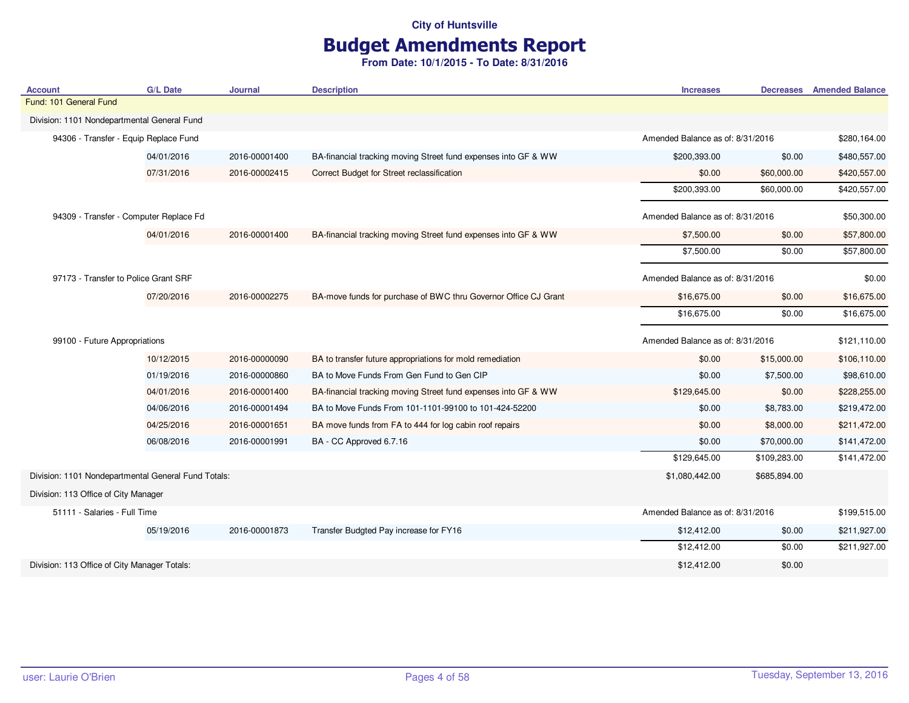# City of Huntsville

# Budget Amendments Report

**From Date: 10/1/2015 - To Date: 8/31/2016**

| Account | G/L Date | Journal | Description | Increases | Decreases | Amended Balance |
|---|---|---|---|---|---|---|
| Fund: 101 General Fund | | | | | | |
| Division: 1101 Nondepartmental General Fund | | | | | | |
| 94306 - Transfer - Equip Replace Fund | | | | Amended Balance as of: 8/31/2016 | | $280,164.00 |
| | 04/01/2016 | 2016-00001400 | BA-financial tracking moving Street fund expenses into GF & WW | $200,393.00 | $0.00 | $480,557.00 |
| | 07/31/2016 | 2016-00002415 | Correct Budget for Street reclassification | $0.00 | $60,000.00 | $420,557.00 |
| | | | | $200,393.00 | $60,000.00 | $420,557.00 |
| 94309 - Transfer - Computer Replace Fd | | | | Amended Balance as of: 8/31/2016 | | $50,300.00 |
| | 04/01/2016 | 2016-00001400 | BA-financial tracking moving Street fund expenses into GF & WW | $7,500.00 | $0.00 | $57,800.00 |
| | | | | $7,500.00 | $0.00 | $57,800.00 |
| 97173 - Transfer to Police Grant SRF | | | | Amended Balance as of: 8/31/2016 | | $0.00 |
| | 07/20/2016 | 2016-00002275 | BA-move funds for purchase of BWC thru Governor Office CJ Grant | $16,675.00 | $0.00 | $16,675.00 |
| | | | | $16,675.00 | $0.00 | $16,675.00 |
| 99100 - Future Appropriations | | | | Amended Balance as of: 8/31/2016 | | $121,110.00 |
| | 10/12/2015 | 2016-00000090 | BA to transfer future appropriations for mold remediation | $0.00 | $15,000.00 | $106,110.00 |
| | 01/19/2016 | 2016-00000860 | BA to Move Funds From Gen Fund to Gen CIP | $0.00 | $7,500.00 | $98,610.00 |
| | 04/01/2016 | 2016-00001400 | BA-financial tracking moving Street fund expenses into GF & WW | $129,645.00 | $0.00 | $228,255.00 |
| | 04/06/2016 | 2016-00001494 | BA to Move Funds From 101-1101-99100 to 101-424-52200 | $0.00 | $8,783.00 | $219,472.00 |
| | 04/25/2016 | 2016-00001651 | BA move funds from FA to 444 for log cabin roof repairs | $0.00 | $8,000.00 | $211,472.00 |
| | 06/08/2016 | 2016-00001991 | BA - CC Approved 6.7.16 | $0.00 | $70,000.00 | $141,472.00 |
| | | | | $129,645.00 | $109,283.00 | $141,472.00 |
| Division: 1101 Nondepartmental General Fund Totals: | | | | $1,080,442.00 | $685,894.00 | |
| Division: 113 Office of City Manager | | | | | | |
| 51111 - Salaries - Full Time | | | | Amended Balance as of: 8/31/2016 | | $199,515.00 |
| | 05/19/2016 | 2016-00001873 | Transfer Budgted Pay increase for FY16 | $12,412.00 | $0.00 | $211,927.00 |
| | | | | $12,412.00 | $0.00 | $211,927.00 |
| Division: 113 Office of City Manager Totals: | | | | $12,412.00 | $0.00 | |

user: Laurie O'Brien

Tuesday, September 13, 2016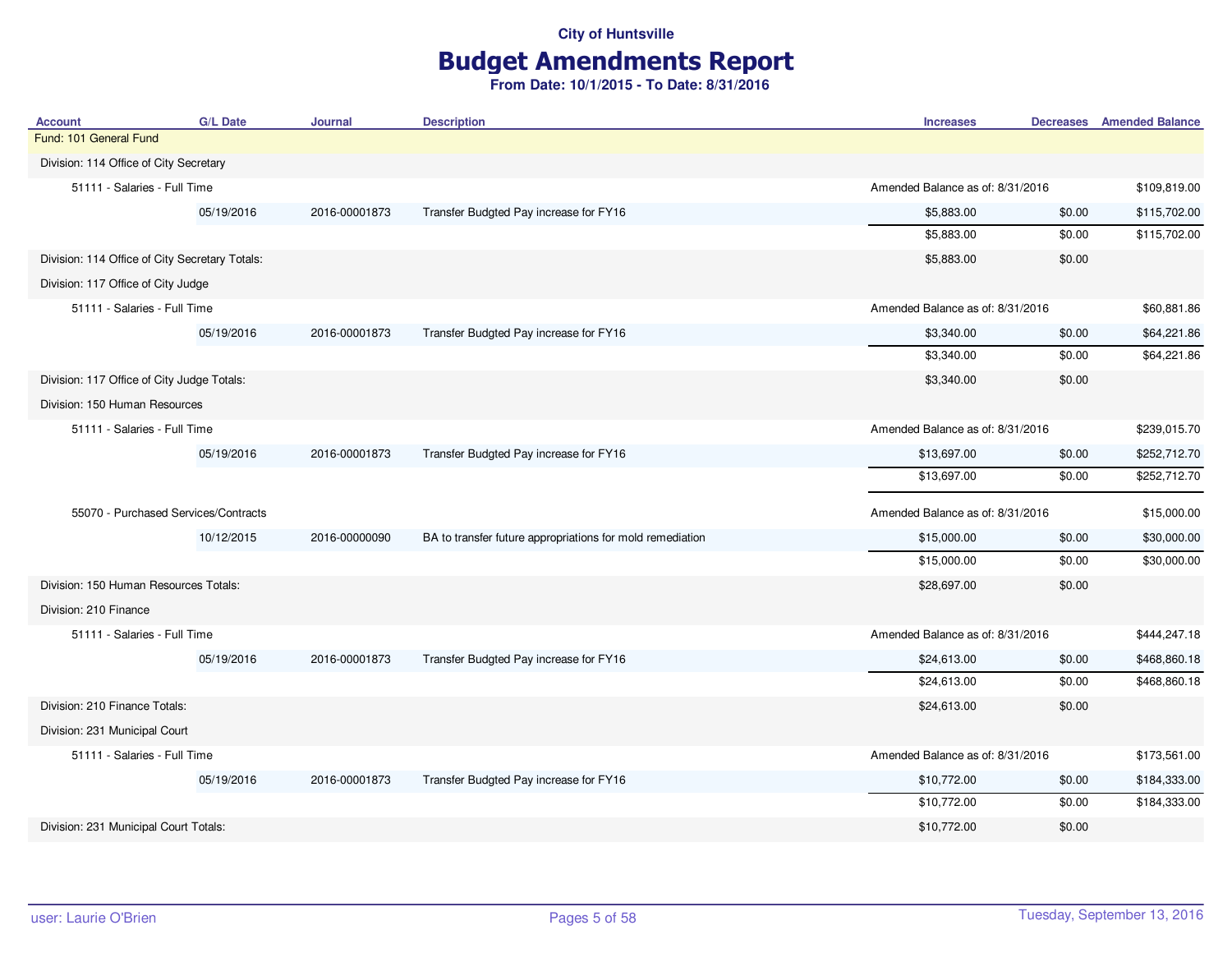City of Huntsville

# Budget Amendments Report

**From Date: 10/1/2015 - To Date: 8/31/2016**

| Account | G/L Date | Journal | Description | Increases | Decreases | Amended Balance |
|---|---|---|---|---|---|---|
| Fund: 101 General Fund | | | | | | |
| Division: 114 Office of City Secretary | | | | | | |
| 51111 - Salaries - Full Time | | | | Amended Balance as of: 8/31/2016 | | $109,819.00 |
| | 05/19/2016 | 2016-00001873 | Transfer Budgted Pay increase for FY16 | $5,883.00 | $0.00 | $115,702.00 |
| | | | | $5,883.00 | $0.00 | $115,702.00 |
| Division: 114 Office of City Secretary Totals: | | | | $5,883.00 | $0.00 | |
| Division: 117 Office of City Judge | | | | | | |
| 51111 - Salaries - Full Time | | | | Amended Balance as of: 8/31/2016 | | $60,881.86 |
| | 05/19/2016 | 2016-00001873 | Transfer Budgted Pay increase for FY16 | $3,340.00 | $0.00 | $64,221.86 |
| | | | | $3,340.00 | $0.00 | $64,221.86 |
| Division: 117 Office of City Judge Totals: | | | | $3,340.00 | $0.00 | |
| Division: 150 Human Resources | | | | | | |
| 51111 - Salaries - Full Time | | | | Amended Balance as of: 8/31/2016 | | $239,015.70 |
| | 05/19/2016 | 2016-00001873 | Transfer Budgted Pay increase for FY16 | $13,697.00 | $0.00 | $252,712.70 |
| | | | | $13,697.00 | $0.00 | $252,712.70 |
| 55070 - Purchased Services/Contracts | | | | Amended Balance as of: 8/31/2016 | | $15,000.00 |
| | 10/12/2015 | 2016-00000090 | BA to transfer future appropriations for mold remediation | $15,000.00 | $0.00 | $30,000.00 |
| | | | | $15,000.00 | $0.00 | $30,000.00 |
| Division: 150 Human Resources Totals: | | | | $28,697.00 | $0.00 | |
| Division: 210 Finance | | | | | | |
| 51111 - Salaries - Full Time | | | | Amended Balance as of: 8/31/2016 | | $444,247.18 |
| | 05/19/2016 | 2016-00001873 | Transfer Budgted Pay increase for FY16 | $24,613.00 | $0.00 | $468,860.18 |
| | | | | $24,613.00 | $0.00 | $468,860.18 |
| Division: 210 Finance Totals: | | | | $24,613.00 | $0.00 | |
| Division: 231 Municipal Court | | | | | | |
| 51111 - Salaries - Full Time | | | | Amended Balance as of: 8/31/2016 | | $173,561.00 |
| | 05/19/2016 | 2016-00001873 | Transfer Budgted Pay increase for FY16 | $10,772.00 | $0.00 | $184,333.00 |
| | | | | $10,772.00 | $0.00 | $184,333.00 |
| Division: 231 Municipal Court Totals: | | | | $10,772.00 | $0.00 | |

user: Laurie O'Brien

Tuesday, September 13, 2016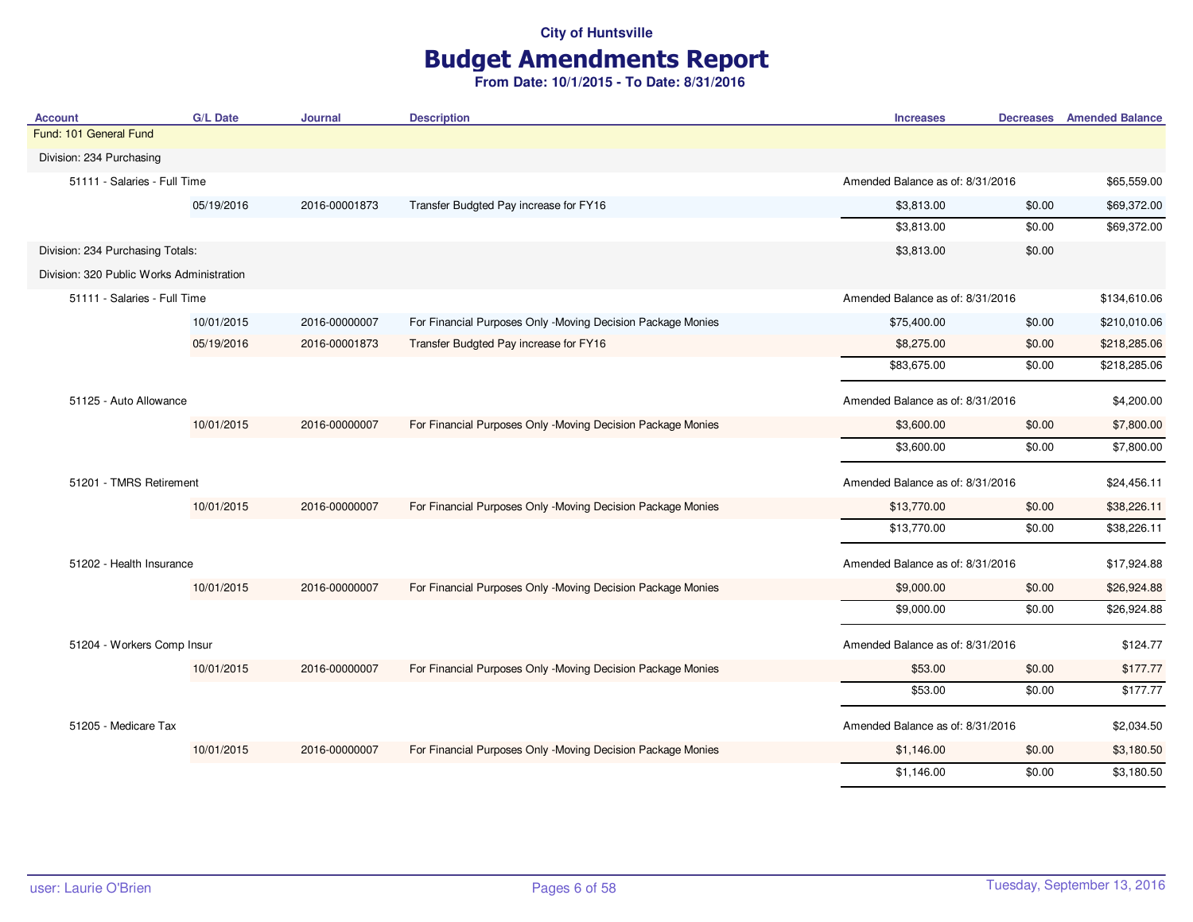City of Huntsville

# Budget Amendments Report

**From Date: 10/1/2015 - To Date: 8/31/2016**

| Account | G/L Date | Journal | Description | Increases | Decreases | Amended Balance |
|---|---|---|---|---|---|---|
| Fund: 101 General Fund | | | | | | |
| Division: 234 Purchasing | | | | | | |
| 51111 - Salaries - Full Time | | | | Amended Balance as of: 8/31/2016 | | $65,559.00 |
| | 05/19/2016 | 2016-00001873 | Transfer Budgted Pay increase for FY16 | $3,813.00 | $0.00 | $69,372.00 |
| | | | | $3,813.00 | $0.00 | $69,372.00 |
| Division: 234 Purchasing Totals: | | | | $3,813.00 | $0.00 | |
| Division: 320 Public Works Administration | | | | | | |
| 51111 - Salaries - Full Time | | | | Amended Balance as of: 8/31/2016 | | $134,610.06 |
| | 10/01/2015 | 2016-00000007 | For Financial Purposes Only -Moving Decision Package Monies | $75,400.00 | $0.00 | $210,010.06 |
| | 05/19/2016 | 2016-00001873 | Transfer Budgted Pay increase for FY16 | $8,275.00 | $0.00 | $218,285.06 |
| | | | | $83,675.00 | $0.00 | $218,285.06 |
| 51125 - Auto Allowance | | | | Amended Balance as of: 8/31/2016 | | $4,200.00 |
| | 10/01/2015 | 2016-00000007 | For Financial Purposes Only -Moving Decision Package Monies | $3,600.00 | $0.00 | $7,800.00 |
| | | | | $3,600.00 | $0.00 | $7,800.00 |
| 51201 - TMRS Retirement | | | | Amended Balance as of: 8/31/2016 | | $24,456.11 |
| | 10/01/2015 | 2016-00000007 | For Financial Purposes Only -Moving Decision Package Monies | $13,770.00 | $0.00 | $38,226.11 |
| | | | | $13,770.00 | $0.00 | $38,226.11 |
| 51202 - Health Insurance | | | | Amended Balance as of: 8/31/2016 | | $17,924.88 |
| | 10/01/2015 | 2016-00000007 | For Financial Purposes Only -Moving Decision Package Monies | $9,000.00 | $0.00 | $26,924.88 |
| | | | | $9,000.00 | $0.00 | $26,924.88 |
| 51204 - Workers Comp Insur | | | | Amended Balance as of: 8/31/2016 | | $124.77 |
| | 10/01/2015 | 2016-00000007 | For Financial Purposes Only -Moving Decision Package Monies | $53.00 | $0.00 | $177.77 |
| | | | | $53.00 | $0.00 | $177.77 |
| 51205 - Medicare Tax | | | | Amended Balance as of: 8/31/2016 | | $2,034.50 |
| | 10/01/2015 | 2016-00000007 | For Financial Purposes Only -Moving Decision Package Monies | $1,146.00 | $0.00 | $3,180.50 |
| | | | | $1,146.00 | $0.00 | $3,180.50 |

user: Laurie O'Brien

Tuesday, September 13, 2016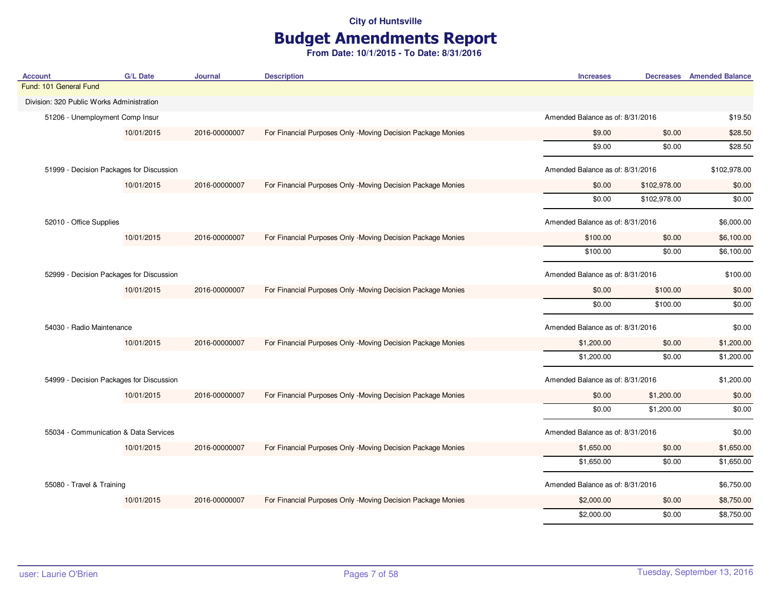City of Huntsville

# Budget Amendments Report

**From Date: 10/1/2015 - To Date: 8/31/2016**

| Account | G/L Date | Journal | Description | Increases | Decreases | Amended Balance |
|---|---|---|---|---|---|---|
| Fund: 101 General Fund | | | | | | |
| Division: 320 Public Works Administration | | | | | | |
| 51206 - Unemployment Comp Insur | | | | Amended Balance as of: 8/31/2016 | | $19.50 |
| | 10/01/2015 | 2016-00000007 | For Financial Purposes Only -Moving Decision Package Monies | $9.00 | $0.00 | $28.50 |
| | | | | $9.00 | $0.00 | $28.50 |
| 51999 - Decision Packages for Discussion | | | | Amended Balance as of: 8/31/2016 | | $102,978.00 |
| | 10/01/2015 | 2016-00000007 | For Financial Purposes Only -Moving Decision Package Monies | $0.00 | $102,978.00 | $0.00 |
| | | | | $0.00 | $102,978.00 | $0.00 |
| 52010 - Office Supplies | | | | Amended Balance as of: 8/31/2016 | | $6,000.00 |
| | 10/01/2015 | 2016-00000007 | For Financial Purposes Only -Moving Decision Package Monies | $100.00 | $0.00 | $6,100.00 |
| | | | | $100.00 | $0.00 | $6,100.00 |
| 52999 - Decision Packages for Discussion | | | | Amended Balance as of: 8/31/2016 | | $100.00 |
| | 10/01/2015 | 2016-00000007 | For Financial Purposes Only -Moving Decision Package Monies | $0.00 | $100.00 | $0.00 |
| | | | | $0.00 | $100.00 | $0.00 |
| 54030 - Radio Maintenance | | | | Amended Balance as of: 8/31/2016 | | $0.00 |
| | 10/01/2015 | 2016-00000007 | For Financial Purposes Only -Moving Decision Package Monies | $1,200.00 | $0.00 | $1,200.00 |
| | | | | $1,200.00 | $0.00 | $1,200.00 |
| 54999 - Decision Packages for Discussion | | | | Amended Balance as of: 8/31/2016 | | $1,200.00 |
| | 10/01/2015 | 2016-00000007 | For Financial Purposes Only -Moving Decision Package Monies | $0.00 | $1,200.00 | $0.00 |
| | | | | $0.00 | $1,200.00 | $0.00 |
| 55034 - Communication & Data Services | | | | Amended Balance as of: 8/31/2016 | | $0.00 |
| | 10/01/2015 | 2016-00000007 | For Financial Purposes Only -Moving Decision Package Monies | $1,650.00 | $0.00 | $1,650.00 |
| | | | | $1,650.00 | $0.00 | $1,650.00 |
| 55080 - Travel & Training | | | | Amended Balance as of: 8/31/2016 | | $6,750.00 |
| | 10/01/2015 | 2016-00000007 | For Financial Purposes Only -Moving Decision Package Monies | $2,000.00 | $0.00 | $8,750.00 |
| | | | | $2,000.00 | $0.00 | $8,750.00 |

user: Laurie O'Brien

Tuesday, September 13, 2016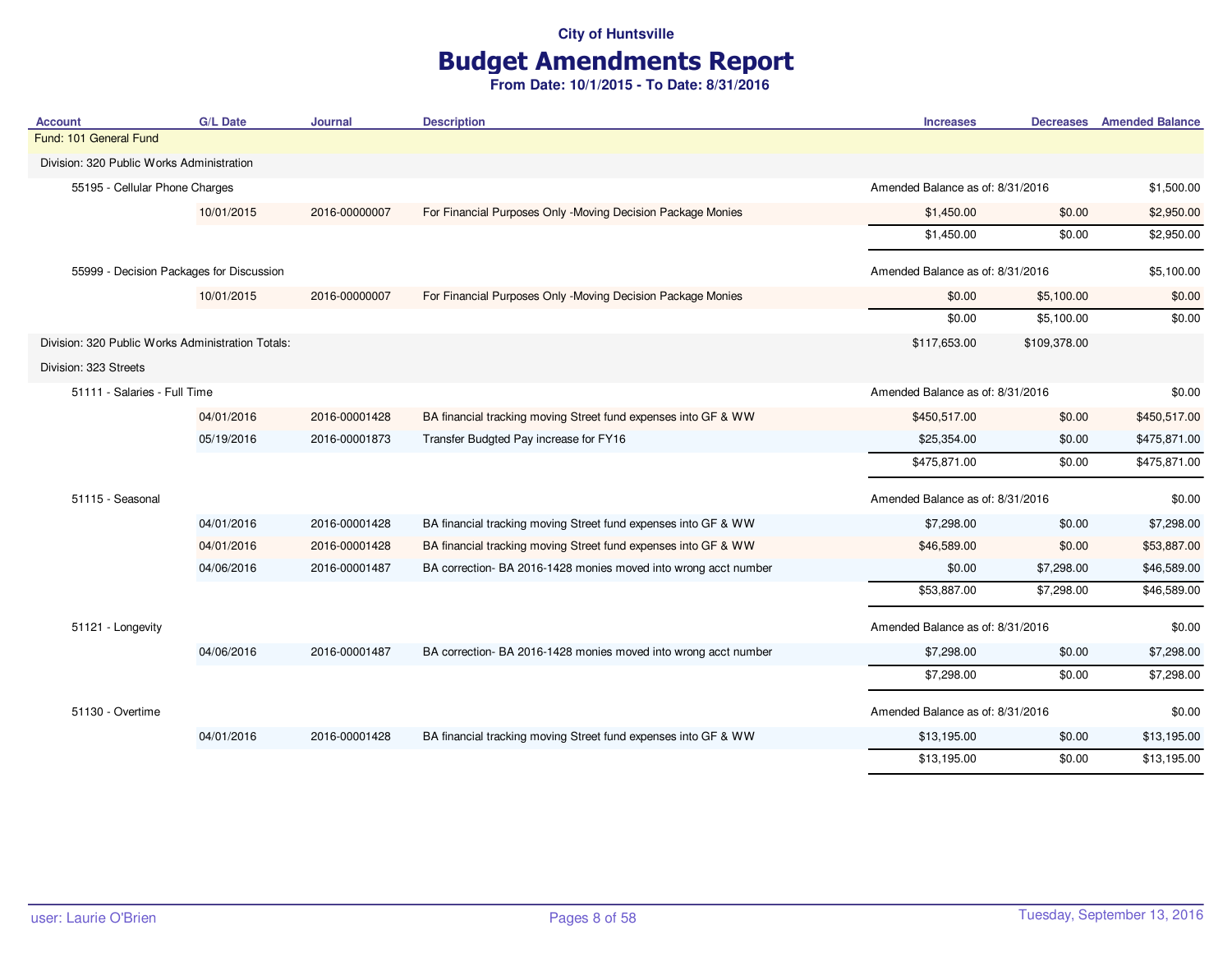City of Huntsville

# Budget Amendments Report

**From Date: 10/1/2015 - To Date: 8/31/2016**

| Account | G/L Date | Journal | Description | Increases | Decreases | Amended Balance |
|---|---|---|---|---|---|---|
| Fund: 101 General Fund | | | | | | |
| Division: 320 Public Works Administration | | | | | | |
| 55195 - Cellular Phone Charges | | | | Amended Balance as of: 8/31/2016 | | $1,500.00 |
| | 10/01/2015 | 2016-00000007 | For Financial Purposes Only -Moving Decision Package Monies | $1,450.00 | $0.00 | $2,950.00 |
| | | | | $1,450.00 | $0.00 | $2,950.00 |
| 55999 - Decision Packages for Discussion | | | | Amended Balance as of: 8/31/2016 | | $5,100.00 |
| | 10/01/2015 | 2016-00000007 | For Financial Purposes Only -Moving Decision Package Monies | $0.00 | $5,100.00 | $0.00 |
| | | | | $0.00 | $5,100.00 | $0.00 |
| Division: 320 Public Works Administration Totals: | | | | $117,653.00 | $109,378.00 | |
| Division: 323 Streets | | | | | | |
| 51111 - Salaries - Full Time | | | | Amended Balance as of: 8/31/2016 | | $0.00 |
| | 04/01/2016 | 2016-00001428 | BA financial tracking moving Street fund expenses into GF & WW | $450,517.00 | $0.00 | $450,517.00 |
| | 05/19/2016 | 2016-00001873 | Transfer Budgted Pay increase for FY16 | $25,354.00 | $0.00 | $475,871.00 |
| | | | | $475,871.00 | $0.00 | $475,871.00 |
| 51115 - Seasonal | | | | Amended Balance as of: 8/31/2016 | | $0.00 |
| | 04/01/2016 | 2016-00001428 | BA financial tracking moving Street fund expenses into GF & WW | $7,298.00 | $0.00 | $7,298.00 |
| | 04/01/2016 | 2016-00001428 | BA financial tracking moving Street fund expenses into GF & WW | $46,589.00 | $0.00 | $53,887.00 |
| | 04/06/2016 | 2016-00001487 | BA correction- BA 2016-1428 monies moved into wrong acct number | $0.00 | $7,298.00 | $46,589.00 |
| | | | | $53,887.00 | $7,298.00 | $46,589.00 |
| 51121 - Longevity | | | | Amended Balance as of: 8/31/2016 | | $0.00 |
| | 04/06/2016 | 2016-00001487 | BA correction- BA 2016-1428 monies moved into wrong acct number | $7,298.00 | $0.00 | $7,298.00 |
| | | | | $7,298.00 | $0.00 | $7,298.00 |
| 51130 - Overtime | | | | Amended Balance as of: 8/31/2016 | | $0.00 |
| | 04/01/2016 | 2016-00001428 | BA financial tracking moving Street fund expenses into GF & WW | $13,195.00 | $0.00 | $13,195.00 |
| | | | | $13,195.00 | $0.00 | $13,195.00 |

user: Laurie O'Brien

Tuesday, September 13, 2016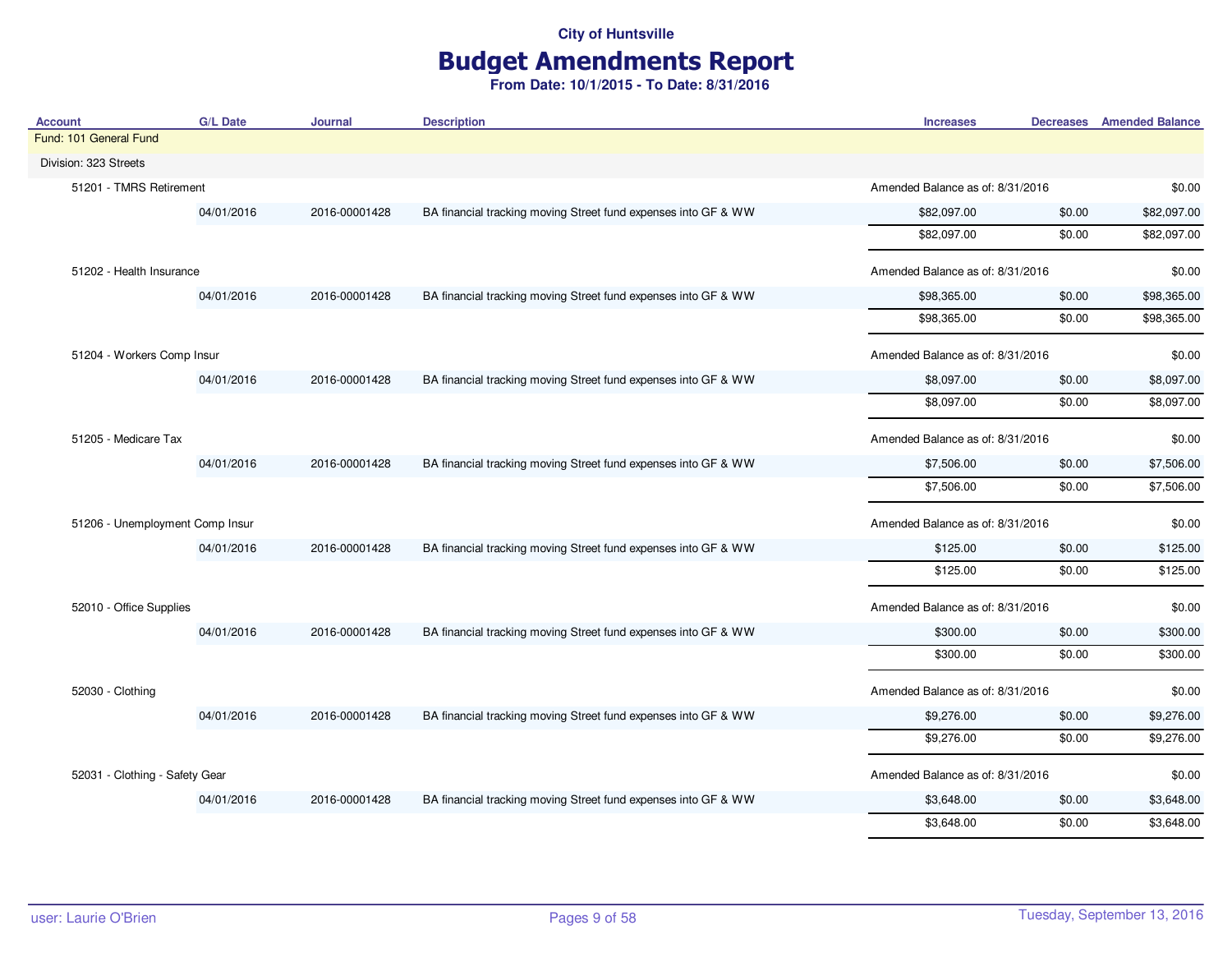**City of Huntsville**

# Budget Amendments Report

**From Date: 10/1/2015 - To Date: 8/31/2016**

| Account | G/L Date | Journal | Description | Increases | Decreases | Amended Balance |
|---|---|---|---|---|---|---|
| Fund: 101 General Fund | | | | | | |
| Division: 323 Streets | | | | | | |
| 51201 - TMRS Retirement | | | | Amended Balance as of: 8/31/2016 | | $0.00 |
| | 04/01/2016 | 2016-00001428 | BA financial tracking moving Street fund expenses into GF & WW | $82,097.00 | $0.00 | $82,097.00 |
| | | | | $82,097.00 | $0.00 | $82,097.00 |
| 51202 - Health Insurance | | | | Amended Balance as of: 8/31/2016 | | $0.00 |
| | 04/01/2016 | 2016-00001428 | BA financial tracking moving Street fund expenses into GF & WW | $98,365.00 | $0.00 | $98,365.00 |
| | | | | $98,365.00 | $0.00 | $98,365.00 |
| 51204 - Workers Comp Insur | | | | Amended Balance as of: 8/31/2016 | | $0.00 |
| | 04/01/2016 | 2016-00001428 | BA financial tracking moving Street fund expenses into GF & WW | $8,097.00 | $0.00 | $8,097.00 |
| | | | | $8,097.00 | $0.00 | $8,097.00 |
| 51205 - Medicare Tax | | | | Amended Balance as of: 8/31/2016 | | $0.00 |
| | 04/01/2016 | 2016-00001428 | BA financial tracking moving Street fund expenses into GF & WW | $7,506.00 | $0.00 | $7,506.00 |
| | | | | $7,506.00 | $0.00 | $7,506.00 |
| 51206 - Unemployment Comp Insur | | | | Amended Balance as of: 8/31/2016 | | $0.00 |
| | 04/01/2016 | 2016-00001428 | BA financial tracking moving Street fund expenses into GF & WW | $125.00 | $0.00 | $125.00 |
| | | | | $125.00 | $0.00 | $125.00 |
| 52010 - Office Supplies | | | | Amended Balance as of: 8/31/2016 | | $0.00 |
| | 04/01/2016 | 2016-00001428 | BA financial tracking moving Street fund expenses into GF & WW | $300.00 | $0.00 | $300.00 |
| | | | | $300.00 | $0.00 | $300.00 |
| 52030 - Clothing | | | | Amended Balance as of: 8/31/2016 | | $0.00 |
| | 04/01/2016 | 2016-00001428 | BA financial tracking moving Street fund expenses into GF & WW | $9,276.00 | $0.00 | $9,276.00 |
| | | | | $9,276.00 | $0.00 | $9,276.00 |
| 52031 - Clothing - Safety Gear | | | | Amended Balance as of: 8/31/2016 | | $0.00 |
| | 04/01/2016 | 2016-00001428 | BA financial tracking moving Street fund expenses into GF & WW | $3,648.00 | $0.00 | $3,648.00 |
| | | | | $3,648.00 | $0.00 | $3,648.00 |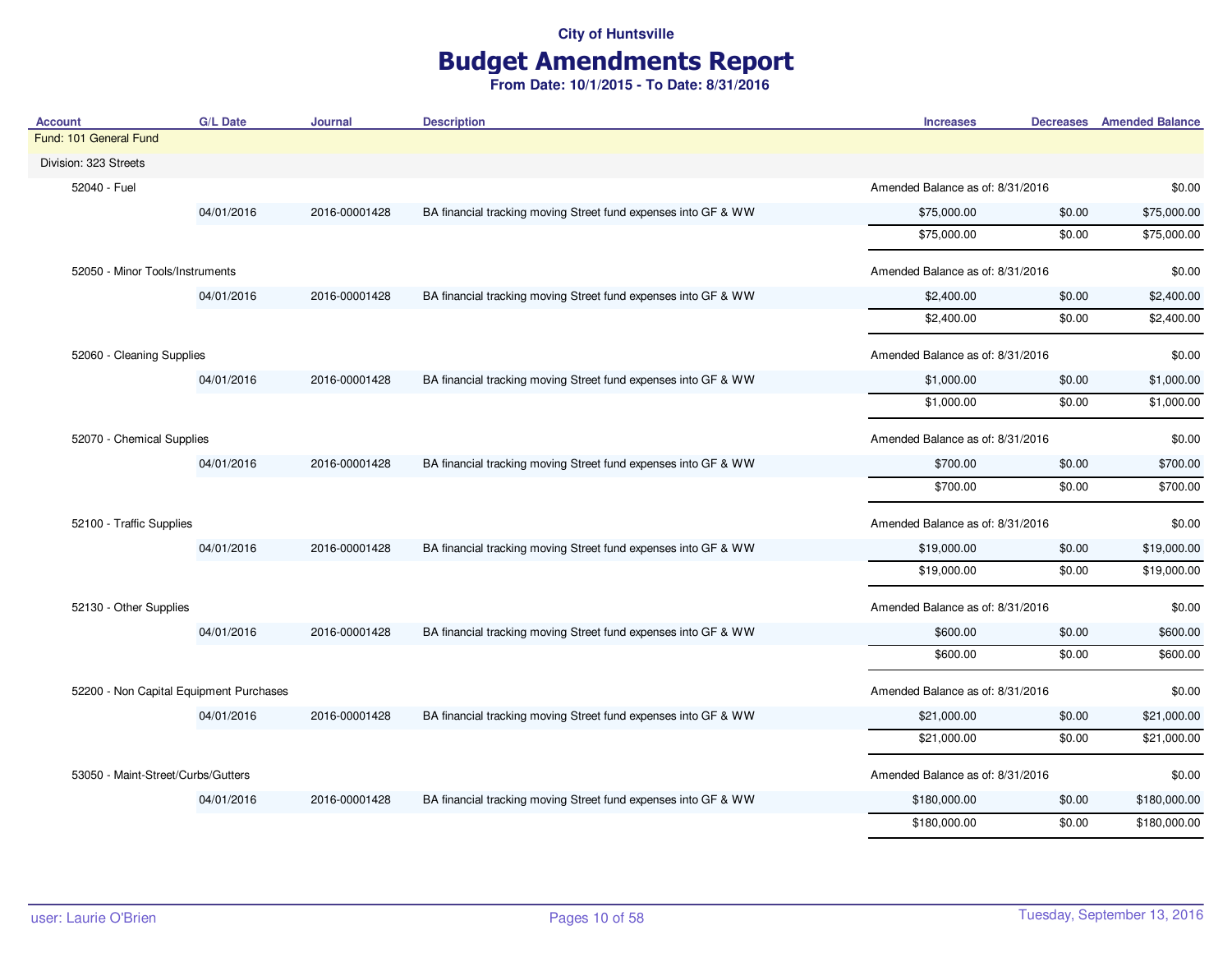City of Huntsville

# Budget Amendments Report

**From Date: 10/1/2015 - To Date: 8/31/2016**

| Account | G/L Date | Journal | Description | Increases | Decreases | Amended Balance |
|---|---|---|---|---|---|---|
| Fund: 101 General Fund | | | | | | |
| Division: 323 Streets | | | | | | |
| 52040 - Fuel | | | | Amended Balance as of: 8/31/2016 | | $0.00 |
| | 04/01/2016 | 2016-00001428 | BA financial tracking moving Street fund expenses into GF & WW | $75,000.00 | $0.00 | $75,000.00 |
| | | | | $75,000.00 | $0.00 | $75,000.00 |
| 52050 - Minor Tools/Instruments | | | | Amended Balance as of: 8/31/2016 | | $0.00 |
| | 04/01/2016 | 2016-00001428 | BA financial tracking moving Street fund expenses into GF & WW | $2,400.00 | $0.00 | $2,400.00 |
| | | | | $2,400.00 | $0.00 | $2,400.00 |
| 52060 - Cleaning Supplies | | | | Amended Balance as of: 8/31/2016 | | $0.00 |
| | 04/01/2016 | 2016-00001428 | BA financial tracking moving Street fund expenses into GF & WW | $1,000.00 | $0.00 | $1,000.00 |
| | | | | $1,000.00 | $0.00 | $1,000.00 |
| 52070 - Chemical Supplies | | | | Amended Balance as of: 8/31/2016 | | $0.00 |
| | 04/01/2016 | 2016-00001428 | BA financial tracking moving Street fund expenses into GF & WW | $700.00 | $0.00 | $700.00 |
| | | | | $700.00 | $0.00 | $700.00 |
| 52100 - Traffic Supplies | | | | Amended Balance as of: 8/31/2016 | | $0.00 |
| | 04/01/2016 | 2016-00001428 | BA financial tracking moving Street fund expenses into GF & WW | $19,000.00 | $0.00 | $19,000.00 |
| | | | | $19,000.00 | $0.00 | $19,000.00 |
| 52130 - Other Supplies | | | | Amended Balance as of: 8/31/2016 | | $0.00 |
| | 04/01/2016 | 2016-00001428 | BA financial tracking moving Street fund expenses into GF & WW | $600.00 | $0.00 | $600.00 |
| | | | | $600.00 | $0.00 | $600.00 |
| 52200 - Non Capital Equipment Purchases | | | | Amended Balance as of: 8/31/2016 | | $0.00 |
| | 04/01/2016 | 2016-00001428 | BA financial tracking moving Street fund expenses into GF & WW | $21,000.00 | $0.00 | $21,000.00 |
| | | | | $21,000.00 | $0.00 | $21,000.00 |
| 53050 - Maint-Street/Curbs/Gutters | | | | Amended Balance as of: 8/31/2016 | | $0.00 |
| | 04/01/2016 | 2016-00001428 | BA financial tracking moving Street fund expenses into GF & WW | $180,000.00 | $0.00 | $180,000.00 |
| | | | | $180,000.00 | $0.00 | $180,000.00 |

user: Laurie O'Brien

Tuesday, September 13, 2016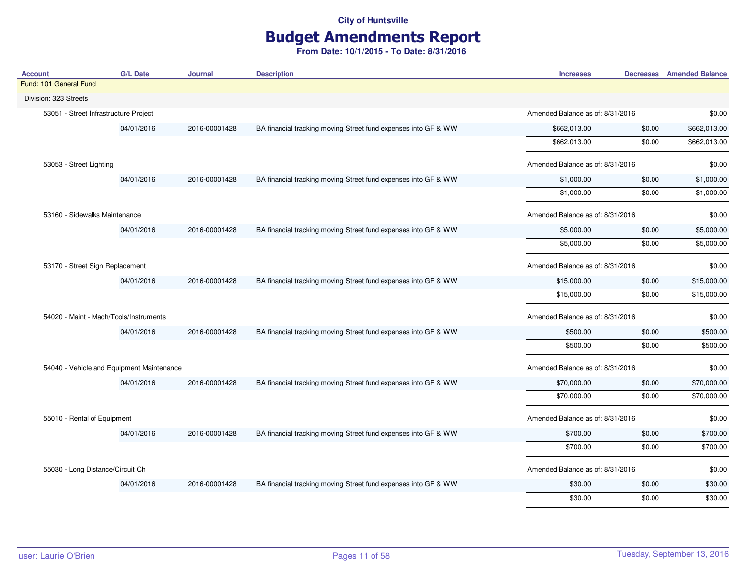City of Huntsville

# Budget Amendments Report

**From Date: 10/1/2015 - To Date: 8/31/2016**

| Account | G/L Date | Journal | Description | Increases | Decreases | Amended Balance |
|---|---|---|---|---|---|---|
| Fund: 101 General Fund | | | | | | |
| Division: 323 Streets | | | | | | |
| 53051 - Street Infrastructure Project | | | | Amended Balance as of: 8/31/2016 | | $0.00 |
| | 04/01/2016 | 2016-00001428 | BA financial tracking moving Street fund expenses into GF & WW | $662,013.00 | $0.00 | $662,013.00 |
| | | | | $662,013.00 | $0.00 | $662,013.00 |
| 53053 - Street Lighting | | | | Amended Balance as of: 8/31/2016 | | $0.00 |
| | 04/01/2016 | 2016-00001428 | BA financial tracking moving Street fund expenses into GF & WW | $1,000.00 | $0.00 | $1,000.00 |
| | | | | $1,000.00 | $0.00 | $1,000.00 |
| 53160 - Sidewalks Maintenance | | | | Amended Balance as of: 8/31/2016 | | $0.00 |
| | 04/01/2016 | 2016-00001428 | BA financial tracking moving Street fund expenses into GF & WW | $5,000.00 | $0.00 | $5,000.00 |
| | | | | $5,000.00 | $0.00 | $5,000.00 |
| 53170 - Street Sign Replacement | | | | Amended Balance as of: 8/31/2016 | | $0.00 |
| | 04/01/2016 | 2016-00001428 | BA financial tracking moving Street fund expenses into GF & WW | $15,000.00 | $0.00 | $15,000.00 |
| | | | | $15,000.00 | $0.00 | $15,000.00 |
| 54020 - Maint - Mach/Tools/Instruments | | | | Amended Balance as of: 8/31/2016 | | $0.00 |
| | 04/01/2016 | 2016-00001428 | BA financial tracking moving Street fund expenses into GF & WW | $500.00 | $0.00 | $500.00 |
| | | | | $500.00 | $0.00 | $500.00 |
| 54040 - Vehicle and Equipment Maintenance | | | | Amended Balance as of: 8/31/2016 | | $0.00 |
| | 04/01/2016 | 2016-00001428 | BA financial tracking moving Street fund expenses into GF & WW | $70,000.00 | $0.00 | $70,000.00 |
| | | | | $70,000.00 | $0.00 | $70,000.00 |
| 55010 - Rental of Equipment | | | | Amended Balance as of: 8/31/2016 | | $0.00 |
| | 04/01/2016 | 2016-00001428 | BA financial tracking moving Street fund expenses into GF & WW | $700.00 | $0.00 | $700.00 |
| | | | | $700.00 | $0.00 | $700.00 |
| 55030 - Long Distance/Circuit Ch | | | | Amended Balance as of: 8/31/2016 | | $0.00 |
| | 04/01/2016 | 2016-00001428 | BA financial tracking moving Street fund expenses into GF & WW | $30.00 | $0.00 | $30.00 |
| | | | | $30.00 | $0.00 | $30.00 |

user: Laurie O'Brien

Tuesday, September 13, 2016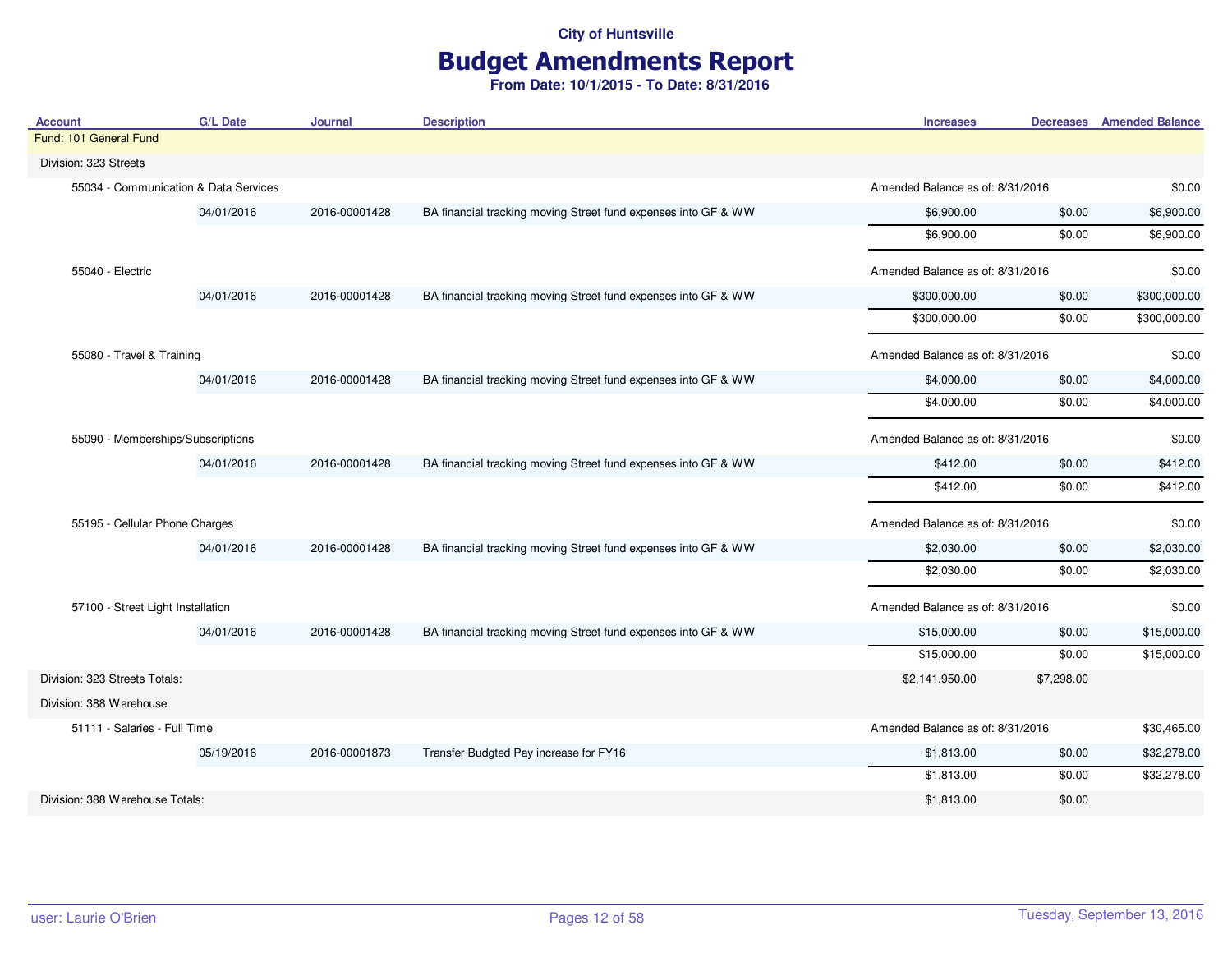City of Huntsville

# Budget Amendments Report

**From Date: 10/1/2015 - To Date: 8/31/2016**

| Account | G/L Date | Journal | Description | Increases | Decreases | Amended Balance |
|---|---|---|---|---|---|---|
| Fund: 101 General Fund | | | | | | |
| Division: 323 Streets | | | | | | |
| 55034 - Communication & Data Services | | | | Amended Balance as of: 8/31/2016 | | $0.00 |
| | 04/01/2016 | 2016-00001428 | BA financial tracking moving Street fund expenses into GF & WW | $6,900.00 | $0.00 | $6,900.00 |
| | | | | $6,900.00 | $0.00 | $6,900.00 |
| 55040 - Electric | | | | Amended Balance as of: 8/31/2016 | | $0.00 |
| | 04/01/2016 | 2016-00001428 | BA financial tracking moving Street fund expenses into GF & WW | $300,000.00 | $0.00 | $300,000.00 |
| | | | | $300,000.00 | $0.00 | $300,000.00 |
| 55080 - Travel & Training | | | | Amended Balance as of: 8/31/2016 | | $0.00 |
| | 04/01/2016 | 2016-00001428 | BA financial tracking moving Street fund expenses into GF & WW | $4,000.00 | $0.00 | $4,000.00 |
| | | | | $4,000.00 | $0.00 | $4,000.00 |
| 55090 - Memberships/Subscriptions | | | | Amended Balance as of: 8/31/2016 | | $0.00 |
| | 04/01/2016 | 2016-00001428 | BA financial tracking moving Street fund expenses into GF & WW | $412.00 | $0.00 | $412.00 |
| | | | | $412.00 | $0.00 | $412.00 |
| 55195 - Cellular Phone Charges | | | | Amended Balance as of: 8/31/2016 | | $0.00 |
| | 04/01/2016 | 2016-00001428 | BA financial tracking moving Street fund expenses into GF & WW | $2,030.00 | $0.00 | $2,030.00 |
| | | | | $2,030.00 | $0.00 | $2,030.00 |
| 57100 - Street Light Installation | | | | Amended Balance as of: 8/31/2016 | | $0.00 |
| | 04/01/2016 | 2016-00001428 | BA financial tracking moving Street fund expenses into GF & WW | $15,000.00 | $0.00 | $15,000.00 |
| | | | | $15,000.00 | $0.00 | $15,000.00 |
| Division: 323 Streets Totals: | | | | $2,141,950.00 | $7,298.00 | |
| Division: 388 Warehouse | | | | | | |
| 51111 - Salaries - Full Time | | | | Amended Balance as of: 8/31/2016 | | $30,465.00 |
| | 05/19/2016 | 2016-00001873 | Transfer Budgted Pay increase for FY16 | $1,813.00 | $0.00 | $32,278.00 |
| | | | | $1,813.00 | $0.00 | $32,278.00 |
| Division: 388 Warehouse Totals: | | | | $1,813.00 | $0.00 | |

user: Laurie O'Brien

Tuesday, September 13, 2016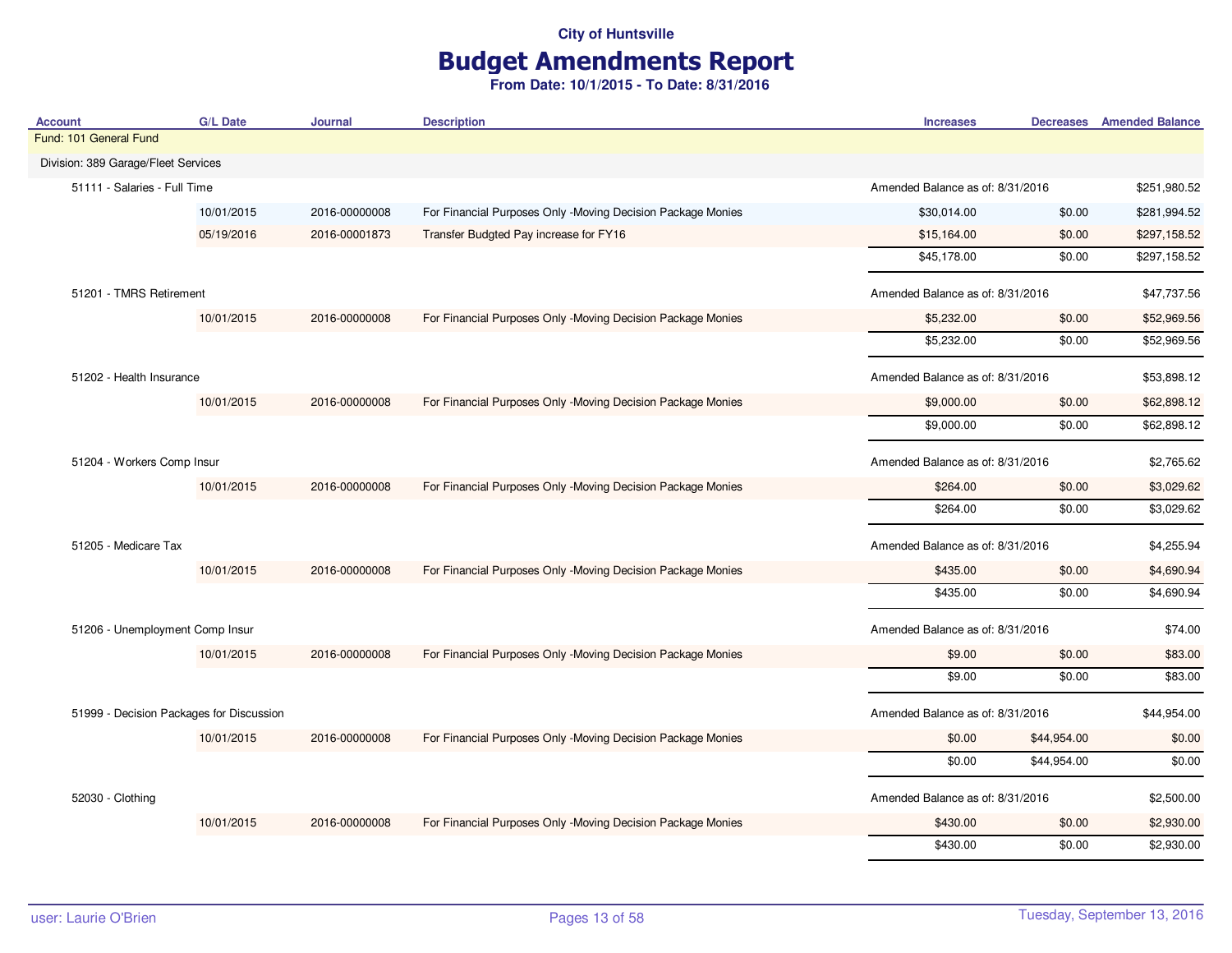City of Huntsville

# Budget Amendments Report

**From Date: 10/1/2015 - To Date: 8/31/2016**

| Account | G/L Date | Journal | Description | Increases | Decreases | Amended Balance |
|---|---|---|---|---|---|---|
| Fund: 101 General Fund | | | | | | |
| Division: 389 Garage/Fleet Services | | | | | | |
| 51111 - Salaries - Full Time | | | | Amended Balance as of: 8/31/2016 | | $251,980.52 |
| | 10/01/2015 | 2016-00000008 | For Financial Purposes Only -Moving Decision Package Monies | $30,014.00 | $0.00 | $281,994.52 |
| | 05/19/2016 | 2016-00001873 | Transfer Budgted Pay increase for FY16 | $15,164.00 | $0.00 | $297,158.52 |
| | | | | $45,178.00 | $0.00 | $297,158.52 |
| 51201 - TMRS Retirement | | | | Amended Balance as of: 8/31/2016 | | $47,737.56 |
| | 10/01/2015 | 2016-00000008 | For Financial Purposes Only -Moving Decision Package Monies | $5,232.00 | $0.00 | $52,969.56 |
| | | | | $5,232.00 | $0.00 | $52,969.56 |
| 51202 - Health Insurance | | | | Amended Balance as of: 8/31/2016 | | $53,898.12 |
| | 10/01/2015 | 2016-00000008 | For Financial Purposes Only -Moving Decision Package Monies | $9,000.00 | $0.00 | $62,898.12 |
| | | | | $9,000.00 | $0.00 | $62,898.12 |
| 51204 - Workers Comp Insur | | | | Amended Balance as of: 8/31/2016 | | $2,765.62 |
| | 10/01/2015 | 2016-00000008 | For Financial Purposes Only -Moving Decision Package Monies | $264.00 | $0.00 | $3,029.62 |
| | | | | $264.00 | $0.00 | $3,029.62 |
| 51205 - Medicare Tax | | | | Amended Balance as of: 8/31/2016 | | $4,255.94 |
| | 10/01/2015 | 2016-00000008 | For Financial Purposes Only -Moving Decision Package Monies | $435.00 | $0.00 | $4,690.94 |
| | | | | $435.00 | $0.00 | $4,690.94 |
| 51206 - Unemployment Comp Insur | | | | Amended Balance as of: 8/31/2016 | | $74.00 |
| | 10/01/2015 | 2016-00000008 | For Financial Purposes Only -Moving Decision Package Monies | $9.00 | $0.00 | $83.00 |
| | | | | $9.00 | $0.00 | $83.00 |
| 51999 - Decision Packages for Discussion | | | | Amended Balance as of: 8/31/2016 | | $44,954.00 |
| | 10/01/2015 | 2016-00000008 | For Financial Purposes Only -Moving Decision Package Monies | $0.00 | $44,954.00 | $0.00 |
| | | | | $0.00 | $44,954.00 | $0.00 |
| 52030 - Clothing | | | | Amended Balance as of: 8/31/2016 | | $2,500.00 |
| | 10/01/2015 | 2016-00000008 | For Financial Purposes Only -Moving Decision Package Monies | $430.00 | $0.00 | $2,930.00 |
| | | | | $430.00 | $0.00 | $2,930.00 |

user: Laurie O'Brien | Tuesday, September 13, 2016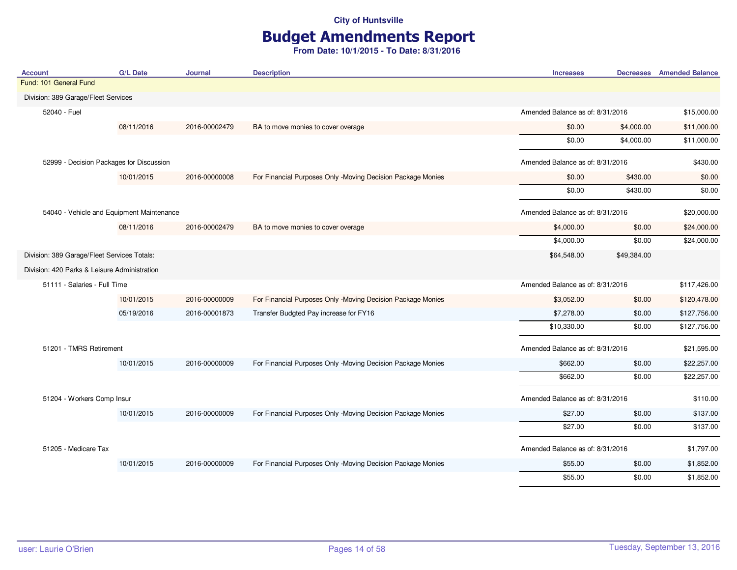City of Huntsville

# Budget Amendments Report

**From Date: 10/1/2015 - To Date: 8/31/2016**

| Account | G/L Date | Journal | Description | Increases | Decreases | Amended Balance |
|---|---|---|---|---|---|---|
| Fund: 101 General Fund | | | | | | |
| Division: 389 Garage/Fleet Services | | | | | | |
| 52040 - Fuel | | | | Amended Balance as of: 8/31/2016 | | $15,000.00 |
| | 08/11/2016 | 2016-00002479 | BA to move monies to cover overage | $0.00 | $4,000.00 | $11,000.00 |
| | | | | $0.00 | $4,000.00 | $11,000.00 |
| 52999 - Decision Packages for Discussion | | | | Amended Balance as of: 8/31/2016 | | $430.00 |
| | 10/01/2015 | 2016-00000008 | For Financial Purposes Only -Moving Decision Package Monies | $0.00 | $430.00 | $0.00 |
| | | | | $0.00 | $430.00 | $0.00 |
| 54040 - Vehicle and Equipment Maintenance | | | | Amended Balance as of: 8/31/2016 | | $20,000.00 |
| | 08/11/2016 | 2016-00002479 | BA to move monies to cover overage | $4,000.00 | $0.00 | $24,000.00 |
| | | | | $4,000.00 | $0.00 | $24,000.00 |
| Division: 389 Garage/Fleet Services Totals: | | | | $64,548.00 | $49,384.00 | |
| Division: 420 Parks & Leisure Administration | | | | | | |
| 51111 - Salaries - Full Time | | | | Amended Balance as of: 8/31/2016 | | $117,426.00 |
| | 10/01/2015 | 2016-00000009 | For Financial Purposes Only -Moving Decision Package Monies | $3,052.00 | $0.00 | $120,478.00 |
| | 05/19/2016 | 2016-00001873 | Transfer Budgted Pay increase for FY16 | $7,278.00 | $0.00 | $127,756.00 |
| | | | | $10,330.00 | $0.00 | $127,756.00 |
| 51201 - TMRS Retirement | | | | Amended Balance as of: 8/31/2016 | | $21,595.00 |
| | 10/01/2015 | 2016-00000009 | For Financial Purposes Only -Moving Decision Package Monies | $662.00 | $0.00 | $22,257.00 |
| | | | | $662.00 | $0.00 | $22,257.00 |
| 51204 - Workers Comp Insur | | | | Amended Balance as of: 8/31/2016 | | $110.00 |
| | 10/01/2015 | 2016-00000009 | For Financial Purposes Only -Moving Decision Package Monies | $27.00 | $0.00 | $137.00 |
| | | | | $27.00 | $0.00 | $137.00 |
| 51205 - Medicare Tax | | | | Amended Balance as of: 8/31/2016 | | $1,797.00 |
| | 10/01/2015 | 2016-00000009 | For Financial Purposes Only -Moving Decision Package Monies | $55.00 | $0.00 | $1,852.00 |
| | | | | $55.00 | $0.00 | $1,852.00 |

user: Laurie O'Brien

Tuesday, September 13, 2016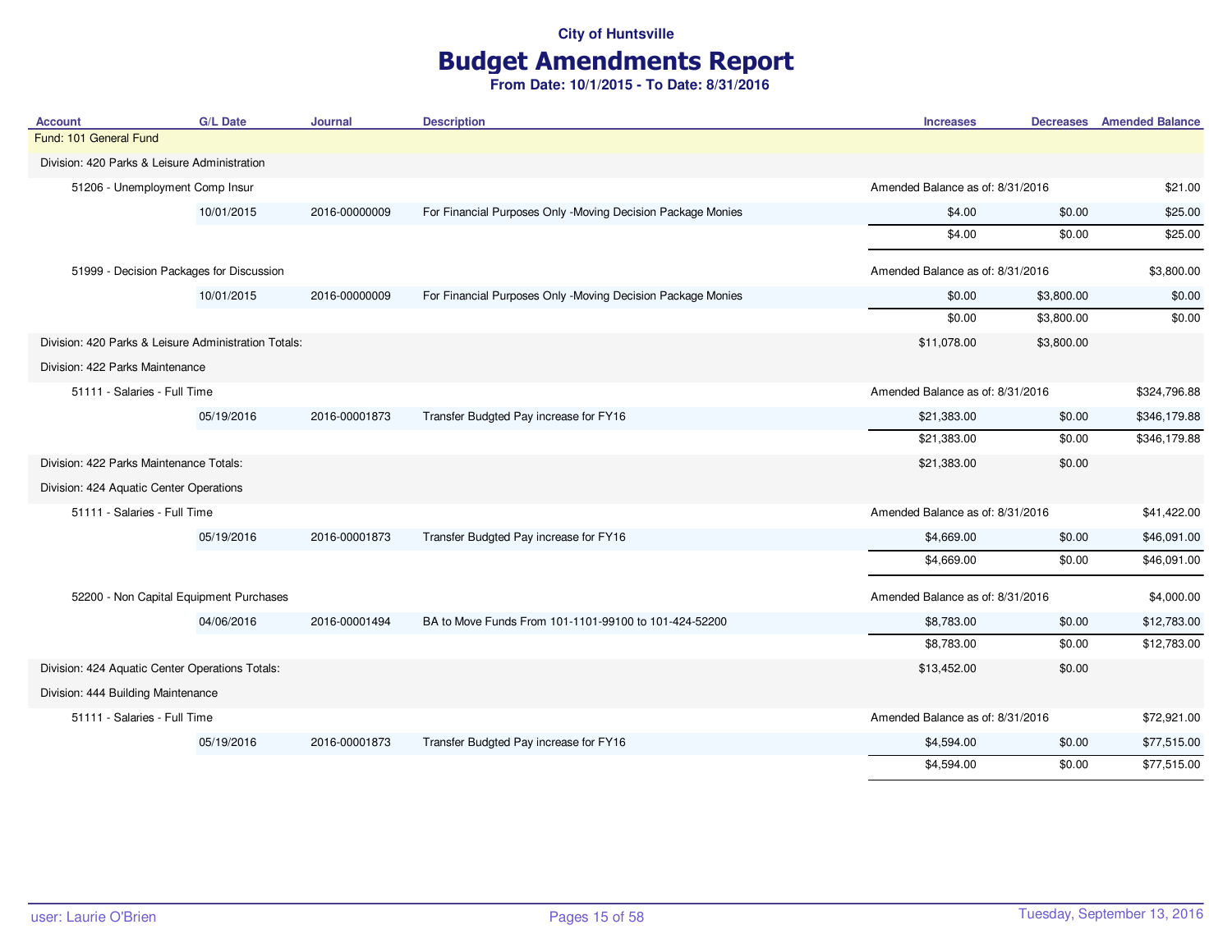City of Huntsville

# Budget Amendments Report

**From Date: 10/1/2015 - To Date: 8/31/2016**

| Account | G/L Date | Journal | Description | Increases | Decreases | Amended Balance |
|---|---|---|---|---|---|---|
| Fund: 101 General Fund | | | | | | |
| Division: 420 Parks & Leisure Administration | | | | | | |
| 51206 - Unemployment Comp Insur | | | | Amended Balance as of: 8/31/2016 | | $21.00 |
| | 10/01/2015 | 2016-00000009 | For Financial Purposes Only -Moving Decision Package Monies | $4.00 | $0.00 | $25.00 |
| | | | | $4.00 | $0.00 | $25.00 |
| 51999 - Decision Packages for Discussion | | | | Amended Balance as of: 8/31/2016 | | $3,800.00 |
| | 10/01/2015 | 2016-00000009 | For Financial Purposes Only -Moving Decision Package Monies | $0.00 | $3,800.00 | $0.00 |
| | | | | $0.00 | $3,800.00 | $0.00 |
| Division: 420 Parks & Leisure Administration Totals: | | | | $11,078.00 | $3,800.00 | |
| Division: 422 Parks Maintenance | | | | | | |
| 51111 - Salaries - Full Time | | | | Amended Balance as of: 8/31/2016 | | $324,796.88 |
| | 05/19/2016 | 2016-00001873 | Transfer Budgted Pay increase for FY16 | $21,383.00 | $0.00 | $346,179.88 |
| | | | | $21,383.00 | $0.00 | $346,179.88 |
| Division: 422 Parks Maintenance Totals: | | | | $21,383.00 | $0.00 | |
| Division: 424 Aquatic Center Operations | | | | | | |
| 51111 - Salaries - Full Time | | | | Amended Balance as of: 8/31/2016 | | $41,422.00 |
| | 05/19/2016 | 2016-00001873 | Transfer Budgted Pay increase for FY16 | $4,669.00 | $0.00 | $46,091.00 |
| | | | | $4,669.00 | $0.00 | $46,091.00 |
| 52200 - Non Capital Equipment Purchases | | | | Amended Balance as of: 8/31/2016 | | $4,000.00 |
| | 04/06/2016 | 2016-00001494 | BA to Move Funds From 101-1101-99100 to 101-424-52200 | $8,783.00 | $0.00 | $12,783.00 |
| | | | | $8,783.00 | $0.00 | $12,783.00 |
| Division: 424 Aquatic Center Operations Totals: | | | | $13,452.00 | $0.00 | |
| Division: 444 Building Maintenance | | | | | | |
| 51111 - Salaries - Full Time | | | | Amended Balance as of: 8/31/2016 | | $72,921.00 |
| | 05/19/2016 | 2016-00001873 | Transfer Budgted Pay increase for FY16 | $4,594.00 | $0.00 | $77,515.00 |
| | | | | $4,594.00 | $0.00 | $77,515.00 |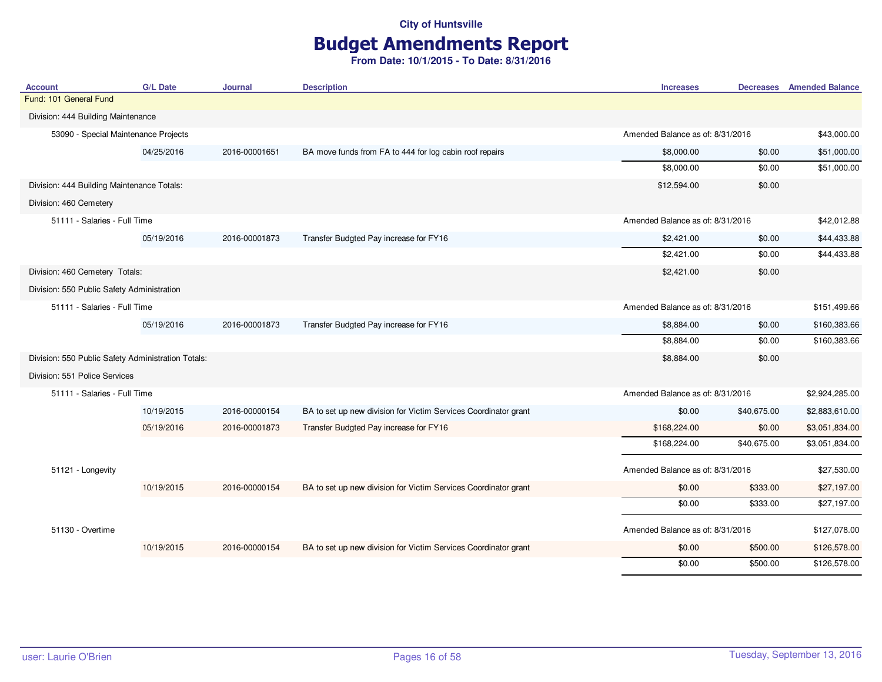City of Huntsville

# Budget Amendments Report

**From Date: 10/1/2015 - To Date: 8/31/2016**

| Account | G/L Date | Journal | Description | Increases | Decreases | Amended Balance |
|---|---|---|---|---|---|---|
| Fund: 101 General Fund | | | | | | |
| Division: 444 Building Maintenance | | | | | | |
| 53090 - Special Maintenance Projects | | | | Amended Balance as of: 8/31/2016 | | $43,000.00 |
| | 04/25/2016 | 2016-00001651 | BA move funds from FA to 444 for log cabin roof repairs | $8,000.00 | $0.00 | $51,000.00 |
| | | | | $8,000.00 | $0.00 | $51,000.00 |
| Division: 444 Building Maintenance Totals: | | | | $12,594.00 | $0.00 | |
| Division: 460 Cemetery | | | | | | |
| 51111 - Salaries - Full Time | | | | Amended Balance as of: 8/31/2016 | | $42,012.88 |
| | 05/19/2016 | 2016-00001873 | Transfer Budgted Pay increase for FY16 | $2,421.00 | $0.00 | $44,433.88 |
| | | | | $2,421.00 | $0.00 | $44,433.88 |
| Division: 460 Cemetery Totals: | | | | $2,421.00 | $0.00 | |
| Division: 550 Public Safety Administration | | | | | | |
| 51111 - Salaries - Full Time | | | | Amended Balance as of: 8/31/2016 | | $151,499.66 |
| | 05/19/2016 | 2016-00001873 | Transfer Budgted Pay increase for FY16 | $8,884.00 | $0.00 | $160,383.66 |
| | | | | $8,884.00 | $0.00 | $160,383.66 |
| Division: 550 Public Safety Administration Totals: | | | | $8,884.00 | $0.00 | |
| Division: 551 Police Services | | | | | | |
| 51111 - Salaries - Full Time | | | | Amended Balance as of: 8/31/2016 | | $2,924,285.00 |
| | 10/19/2015 | 2016-00000154 | BA to set up new division for Victim Services Coordinator grant | $0.00 | $40,675.00 | $2,883,610.00 |
| | 05/19/2016 | 2016-00001873 | Transfer Budgted Pay increase for FY16 | $168,224.00 | $0.00 | $3,051,834.00 |
| | | | | $168,224.00 | $40,675.00 | $3,051,834.00 |
| 51121 - Longevity | | | | Amended Balance as of: 8/31/2016 | | $27,530.00 |
| | 10/19/2015 | 2016-00000154 | BA to set up new division for Victim Services Coordinator grant | $0.00 | $333.00 | $27,197.00 |
| | | | | $0.00 | $333.00 | $27,197.00 |
| 51130 - Overtime | | | | Amended Balance as of: 8/31/2016 | | $127,078.00 |
| | 10/19/2015 | 2016-00000154 | BA to set up new division for Victim Services Coordinator grant | $0.00 | $500.00 | $126,578.00 |
| | | | | $0.00 | $500.00 | $126,578.00 |

user: Laurie O'Brien | Tuesday, September 13, 2016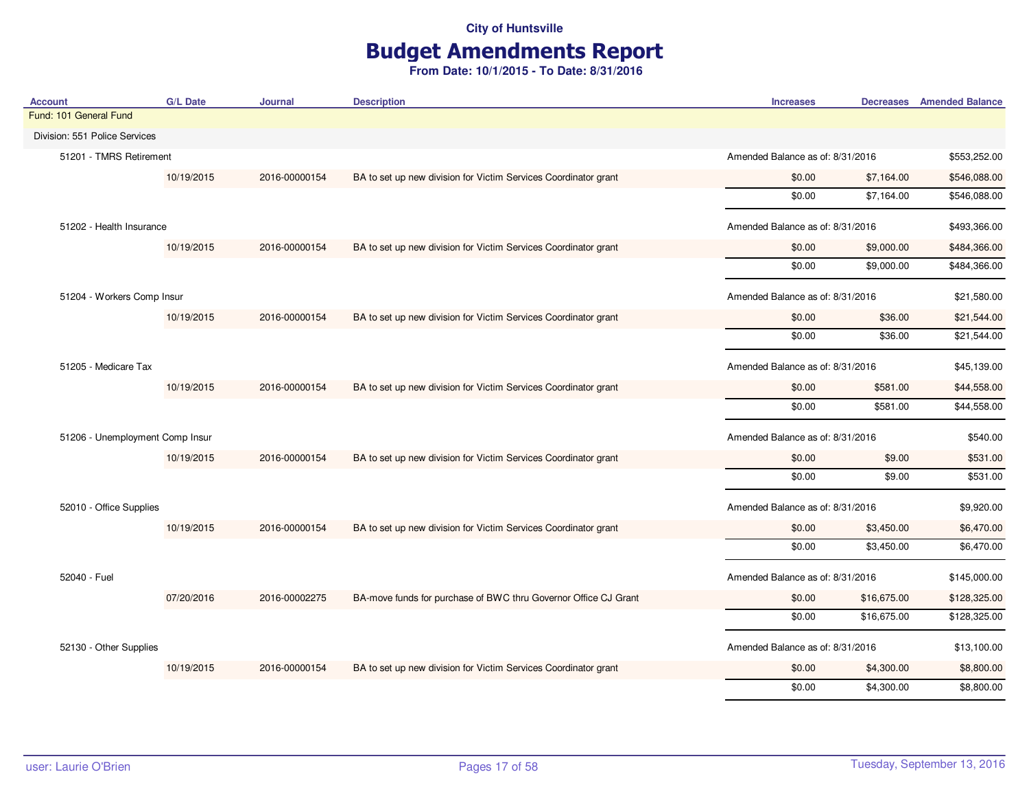City of Huntsville

# Budget Amendments Report

**From Date: 10/1/2015 - To Date: 8/31/2016**

| Account | G/L Date | Journal | Description | Increases | Decreases | Amended Balance |
|---|---|---|---|---|---|---|
| Fund: 101 General Fund | | | | | | |
| Division: 551 Police Services | | | | | | |
| 51201 - TMRS Retirement | | | | Amended Balance as of: 8/31/2016 | | $553,252.00 |
| | 10/19/2015 | 2016-00000154 | BA to set up new division for Victim Services Coordinator grant | $0.00 | $7,164.00 | $546,088.00 |
| | | | | $0.00 | $7,164.00 | $546,088.00 |
| 51202 - Health Insurance | | | | Amended Balance as of: 8/31/2016 | | $493,366.00 |
| | 10/19/2015 | 2016-00000154 | BA to set up new division for Victim Services Coordinator grant | $0.00 | $9,000.00 | $484,366.00 |
| | | | | $0.00 | $9,000.00 | $484,366.00 |
| 51204 - Workers Comp Insur | | | | Amended Balance as of: 8/31/2016 | | $21,580.00 |
| | 10/19/2015 | 2016-00000154 | BA to set up new division for Victim Services Coordinator grant | $0.00 | $36.00 | $21,544.00 |
| | | | | $0.00 | $36.00 | $21,544.00 |
| 51205 - Medicare Tax | | | | Amended Balance as of: 8/31/2016 | | $45,139.00 |
| | 10/19/2015 | 2016-00000154 | BA to set up new division for Victim Services Coordinator grant | $0.00 | $581.00 | $44,558.00 |
| | | | | $0.00 | $581.00 | $44,558.00 |
| 51206 - Unemployment Comp Insur | | | | Amended Balance as of: 8/31/2016 | | $540.00 |
| | 10/19/2015 | 2016-00000154 | BA to set up new division for Victim Services Coordinator grant | $0.00 | $9.00 | $531.00 |
| | | | | $0.00 | $9.00 | $531.00 |
| 52010 - Office Supplies | | | | Amended Balance as of: 8/31/2016 | | $9,920.00 |
| | 10/19/2015 | 2016-00000154 | BA to set up new division for Victim Services Coordinator grant | $0.00 | $3,450.00 | $6,470.00 |
| | | | | $0.00 | $3,450.00 | $6,470.00 |
| 52040 - Fuel | | | | Amended Balance as of: 8/31/2016 | | $145,000.00 |
| | 07/20/2016 | 2016-00002275 | BA-move funds for purchase of BWC thru Governor Office CJ Grant | $0.00 | $16,675.00 | $128,325.00 |
| | | | | $0.00 | $16,675.00 | $128,325.00 |
| 52130 - Other Supplies | | | | Amended Balance as of: 8/31/2016 | | $13,100.00 |
| | 10/19/2015 | 2016-00000154 | BA to set up new division for Victim Services Coordinator grant | $0.00 | $4,300.00 | $8,800.00 |
| | | | | $0.00 | $4,300.00 | $8,800.00 |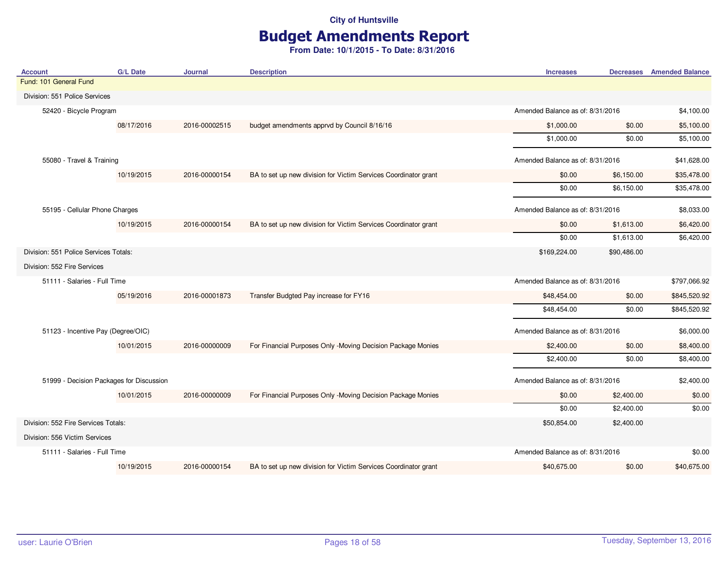**City of Huntsville**

# Budget Amendments Report

**From Date: 10/1/2015 - To Date: 8/31/2016**

| Account | G/L Date | Journal | Description | Increases | Decreases | Amended Balance |
|---|---|---|---|---|---|---|
| Fund: 101 General Fund | | | | | | |
| Division: 551 Police Services | | | | | | |
| 52420 - Bicycle Program | | | | Amended Balance as of: 8/31/2016 | | $4,100.00 |
| | 08/17/2016 | 2016-00002515 | budget amendments apprvd by Council 8/16/16 | $1,000.00 | $0.00 | $5,100.00 |
| | | | | $1,000.00 | $0.00 | $5,100.00 |
| 55080 - Travel & Training | | | | Amended Balance as of: 8/31/2016 | | $41,628.00 |
| | 10/19/2015 | 2016-00000154 | BA to set up new division for Victim Services Coordinator grant | $0.00 | $6,150.00 | $35,478.00 |
| | | | | $0.00 | $6,150.00 | $35,478.00 |
| 55195 - Cellular Phone Charges | | | | Amended Balance as of: 8/31/2016 | | $8,033.00 |
| | 10/19/2015 | 2016-00000154 | BA to set up new division for Victim Services Coordinator grant | $0.00 | $1,613.00 | $6,420.00 |
| | | | | $0.00 | $1,613.00 | $6,420.00 |
| Division: 551 Police Services Totals: | | | | $169,224.00 | $90,486.00 | |
| Division: 552 Fire Services | | | | | | |
| 51111 - Salaries - Full Time | | | | Amended Balance as of: 8/31/2016 | | $797,066.92 |
| | 05/19/2016 | 2016-00001873 | Transfer Budgted Pay increase for FY16 | $48,454.00 | $0.00 | $845,520.92 |
| | | | | $48,454.00 | $0.00 | $845,520.92 |
| 51123 - Incentive Pay (Degree/OIC) | | | | Amended Balance as of: 8/31/2016 | | $6,000.00 |
| | 10/01/2015 | 2016-00000009 | For Financial Purposes Only -Moving Decision Package Monies | $2,400.00 | $0.00 | $8,400.00 |
| | | | | $2,400.00 | $0.00 | $8,400.00 |
| 51999 - Decision Packages for Discussion | | | | Amended Balance as of: 8/31/2016 | | $2,400.00 |
| | 10/01/2015 | 2016-00000009 | For Financial Purposes Only -Moving Decision Package Monies | $0.00 | $2,400.00 | $0.00 |
| | | | | $0.00 | $2,400.00 | $0.00 |
| Division: 552 Fire Services Totals: | | | | $50,854.00 | $2,400.00 | |
| Division: 556 Victim Services | | | | | | |
| 51111 - Salaries - Full Time | | | | Amended Balance as of: 8/31/2016 | | $0.00 |
| | 10/19/2015 | 2016-00000154 | BA to set up new division for Victim Services Coordinator grant | $40,675.00 | $0.00 | $40,675.00 |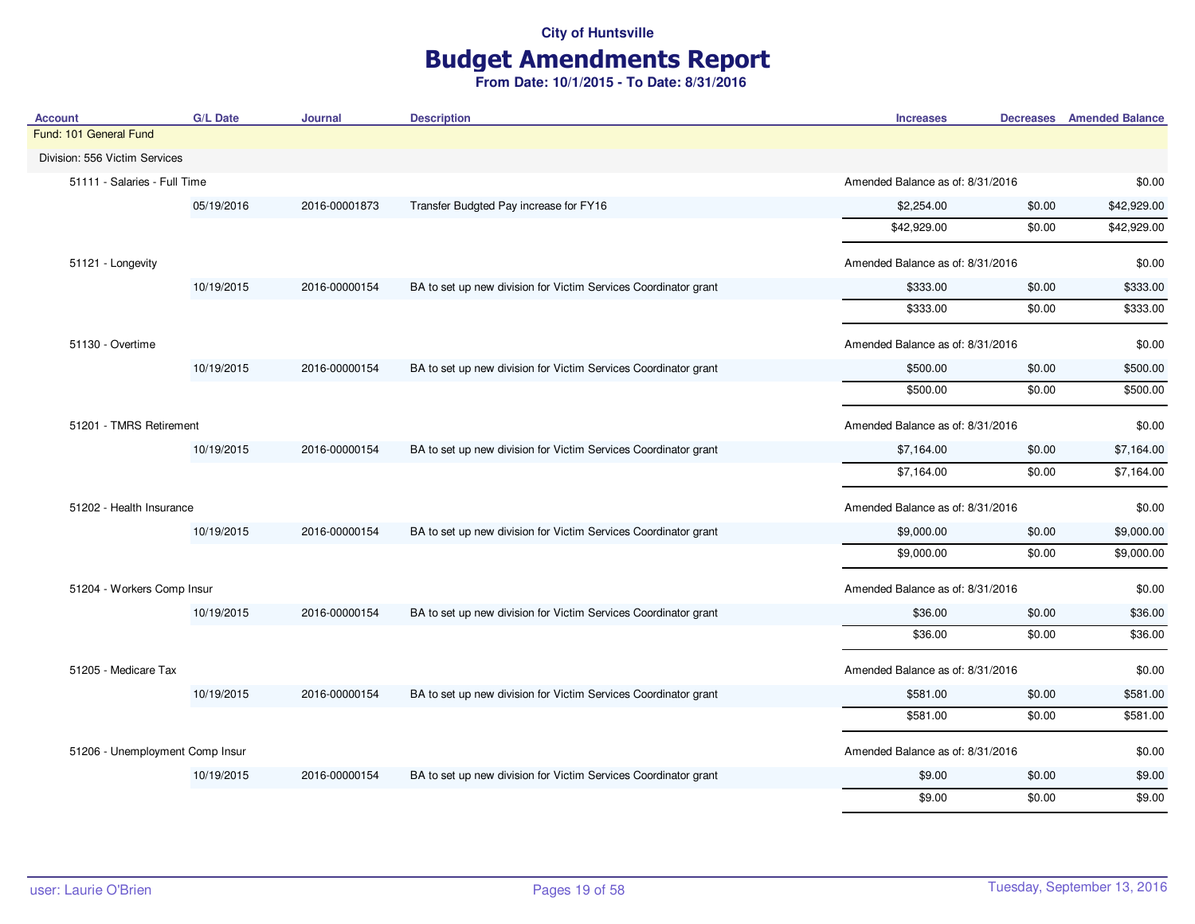**City of Huntsville**

# Budget Amendments Report

**From Date: 10/1/2015 - To Date: 8/31/2016**

| Account | G/L Date | Journal | Description | Increases | Decreases | Amended Balance |
|---|---|---|---|---|---|---|
| Fund: 101 General Fund | | | | | | |
| Division: 556 Victim Services | | | | | | |
| 51111 - Salaries - Full Time | | | | Amended Balance as of: 8/31/2016 | | $0.00 |
| | 05/19/2016 | 2016-00001873 | Transfer Budgted Pay increase for FY16 | $2,254.00 | $0.00 | $42,929.00 |
| | | | | $42,929.00 | $0.00 | $42,929.00 |
| 51121 - Longevity | | | | Amended Balance as of: 8/31/2016 | | $0.00 |
| | 10/19/2015 | 2016-00000154 | BA to set up new division for Victim Services Coordinator grant | $333.00 | $0.00 | $333.00 |
| | | | | $333.00 | $0.00 | $333.00 |
| 51130 - Overtime | | | | Amended Balance as of: 8/31/2016 | | $0.00 |
| | 10/19/2015 | 2016-00000154 | BA to set up new division for Victim Services Coordinator grant | $500.00 | $0.00 | $500.00 |
| | | | | $500.00 | $0.00 | $500.00 |
| 51201 - TMRS Retirement | | | | Amended Balance as of: 8/31/2016 | | $0.00 |
| | 10/19/2015 | 2016-00000154 | BA to set up new division for Victim Services Coordinator grant | $7,164.00 | $0.00 | $7,164.00 |
| | | | | $7,164.00 | $0.00 | $7,164.00 |
| 51202 - Health Insurance | | | | Amended Balance as of: 8/31/2016 | | $0.00 |
| | 10/19/2015 | 2016-00000154 | BA to set up new division for Victim Services Coordinator grant | $9,000.00 | $0.00 | $9,000.00 |
| | | | | $9,000.00 | $0.00 | $9,000.00 |
| 51204 - Workers Comp Insur | | | | Amended Balance as of: 8/31/2016 | | $0.00 |
| | 10/19/2015 | 2016-00000154 | BA to set up new division for Victim Services Coordinator grant | $36.00 | $0.00 | $36.00 |
| | | | | $36.00 | $0.00 | $36.00 |
| 51205 - Medicare Tax | | | | Amended Balance as of: 8/31/2016 | | $0.00 |
| | 10/19/2015 | 2016-00000154 | BA to set up new division for Victim Services Coordinator grant | $581.00 | $0.00 | $581.00 |
| | | | | $581.00 | $0.00 | $581.00 |
| 51206 - Unemployment Comp Insur | | | | Amended Balance as of: 8/31/2016 | | $0.00 |
| | 10/19/2015 | 2016-00000154 | BA to set up new division for Victim Services Coordinator grant | $9.00 | $0.00 | $9.00 |
| | | | | $9.00 | $0.00 | $9.00 |

user: Laurie O'Brien

Tuesday, September 13, 2016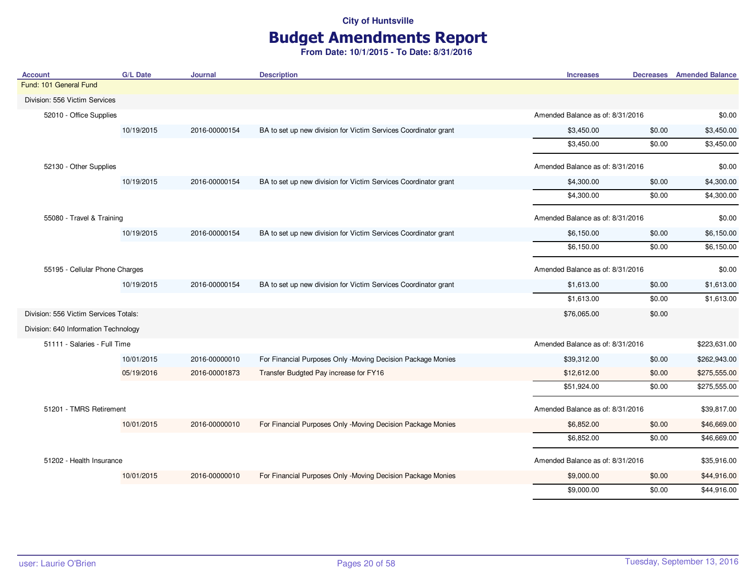City of Huntsville

# Budget Amendments Report

**From Date: 10/1/2015 - To Date: 8/31/2016**

| Account | G/L Date | Journal | Description | Increases | Decreases | Amended Balance |
|---|---|---|---|---|---|---|
| Fund: 101 General Fund | | | | | | |
| Division: 556 Victim Services | | | | | | |
| 52010 - Office Supplies | | | | Amended Balance as of: 8/31/2016 | | $0.00 |
| | 10/19/2015 | 2016-00000154 | BA to set up new division for Victim Services Coordinator grant | $3,450.00 | $0.00 | $3,450.00 |
| | | | | $3,450.00 | $0.00 | $3,450.00 |
| 52130 - Other Supplies | | | | Amended Balance as of: 8/31/2016 | | $0.00 |
| | 10/19/2015 | 2016-00000154 | BA to set up new division for Victim Services Coordinator grant | $4,300.00 | $0.00 | $4,300.00 |
| | | | | $4,300.00 | $0.00 | $4,300.00 |
| 55080 - Travel & Training | | | | Amended Balance as of: 8/31/2016 | | $0.00 |
| | 10/19/2015 | 2016-00000154 | BA to set up new division for Victim Services Coordinator grant | $6,150.00 | $0.00 | $6,150.00 |
| | | | | $6,150.00 | $0.00 | $6,150.00 |
| 55195 - Cellular Phone Charges | | | | Amended Balance as of: 8/31/2016 | | $0.00 |
| | 10/19/2015 | 2016-00000154 | BA to set up new division for Victim Services Coordinator grant | $1,613.00 | $0.00 | $1,613.00 |
| | | | | $1,613.00 | $0.00 | $1,613.00 |
| Division: 556 Victim Services Totals: | | | | $76,065.00 | $0.00 | |
| Division: 640 Information Technology | | | | | | |
| 51111 - Salaries - Full Time | | | | Amended Balance as of: 8/31/2016 | | $223,631.00 |
| | 10/01/2015 | 2016-00000010 | For Financial Purposes Only -Moving Decision Package Monies | $39,312.00 | $0.00 | $262,943.00 |
| | 05/19/2016 | 2016-00001873 | Transfer Budgted Pay increase for FY16 | $12,612.00 | $0.00 | $275,555.00 |
| | | | | $51,924.00 | $0.00 | $275,555.00 |
| 51201 - TMRS Retirement | | | | Amended Balance as of: 8/31/2016 | | $39,817.00 |
| | 10/01/2015 | 2016-00000010 | For Financial Purposes Only -Moving Decision Package Monies | $6,852.00 | $0.00 | $46,669.00 |
| | | | | $6,852.00 | $0.00 | $46,669.00 |
| 51202 - Health Insurance | | | | Amended Balance as of: 8/31/2016 | | $35,916.00 |
| | 10/01/2015 | 2016-00000010 | For Financial Purposes Only -Moving Decision Package Monies | $9,000.00 | $0.00 | $44,916.00 |
| | | | | $9,000.00 | $0.00 | $44,916.00 |

user: Laurie O'Brien

Tuesday, September 13, 2016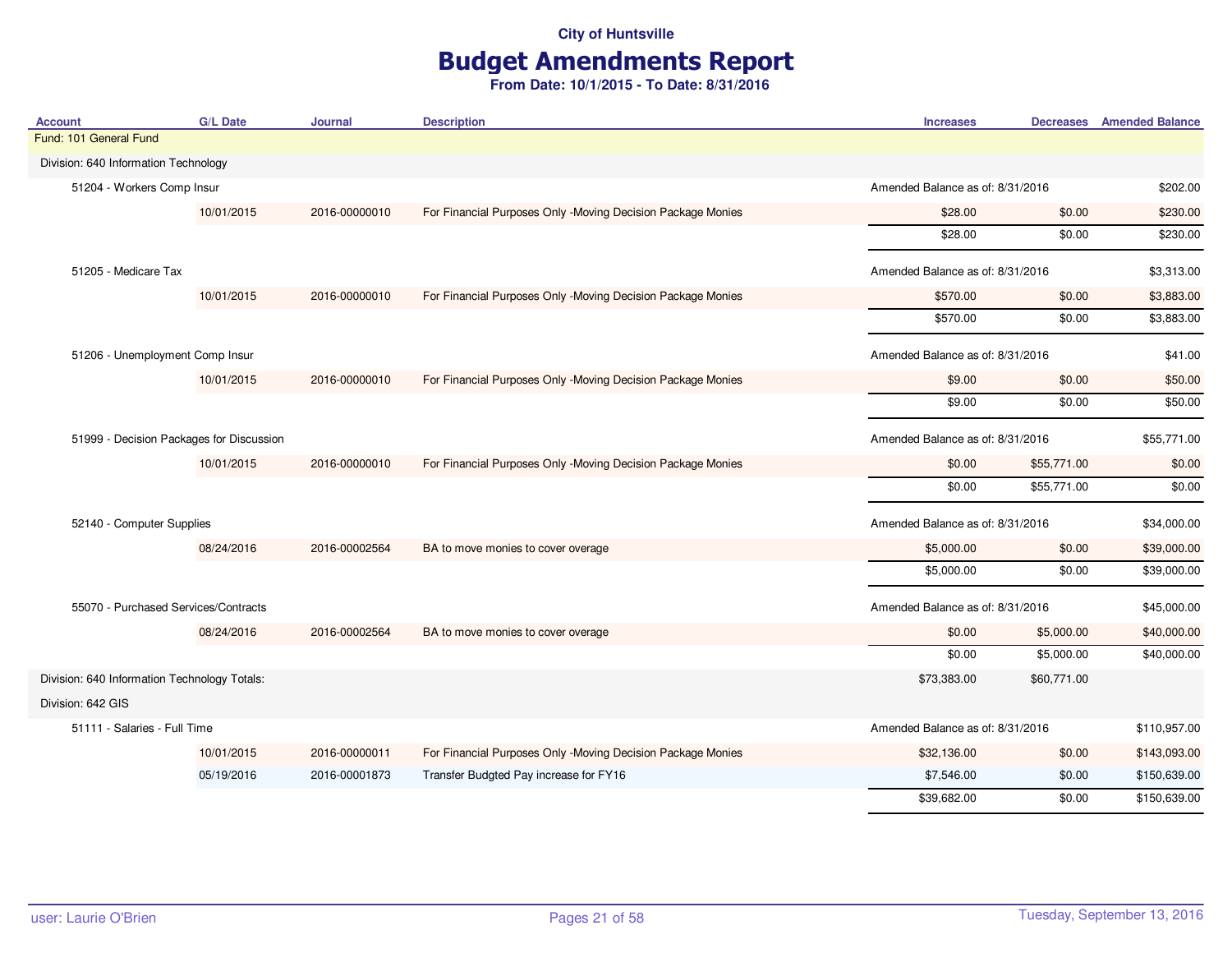City of Huntsville

# Budget Amendments Report

**From Date: 10/1/2015 - To Date: 8/31/2016**

| Account | G/L Date | Journal | Description | Increases | Decreases | Amended Balance |
|---|---|---|---|---|---|---|
| Fund: 101 General Fund | | | | | | |
| Division: 640 Information Technology | | | | | | |
| 51204 - Workers Comp Insur | | | | Amended Balance as of: 8/31/2016 | | $202.00 |
| | 10/01/2015 | 2016-00000010 | For Financial Purposes Only -Moving Decision Package Monies | $28.00 | $0.00 | $230.00 |
| | | | | $28.00 | $0.00 | $230.00 |
| 51205 - Medicare Tax | | | | Amended Balance as of: 8/31/2016 | | $3,313.00 |
| | 10/01/2015 | 2016-00000010 | For Financial Purposes Only -Moving Decision Package Monies | $570.00 | $0.00 | $3,883.00 |
| | | | | $570.00 | $0.00 | $3,883.00 |
| 51206 - Unemployment Comp Insur | | | | Amended Balance as of: 8/31/2016 | | $41.00 |
| | 10/01/2015 | 2016-00000010 | For Financial Purposes Only -Moving Decision Package Monies | $9.00 | $0.00 | $50.00 |
| | | | | $9.00 | $0.00 | $50.00 |
| 51999 - Decision Packages for Discussion | | | | Amended Balance as of: 8/31/2016 | | $55,771.00 |
| | 10/01/2015 | 2016-00000010 | For Financial Purposes Only -Moving Decision Package Monies | $0.00 | $55,771.00 | $0.00 |
| | | | | $0.00 | $55,771.00 | $0.00 |
| 52140 - Computer Supplies | | | | Amended Balance as of: 8/31/2016 | | $34,000.00 |
| | 08/24/2016 | 2016-00002564 | BA to move monies to cover overage | $5,000.00 | $0.00 | $39,000.00 |
| | | | | $5,000.00 | $0.00 | $39,000.00 |
| 55070 - Purchased Services/Contracts | | | | Amended Balance as of: 8/31/2016 | | $45,000.00 |
| | 08/24/2016 | 2016-00002564 | BA to move monies to cover overage | $0.00 | $5,000.00 | $40,000.00 |
| | | | | $0.00 | $5,000.00 | $40,000.00 |
| Division: 640 Information Technology Totals: | | | | $73,383.00 | $60,771.00 | |
| Division: 642 GIS | | | | | | |
| 51111 - Salaries - Full Time | | | | Amended Balance as of: 8/31/2016 | | $110,957.00 |
| | 10/01/2015 | 2016-00000011 | For Financial Purposes Only -Moving Decision Package Monies | $32,136.00 | $0.00 | $143,093.00 |
| | 05/19/2016 | 2016-00001873 | Transfer Budgted Pay increase for FY16 | $7,546.00 | $0.00 | $150,639.00 |
| | | | | $39,682.00 | $0.00 | $150,639.00 |

user: Laurie O'Brien

Tuesday, September 13, 2016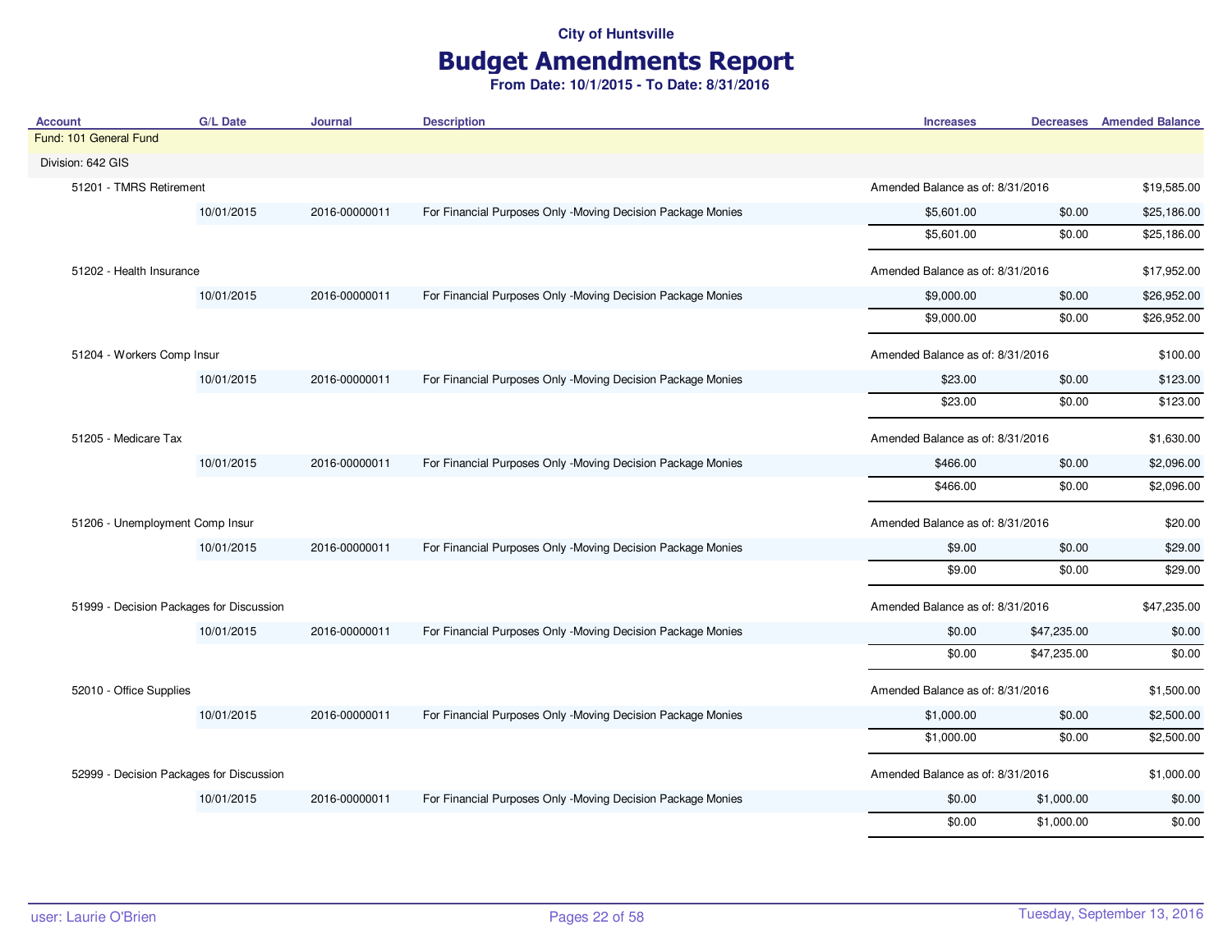City of Huntsville

# Budget Amendments Report

**From Date: 10/1/2015 - To Date: 8/31/2016**

| Account | G/L Date | Journal | Description | Increases | Decreases | Amended Balance |
|---|---|---|---|---|---|---|
| Fund: 101 General Fund | | | | | | |
| Division: 642 GIS | | | | | | |
| 51201 - TMRS Retirement | | | | Amended Balance as of: 8/31/2016 | | $19,585.00 |
| | 10/01/2015 | 2016-00000011 | For Financial Purposes Only -Moving Decision Package Monies | $5,601.00 | $0.00 | $25,186.00 |
| | | | | $5,601.00 | $0.00 | $25,186.00 |
| 51202 - Health Insurance | | | | Amended Balance as of: 8/31/2016 | | $17,952.00 |
| | 10/01/2015 | 2016-00000011 | For Financial Purposes Only -Moving Decision Package Monies | $9,000.00 | $0.00 | $26,952.00 |
| | | | | $9,000.00 | $0.00 | $26,952.00 |
| 51204 - Workers Comp Insur | | | | Amended Balance as of: 8/31/2016 | | $100.00 |
| | 10/01/2015 | 2016-00000011 | For Financial Purposes Only -Moving Decision Package Monies | $23.00 | $0.00 | $123.00 |
| | | | | $23.00 | $0.00 | $123.00 |
| 51205 - Medicare Tax | | | | Amended Balance as of: 8/31/2016 | | $1,630.00 |
| | 10/01/2015 | 2016-00000011 | For Financial Purposes Only -Moving Decision Package Monies | $466.00 | $0.00 | $2,096.00 |
| | | | | $466.00 | $0.00 | $2,096.00 |
| 51206 - Unemployment Comp Insur | | | | Amended Balance as of: 8/31/2016 | | $20.00 |
| | 10/01/2015 | 2016-00000011 | For Financial Purposes Only -Moving Decision Package Monies | $9.00 | $0.00 | $29.00 |
| | | | | $9.00 | $0.00 | $29.00 |
| 51999 - Decision Packages for Discussion | | | | Amended Balance as of: 8/31/2016 | | $47,235.00 |
| | 10/01/2015 | 2016-00000011 | For Financial Purposes Only -Moving Decision Package Monies | $0.00 | $47,235.00 | $0.00 |
| | | | | $0.00 | $47,235.00 | $0.00 |
| 52010 - Office Supplies | | | | Amended Balance as of: 8/31/2016 | | $1,500.00 |
| | 10/01/2015 | 2016-00000011 | For Financial Purposes Only -Moving Decision Package Monies | $1,000.00 | $0.00 | $2,500.00 |
| | | | | $1,000.00 | $0.00 | $2,500.00 |
| 52999 - Decision Packages for Discussion | | | | Amended Balance as of: 8/31/2016 | | $1,000.00 |
| | 10/01/2015 | 2016-00000011 | For Financial Purposes Only -Moving Decision Package Monies | $0.00 | $1,000.00 | $0.00 |
| | | | | $0.00 | $1,000.00 | $0.00 |

user: Laurie O'Brien

Tuesday, September 13, 2016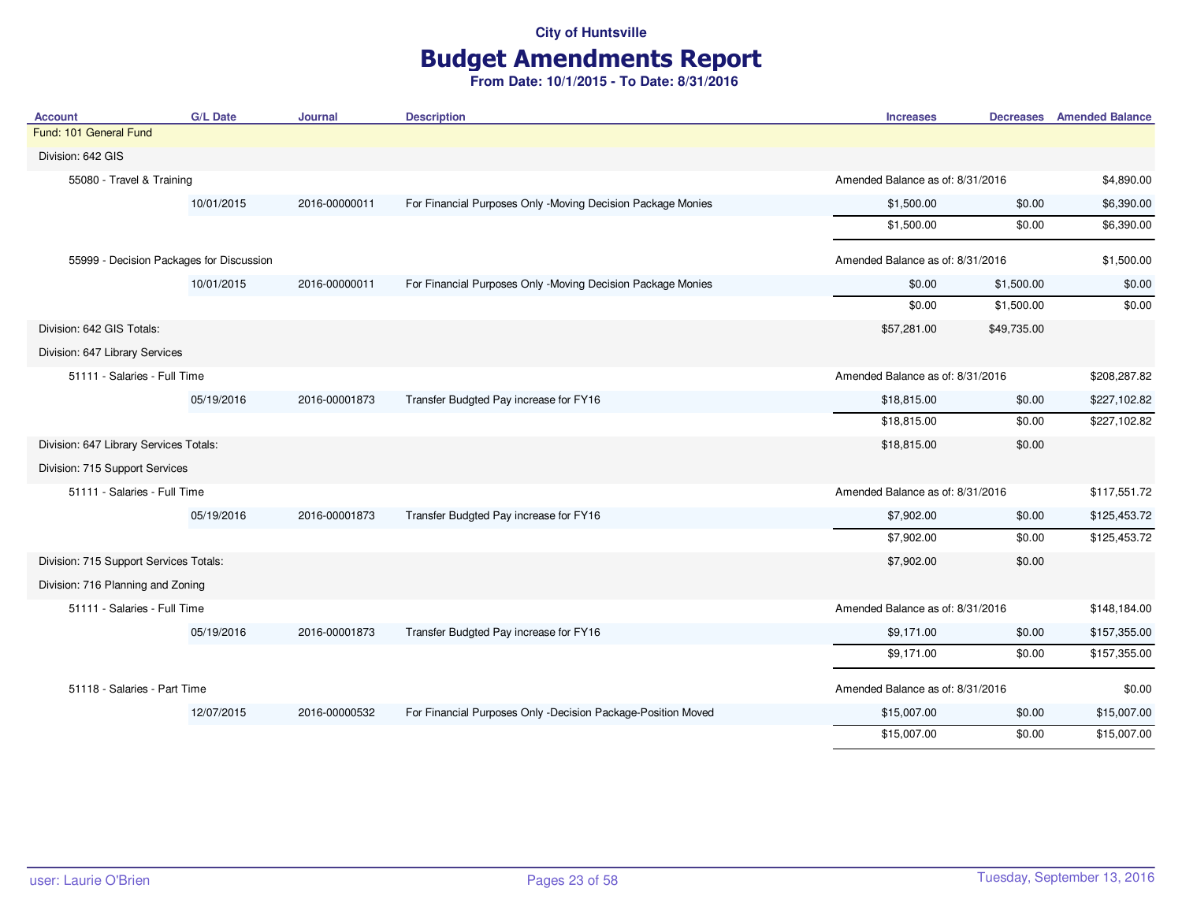City of Huntsville

# Budget Amendments Report

**From Date: 10/1/2015 - To Date: 8/31/2016**

| Account | G/L Date | Journal | Description | Increases | Decreases | Amended Balance |
|---|---|---|---|---|---|---|
| Fund: 101 General Fund | | | | | | |
| Division: 642 GIS | | | | | | |
| 55080 - Travel & Training | | | | Amended Balance as of: 8/31/2016 | | $4,890.00 |
| | 10/01/2015 | 2016-00000011 | For Financial Purposes Only -Moving Decision Package Monies | $1,500.00 | $0.00 | $6,390.00 |
| | | | | $1,500.00 | $0.00 | $6,390.00 |
| 55999 - Decision Packages for Discussion | | | | Amended Balance as of: 8/31/2016 | | $1,500.00 |
| | 10/01/2015 | 2016-00000011 | For Financial Purposes Only -Moving Decision Package Monies | $0.00 | $1,500.00 | $0.00 |
| | | | | $0.00 | $1,500.00 | $0.00 |
| Division: 642 GIS Totals: | | | | $57,281.00 | $49,735.00 | |
| Division: 647 Library Services | | | | | | |
| 51111 - Salaries - Full Time | | | | Amended Balance as of: 8/31/2016 | | $208,287.82 |
| | 05/19/2016 | 2016-00001873 | Transfer Budgted Pay increase for FY16 | $18,815.00 | $0.00 | $227,102.82 |
| | | | | $18,815.00 | $0.00 | $227,102.82 |
| Division: 647 Library Services Totals: | | | | $18,815.00 | $0.00 | |
| Division: 715 Support Services | | | | | | |
| 51111 - Salaries - Full Time | | | | Amended Balance as of: 8/31/2016 | | $117,551.72 |
| | 05/19/2016 | 2016-00001873 | Transfer Budgted Pay increase for FY16 | $7,902.00 | $0.00 | $125,453.72 |
| | | | | $7,902.00 | $0.00 | $125,453.72 |
| Division: 715 Support Services Totals: | | | | $7,902.00 | $0.00 | |
| Division: 716 Planning and Zoning | | | | | | |
| 51111 - Salaries - Full Time | | | | Amended Balance as of: 8/31/2016 | | $148,184.00 |
| | 05/19/2016 | 2016-00001873 | Transfer Budgted Pay increase for FY16 | $9,171.00 | $0.00 | $157,355.00 |
| | | | | $9,171.00 | $0.00 | $157,355.00 |
| 51118 - Salaries - Part Time | | | | Amended Balance as of: 8/31/2016 | | $0.00 |
| | 12/07/2015 | 2016-00000532 | For Financial Purposes Only -Decision Package-Position Moved | $15,007.00 | $0.00 | $15,007.00 |
| | | | | $15,007.00 | $0.00 | $15,007.00 |

user: Laurie O'Brien

Tuesday, September 13, 2016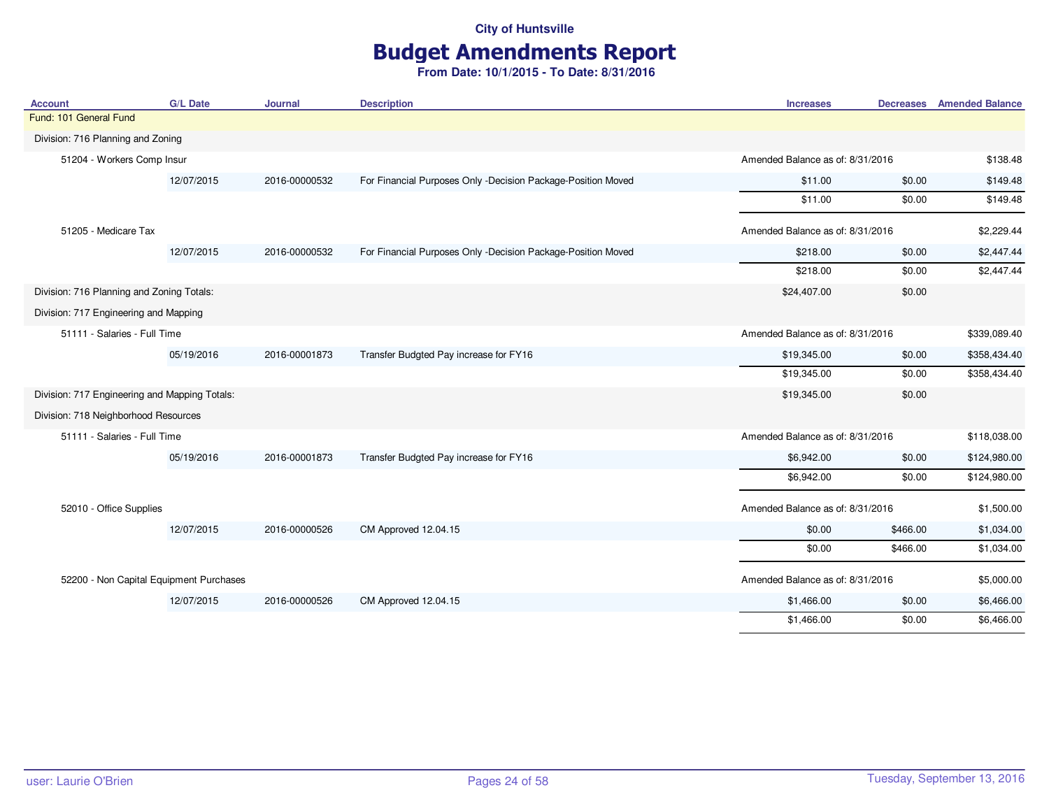City of Huntsville

# Budget Amendments Report

**From Date: 10/1/2015 - To Date: 8/31/2016**

| Account | G/L Date | Journal | Description | Increases | Decreases | Amended Balance |
|---|---|---|---|---|---|---|
| Fund: 101 General Fund | | | | | | |
| Division: 716 Planning and Zoning | | | | | | |
| 51204 - Workers Comp Insur | | | | Amended Balance as of: 8/31/2016 | | $138.48 |
| | 12/07/2015 | 2016-00000532 | For Financial Purposes Only -Decision Package-Position Moved | $11.00 | $0.00 | $149.48 |
| | | | | $11.00 | $0.00 | $149.48 |
| 51205 - Medicare Tax | | | | Amended Balance as of: 8/31/2016 | | $2,229.44 |
| | 12/07/2015 | 2016-00000532 | For Financial Purposes Only -Decision Package-Position Moved | $218.00 | $0.00 | $2,447.44 |
| | | | | $218.00 | $0.00 | $2,447.44 |
| Division: 716 Planning and Zoning Totals: | | | | $24,407.00 | $0.00 | |
| Division: 717 Engineering and Mapping | | | | | | |
| 51111 - Salaries - Full Time | | | | Amended Balance as of: 8/31/2016 | | $339,089.40 |
| | 05/19/2016 | 2016-00001873 | Transfer Budgted Pay increase for FY16 | $19,345.00 | $0.00 | $358,434.40 |
| | | | | $19,345.00 | $0.00 | $358,434.40 |
| Division: 717 Engineering and Mapping Totals: | | | | $19,345.00 | $0.00 | |
| Division: 718 Neighborhood Resources | | | | | | |
| 51111 - Salaries - Full Time | | | | Amended Balance as of: 8/31/2016 | | $118,038.00 |
| | 05/19/2016 | 2016-00001873 | Transfer Budgted Pay increase for FY16 | $6,942.00 | $0.00 | $124,980.00 |
| | | | | $6,942.00 | $0.00 | $124,980.00 |
| 52010 - Office Supplies | | | | Amended Balance as of: 8/31/2016 | | $1,500.00 |
| | 12/07/2015 | 2016-00000526 | CM Approved 12.04.15 | $0.00 | $466.00 | $1,034.00 |
| | | | | $0.00 | $466.00 | $1,034.00 |
| 52200 - Non Capital Equipment Purchases | | | | Amended Balance as of: 8/31/2016 | | $5,000.00 |
| | 12/07/2015 | 2016-00000526 | CM Approved 12.04.15 | $1,466.00 | $0.00 | $6,466.00 |
| | | | | $1,466.00 | $0.00 | $6,466.00 |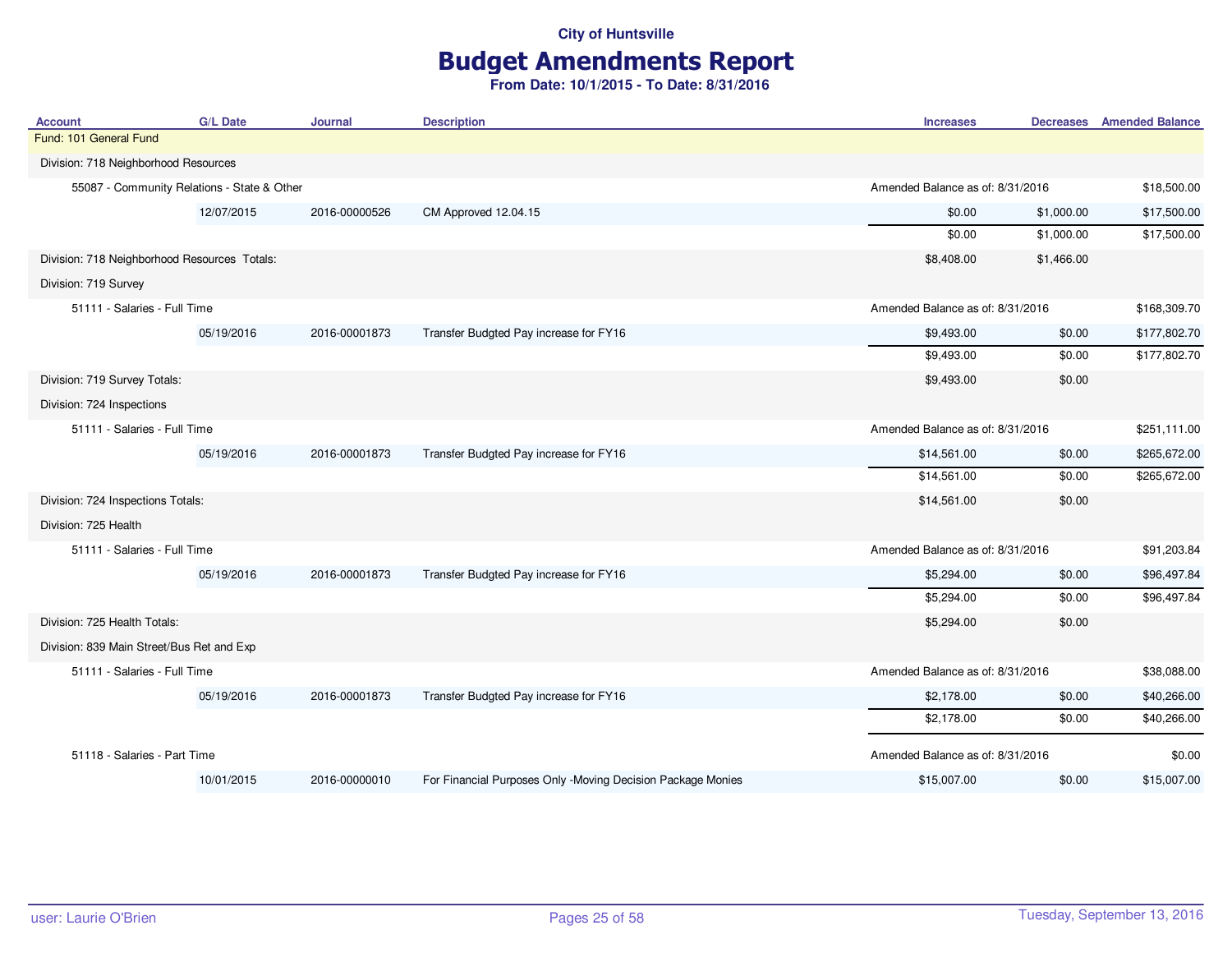City of Huntsville

# Budget Amendments Report

**From Date: 10/1/2015 - To Date: 8/31/2016**

| Account | G/L Date | Journal | Description | Increases | Decreases | Amended Balance |
|---|---|---|---|---|---|---|
| Fund: 101 General Fund | | | | | | |
| Division: 718 Neighborhood Resources | | | | | | |
| 55087 - Community Relations - State & Other | | | | Amended Balance as of: 8/31/2016 | | $18,500.00 |
| | 12/07/2015 | 2016-00000526 | CM Approved 12.04.15 | $0.00 | $1,000.00 | $17,500.00 |
| | | | | $0.00 | $1,000.00 | $17,500.00 |
| Division: 718 Neighborhood Resources Totals: | | | | $8,408.00 | $1,466.00 | |
| Division: 719 Survey | | | | | | |
| 51111 - Salaries - Full Time | | | | Amended Balance as of: 8/31/2016 | | $168,309.70 |
| | 05/19/2016 | 2016-00001873 | Transfer Budgted Pay increase for FY16 | $9,493.00 | $0.00 | $177,802.70 |
| | | | | $9,493.00 | $0.00 | $177,802.70 |
| Division: 719 Survey Totals: | | | | $9,493.00 | $0.00 | |
| Division: 724 Inspections | | | | | | |
| 51111 - Salaries - Full Time | | | | Amended Balance as of: 8/31/2016 | | $251,111.00 |
| | 05/19/2016 | 2016-00001873 | Transfer Budgted Pay increase for FY16 | $14,561.00 | $0.00 | $265,672.00 |
| | | | | $14,561.00 | $0.00 | $265,672.00 |
| Division: 724 Inspections Totals: | | | | $14,561.00 | $0.00 | |
| Division: 725 Health | | | | | | |
| 51111 - Salaries - Full Time | | | | Amended Balance as of: 8/31/2016 | | $91,203.84 |
| | 05/19/2016 | 2016-00001873 | Transfer Budgted Pay increase for FY16 | $5,294.00 | $0.00 | $96,497.84 |
| | | | | $5,294.00 | $0.00 | $96,497.84 |
| Division: 725 Health Totals: | | | | $5,294.00 | $0.00 | |
| Division: 839 Main Street/Bus Ret and Exp | | | | | | |
| 51111 - Salaries - Full Time | | | | Amended Balance as of: 8/31/2016 | | $38,088.00 |
| | 05/19/2016 | 2016-00001873 | Transfer Budgted Pay increase for FY16 | $2,178.00 | $0.00 | $40,266.00 |
| | | | | $2,178.00 | $0.00 | $40,266.00 |
| 51118 - Salaries - Part Time | | | | Amended Balance as of: 8/31/2016 | | $0.00 |
| | 10/01/2015 | 2016-00000010 | For Financial Purposes Only -Moving Decision Package Monies | $15,007.00 | $0.00 | $15,007.00 |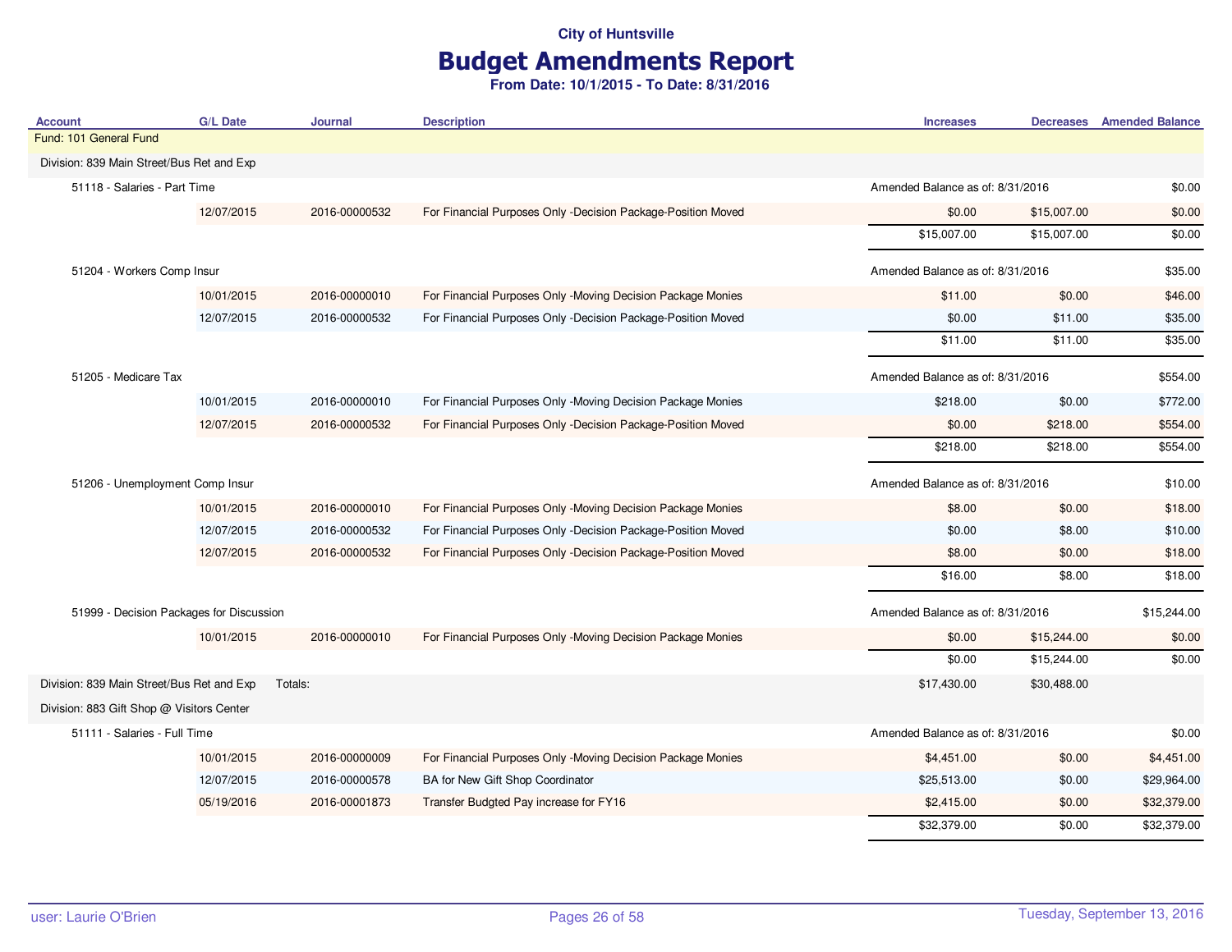# City of Huntsville

# Budget Amendments Report

**From Date: 10/1/2015 - To Date: 8/31/2016**

| Account | G/L Date | Journal | Description | Increases | Decreases | Amended Balance |
|---|---|---|---|---|---|---|
| Fund: 101 General Fund | | | | | | |
| Division: 839 Main Street/Bus Ret and Exp | | | | | | |
| 51118 - Salaries - Part Time | | | | Amended Balance as of: 8/31/2016 | | $0.00 |
| | 12/07/2015 | 2016-00000532 | For Financial Purposes Only -Decision Package-Position Moved | $0.00 | $15,007.00 | $0.00 |
| | | | | $15,007.00 | $15,007.00 | $0.00 |
| 51204 - Workers Comp Insur | | | | Amended Balance as of: 8/31/2016 | | $35.00 |
| | 10/01/2015 | 2016-00000010 | For Financial Purposes Only -Moving Decision Package Monies | $11.00 | $0.00 | $46.00 |
| | 12/07/2015 | 2016-00000532 | For Financial Purposes Only -Decision Package-Position Moved | $0.00 | $11.00 | $35.00 |
| | | | | $11.00 | $11.00 | $35.00 |
| 51205 - Medicare Tax | | | | Amended Balance as of: 8/31/2016 | | $554.00 |
| | 10/01/2015 | 2016-00000010 | For Financial Purposes Only -Moving Decision Package Monies | $218.00 | $0.00 | $772.00 |
| | 12/07/2015 | 2016-00000532 | For Financial Purposes Only -Decision Package-Position Moved | $0.00 | $218.00 | $554.00 |
| | | | | $218.00 | $218.00 | $554.00 |
| 51206 - Unemployment Comp Insur | | | | Amended Balance as of: 8/31/2016 | | $10.00 |
| | 10/01/2015 | 2016-00000010 | For Financial Purposes Only -Moving Decision Package Monies | $8.00 | $0.00 | $18.00 |
| | 12/07/2015 | 2016-00000532 | For Financial Purposes Only -Decision Package-Position Moved | $0.00 | $8.00 | $10.00 |
| | 12/07/2015 | 2016-00000532 | For Financial Purposes Only -Decision Package-Position Moved | $8.00 | $0.00 | $18.00 |
| | | | | $16.00 | $8.00 | $18.00 |
| 51999 - Decision Packages for Discussion | | | | Amended Balance as of: 8/31/2016 | | $15,244.00 |
| | 10/01/2015 | 2016-00000010 | For Financial Purposes Only -Moving Decision Package Monies | $0.00 | $15,244.00 | $0.00 |
| | | | | $0.00 | $15,244.00 | $0.00 |
| Division: 839 Main Street/Bus Ret and Exp | Totals: | | | $17,430.00 | $30,488.00 | |
| Division: 883 Gift Shop @ Visitors Center | | | | | | |
| 51111 - Salaries - Full Time | | | | Amended Balance as of: 8/31/2016 | | $0.00 |
| | 10/01/2015 | 2016-00000009 | For Financial Purposes Only -Moving Decision Package Monies | $4,451.00 | $0.00 | $4,451.00 |
| | 12/07/2015 | 2016-00000578 | BA for New Gift Shop Coordinator | $25,513.00 | $0.00 | $29,964.00 |
| | 05/19/2016 | 2016-00001873 | Transfer Budgted Pay increase for FY16 | $2,415.00 | $0.00 | $32,379.00 |
| | | | | $32,379.00 | $0.00 | $32,379.00 |

user: Laurie O'Brien — Tuesday, September 13, 2016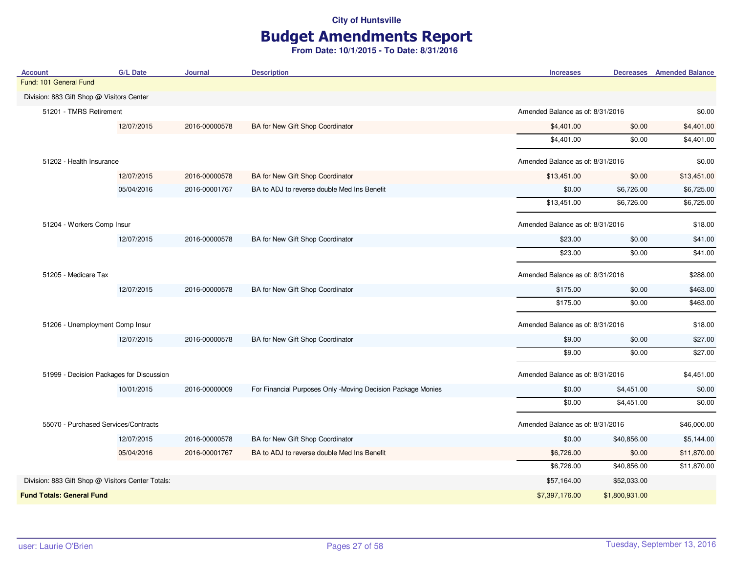City of Huntsville

# Budget Amendments Report

**From Date: 10/1/2015 - To Date: 8/31/2016**

| Account | G/L Date | Journal | Description | Increases | Decreases | Amended Balance |
|---|---|---|---|---|---|---|
| Fund: 101 General Fund | | | | | | |
| Division: 883 Gift Shop @ Visitors Center | | | | | | |
| 51201 - TMRS Retirement | | | | Amended Balance as of: 8/31/2016 | | $0.00 |
| | 12/07/2015 | 2016-00000578 | BA for New Gift Shop Coordinator | $4,401.00 | $0.00 | $4,401.00 |
| | | | | $4,401.00 | $0.00 | $4,401.00 |
| 51202 - Health Insurance | | | | Amended Balance as of: 8/31/2016 | | $0.00 |
| | 12/07/2015 | 2016-00000578 | BA for New Gift Shop Coordinator | $13,451.00 | $0.00 | $13,451.00 |
| | 05/04/2016 | 2016-00001767 | BA to ADJ to reverse double Med Ins Benefit | $0.00 | $6,726.00 | $6,725.00 |
| | | | | $13,451.00 | $6,726.00 | $6,725.00 |
| 51204 - Workers Comp Insur | | | | Amended Balance as of: 8/31/2016 | | $18.00 |
| | 12/07/2015 | 2016-00000578 | BA for New Gift Shop Coordinator | $23.00 | $0.00 | $41.00 |
| | | | | $23.00 | $0.00 | $41.00 |
| 51205 - Medicare Tax | | | | Amended Balance as of: 8/31/2016 | | $288.00 |
| | 12/07/2015 | 2016-00000578 | BA for New Gift Shop Coordinator | $175.00 | $0.00 | $463.00 |
| | | | | $175.00 | $0.00 | $463.00 |
| 51206 - Unemployment Comp Insur | | | | Amended Balance as of: 8/31/2016 | | $18.00 |
| | 12/07/2015 | 2016-00000578 | BA for New Gift Shop Coordinator | $9.00 | $0.00 | $27.00 |
| | | | | $9.00 | $0.00 | $27.00 |
| 51999 - Decision Packages for Discussion | | | | Amended Balance as of: 8/31/2016 | | $4,451.00 |
| | 10/01/2015 | 2016-00000009 | For Financial Purposes Only -Moving Decision Package Monies | $0.00 | $4,451.00 | $0.00 |
| | | | | $0.00 | $4,451.00 | $0.00 |
| 55070 - Purchased Services/Contracts | | | | Amended Balance as of: 8/31/2016 | | $46,000.00 |
| | 12/07/2015 | 2016-00000578 | BA for New Gift Shop Coordinator | $0.00 | $40,856.00 | $5,144.00 |
| | 05/04/2016 | 2016-00001767 | BA to ADJ to reverse double Med Ins Benefit | $6,726.00 | $0.00 | $11,870.00 |
| | | | | $6,726.00 | $40,856.00 | $11,870.00 |
| Division: 883 Gift Shop @ Visitors Center Totals: | | | | $57,164.00 | $52,033.00 | |
| **Fund Totals: General Fund** | | | | $7,397,176.00 | $1,800,931.00 | |

user: Laurie O'Brien

Tuesday, September 13, 2016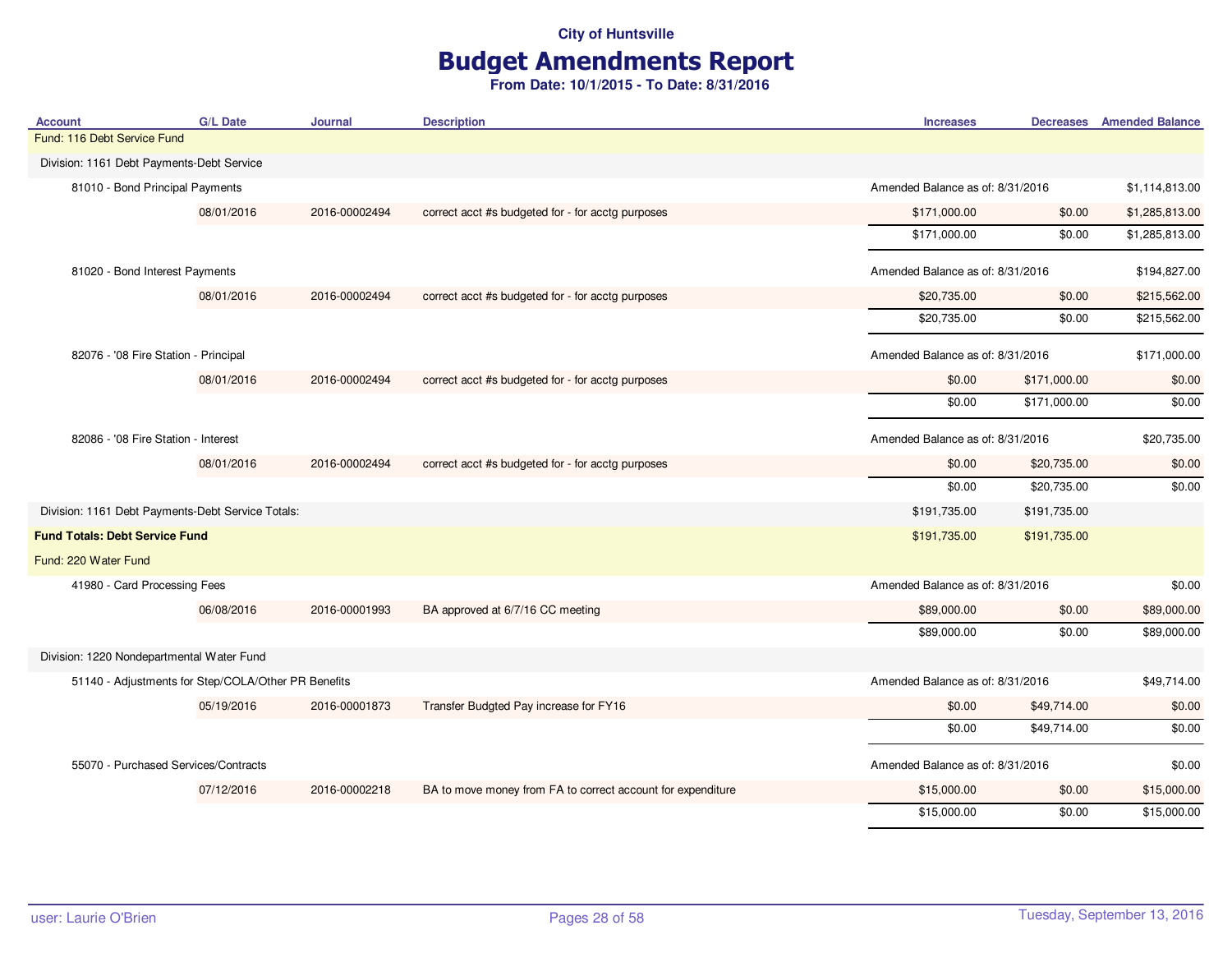City of Huntsville

# Budget Amendments Report

**From Date: 10/1/2015 - To Date: 8/31/2016**

| Account | G/L Date | Journal | Description | Increases | Decreases | Amended Balance |
|---|---|---|---|---|---|---|
| Fund: 116 Debt Service Fund | | | | | | |
| Division: 1161 Debt Payments-Debt Service | | | | | | |
| 81010 - Bond Principal Payments | | | | Amended Balance as of: 8/31/2016 | | $1,114,813.00 |
| | 08/01/2016 | 2016-00002494 | correct acct #s budgeted for - for acctg purposes | $171,000.00 | $0.00 | $1,285,813.00 |
| | | | | $171,000.00 | $0.00 | $1,285,813.00 |
| 81020 - Bond Interest Payments | | | | Amended Balance as of: 8/31/2016 | | $194,827.00 |
| | 08/01/2016 | 2016-00002494 | correct acct #s budgeted for - for acctg purposes | $20,735.00 | $0.00 | $215,562.00 |
| | | | | $20,735.00 | $0.00 | $215,562.00 |
| 82076 - '08 Fire Station - Principal | | | | Amended Balance as of: 8/31/2016 | | $171,000.00 |
| | 08/01/2016 | 2016-00002494 | correct acct #s budgeted for - for acctg purposes | $0.00 | $171,000.00 | $0.00 |
| | | | | $0.00 | $171,000.00 | $0.00 |
| 82086 - '08 Fire Station - Interest | | | | Amended Balance as of: 8/31/2016 | | $20,735.00 |
| | 08/01/2016 | 2016-00002494 | correct acct #s budgeted for - for acctg purposes | $0.00 | $20,735.00 | $0.00 |
| | | | | $0.00 | $20,735.00 | $0.00 |
| Division: 1161 Debt Payments-Debt Service Totals: | | | | $191,735.00 | $191,735.00 | |
| **Fund Totals: Debt Service Fund** | | | | $191,735.00 | $191,735.00 | |
| Fund: 220 Water Fund | | | | | | |
| 41980 - Card Processing Fees | | | | Amended Balance as of: 8/31/2016 | | $0.00 |
| | 06/08/2016 | 2016-00001993 | BA approved at 6/7/16 CC meeting | $89,000.00 | $0.00 | $89,000.00 |
| | | | | $89,000.00 | $0.00 | $89,000.00 |
| Division: 1220 Nondepartmental Water Fund | | | | | | |
| 51140 - Adjustments for Step/COLA/Other PR Benefits | | | | Amended Balance as of: 8/31/2016 | | $49,714.00 |
| | 05/19/2016 | 2016-00001873 | Transfer Budgted Pay increase for FY16 | $0.00 | $49,714.00 | $0.00 |
| | | | | $0.00 | $49,714.00 | $0.00 |
| 55070 - Purchased Services/Contracts | | | | Amended Balance as of: 8/31/2016 | | $0.00 |
| | 07/12/2016 | 2016-00002218 | BA to move money from FA to correct account for expenditure | $15,000.00 | $0.00 | $15,000.00 |
| | | | | $15,000.00 | $0.00 | $15,000.00 |

user: Laurie O'Brien

Tuesday, September 13, 2016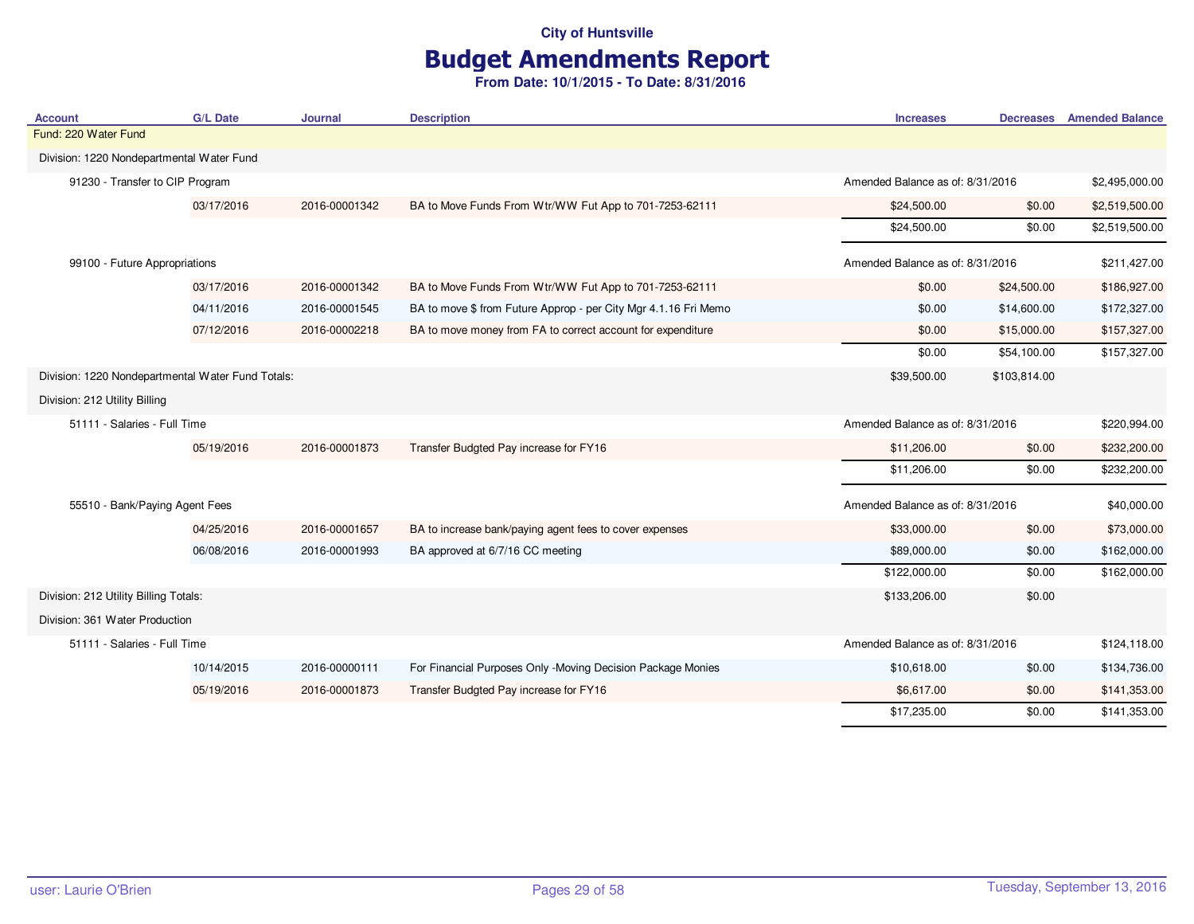City of Huntsville

# Budget Amendments Report

**From Date: 10/1/2015 - To Date: 8/31/2016**

| Account | G/L Date | Journal | Description | Increases | Decreases | Amended Balance |
|---|---|---|---|---|---|---|
| Fund: 220 Water Fund | | | | | | |
| Division: 1220 Nondepartmental Water Fund | | | | | | |
| 91230 - Transfer to CIP Program | | | | Amended Balance as of: 8/31/2016 | | $2,495,000.00 |
| | 03/17/2016 | 2016-00001342 | BA to Move Funds From Wtr/WW Fut App to 701-7253-62111 | $24,500.00 | $0.00 | $2,519,500.00 |
| | | | | $24,500.00 | $0.00 | $2,519,500.00 |
| 99100 - Future Appropriations | | | | Amended Balance as of: 8/31/2016 | | $211,427.00 |
| | 03/17/2016 | 2016-00001342 | BA to Move Funds From Wtr/WW Fut App to 701-7253-62111 | $0.00 | $24,500.00 | $186,927.00 |
| | 04/11/2016 | 2016-00001545 | BA to move $ from Future Approp - per City Mgr 4.1.16 Fri Memo | $0.00 | $14,600.00 | $172,327.00 |
| | 07/12/2016 | 2016-00002218 | BA to move money from FA to correct account for expenditure | $0.00 | $15,000.00 | $157,327.00 |
| | | | | $0.00 | $54,100.00 | $157,327.00 |
| Division: 1220 Nondepartmental Water Fund Totals: | | | | $39,500.00 | $103,814.00 | |
| Division: 212 Utility Billing | | | | | | |
| 51111 - Salaries - Full Time | | | | Amended Balance as of: 8/31/2016 | | $220,994.00 |
| | 05/19/2016 | 2016-00001873 | Transfer Budgted Pay increase for FY16 | $11,206.00 | $0.00 | $232,200.00 |
| | | | | $11,206.00 | $0.00 | $232,200.00 |
| 55510 - Bank/Paying Agent Fees | | | | Amended Balance as of: 8/31/2016 | | $40,000.00 |
| | 04/25/2016 | 2016-00001657 | BA to increase bank/paying agent fees to cover expenses | $33,000.00 | $0.00 | $73,000.00 |
| | 06/08/2016 | 2016-00001993 | BA approved at 6/7/16 CC meeting | $89,000.00 | $0.00 | $162,000.00 |
| | | | | $122,000.00 | $0.00 | $162,000.00 |
| Division: 212 Utility Billing Totals: | | | | $133,206.00 | $0.00 | |
| Division: 361 Water Production | | | | | | |
| 51111 - Salaries - Full Time | | | | Amended Balance as of: 8/31/2016 | | $124,118.00 |
| | 10/14/2015 | 2016-00000111 | For Financial Purposes Only -Moving Decision Package Monies | $10,618.00 | $0.00 | $134,736.00 |
| | 05/19/2016 | 2016-00001873 | Transfer Budgted Pay increase for FY16 | $6,617.00 | $0.00 | $141,353.00 |
| | | | | $17,235.00 | $0.00 | $141,353.00 |

user: Laurie O'Brien

Tuesday, September 13, 2016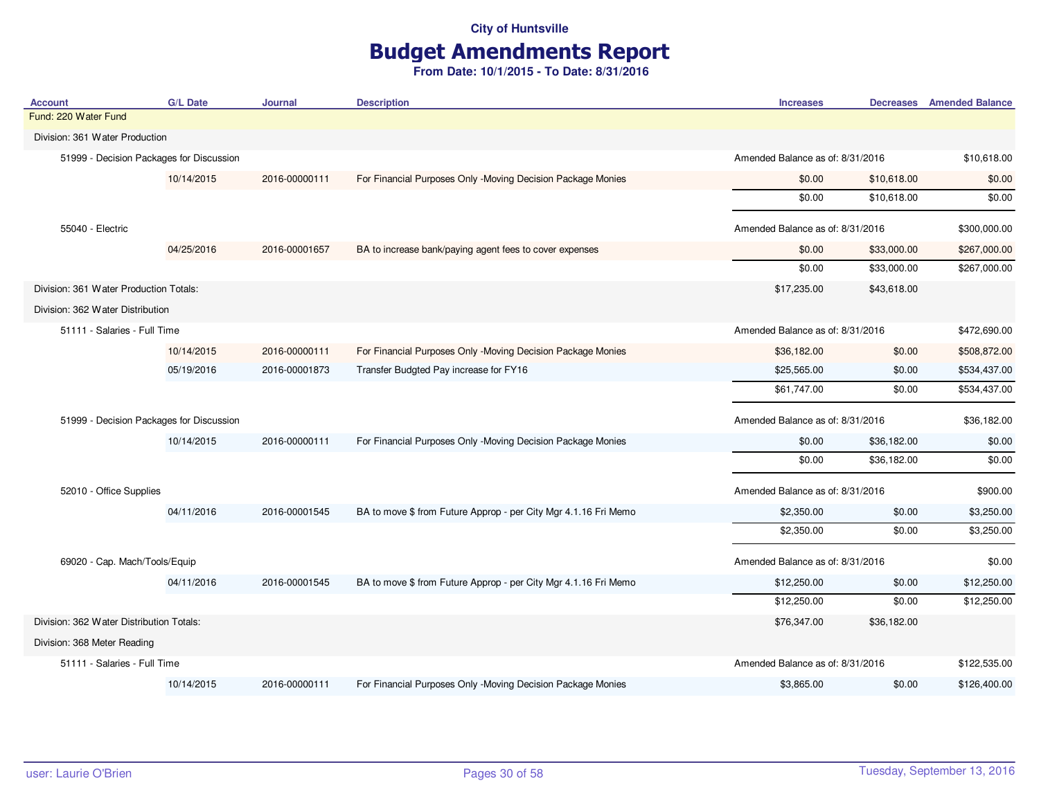City of Huntsville

# Budget Amendments Report

**From Date: 10/1/2015 - To Date: 8/31/2016**

| Account | G/L Date | Journal | Description | Increases | Decreases | Amended Balance |
|---|---|---|---|---|---|---|
| Fund: 220 Water Fund | | | | | | |
| Division: 361 Water Production | | | | | | |
| 51999 - Decision Packages for Discussion | | | | Amended Balance as of: 8/31/2016 | | $10,618.00 |
| | 10/14/2015 | 2016-00000111 | For Financial Purposes Only -Moving Decision Package Monies | $0.00 | $10,618.00 | $0.00 |
| | | | | $0.00 | $10,618.00 | $0.00 |
| 55040 - Electric | | | | Amended Balance as of: 8/31/2016 | | $300,000.00 |
| | 04/25/2016 | 2016-00001657 | BA to increase bank/paying agent fees to cover expenses | $0.00 | $33,000.00 | $267,000.00 |
| | | | | $0.00 | $33,000.00 | $267,000.00 |
| Division: 361 Water Production Totals: | | | | $17,235.00 | $43,618.00 | |
| Division: 362 Water Distribution | | | | | | |
| 51111 - Salaries - Full Time | | | | Amended Balance as of: 8/31/2016 | | $472,690.00 |
| | 10/14/2015 | 2016-00000111 | For Financial Purposes Only -Moving Decision Package Monies | $36,182.00 | $0.00 | $508,872.00 |
| | 05/19/2016 | 2016-00001873 | Transfer Budgted Pay increase for FY16 | $25,565.00 | $0.00 | $534,437.00 |
| | | | | $61,747.00 | $0.00 | $534,437.00 |
| 51999 - Decision Packages for Discussion | | | | Amended Balance as of: 8/31/2016 | | $36,182.00 |
| | 10/14/2015 | 2016-00000111 | For Financial Purposes Only -Moving Decision Package Monies | $0.00 | $36,182.00 | $0.00 |
| | | | | $0.00 | $36,182.00 | $0.00 |
| 52010 - Office Supplies | | | | Amended Balance as of: 8/31/2016 | | $900.00 |
| | 04/11/2016 | 2016-00001545 | BA to move $ from Future Approp - per City Mgr 4.1.16 Fri Memo | $2,350.00 | $0.00 | $3,250.00 |
| | | | | $2,350.00 | $0.00 | $3,250.00 |
| 69020 - Cap. Mach/Tools/Equip | | | | Amended Balance as of: 8/31/2016 | | $0.00 |
| | 04/11/2016 | 2016-00001545 | BA to move $ from Future Approp - per City Mgr 4.1.16 Fri Memo | $12,250.00 | $0.00 | $12,250.00 |
| | | | | $12,250.00 | $0.00 | $12,250.00 |
| Division: 362 Water Distribution Totals: | | | | $76,347.00 | $36,182.00 | |
| Division: 368 Meter Reading | | | | | | |
| 51111 - Salaries - Full Time | | | | Amended Balance as of: 8/31/2016 | | $122,535.00 |
| | 10/14/2015 | 2016-00000111 | For Financial Purposes Only -Moving Decision Package Monies | $3,865.00 | $0.00 | $126,400.00 |

user: Laurie O'Brien — Tuesday, September 13, 2016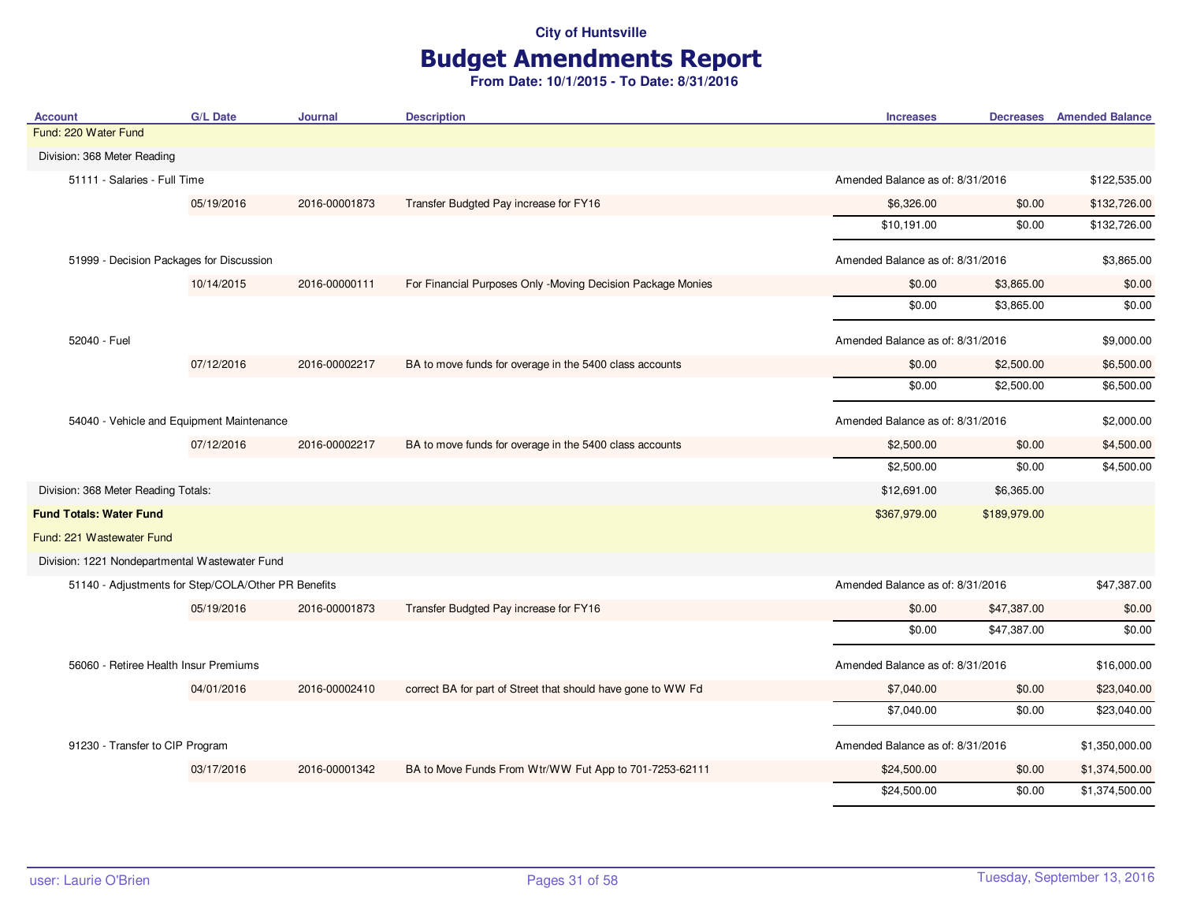City of Huntsville

# Budget Amendments Report

**From Date: 10/1/2015 - To Date: 8/31/2016**

| Account | G/L Date | Journal | Description | Increases | Decreases | Amended Balance |
|---|---|---|---|---|---|---|
| Fund: 220 Water Fund | | | | | | |
| Division: 368 Meter Reading | | | | | | |
| 51111 - Salaries - Full Time | | | | Amended Balance as of: 8/31/2016 | | $122,535.00 |
| | 05/19/2016 | 2016-00001873 | Transfer Budgted Pay increase for FY16 | $6,326.00 | $0.00 | $132,726.00 |
| | | | | $10,191.00 | $0.00 | $132,726.00 |
| 51999 - Decision Packages for Discussion | | | | Amended Balance as of: 8/31/2016 | | $3,865.00 |
| | 10/14/2015 | 2016-00000111 | For Financial Purposes Only -Moving Decision Package Monies | $0.00 | $3,865.00 | $0.00 |
| | | | | $0.00 | $3,865.00 | $0.00 |
| 52040 - Fuel | | | | Amended Balance as of: 8/31/2016 | | $9,000.00 |
| | 07/12/2016 | 2016-00002217 | BA to move funds for overage in the 5400 class accounts | $0.00 | $2,500.00 | $6,500.00 |
| | | | | $0.00 | $2,500.00 | $6,500.00 |
| 54040 - Vehicle and Equipment Maintenance | | | | Amended Balance as of: 8/31/2016 | | $2,000.00 |
| | 07/12/2016 | 2016-00002217 | BA to move funds for overage in the 5400 class accounts | $2,500.00 | $0.00 | $4,500.00 |
| | | | | $2,500.00 | $0.00 | $4,500.00 |
| Division: 368 Meter Reading Totals: | | | | $12,691.00 | $6,365.00 | |
| **Fund Totals: Water Fund** | | | | $367,979.00 | $189,979.00 | |
| Fund: 221 Wastewater Fund | | | | | | |
| Division: 1221 Nondepartmental Wastewater Fund | | | | | | |
| 51140 - Adjustments for Step/COLA/Other PR Benefits | | | | Amended Balance as of: 8/31/2016 | | $47,387.00 |
| | 05/19/2016 | 2016-00001873 | Transfer Budgted Pay increase for FY16 | $0.00 | $47,387.00 | $0.00 |
| | | | | $0.00 | $47,387.00 | $0.00 |
| 56060 - Retiree Health Insur Premiums | | | | Amended Balance as of: 8/31/2016 | | $16,000.00 |
| | 04/01/2016 | 2016-00002410 | correct BA for part of Street that should have gone to WW Fd | $7,040.00 | $0.00 | $23,040.00 |
| | | | | $7,040.00 | $0.00 | $23,040.00 |
| 91230 - Transfer to CIP Program | | | | Amended Balance as of: 8/31/2016 | | $1,350,000.00 |
| | 03/17/2016 | 2016-00001342 | BA to Move Funds From Wtr/WW Fut App to 701-7253-62111 | $24,500.00 | $0.00 | $1,374,500.00 |
| | | | | $24,500.00 | $0.00 | $1,374,500.00 |

user: Laurie O'Brien

Tuesday, September 13, 2016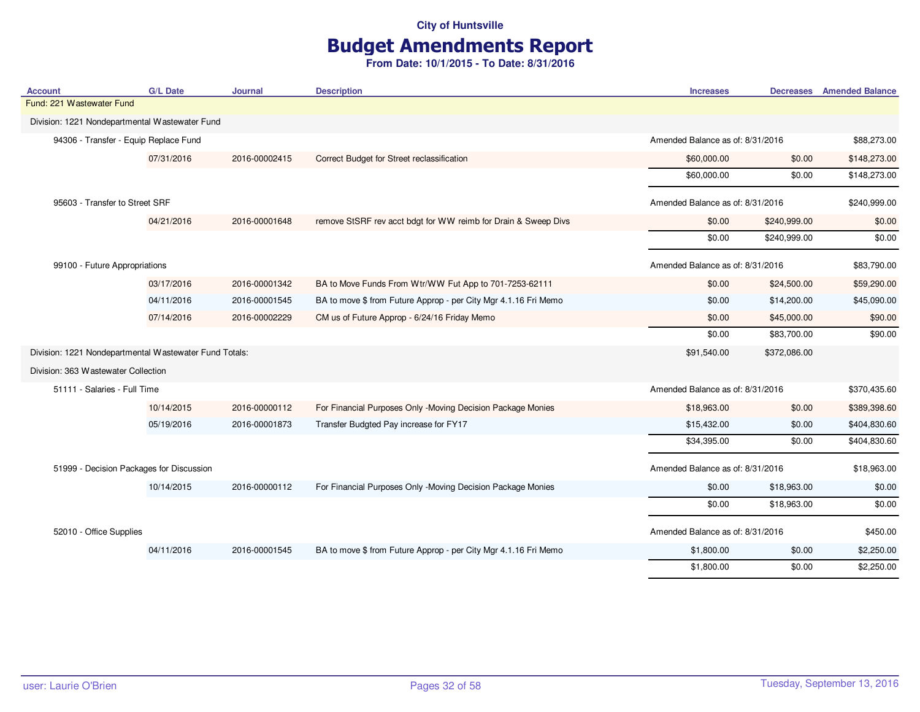City of Huntsville

# Budget Amendments Report

**From Date: 10/1/2015 - To Date: 8/31/2016**

| Account | G/L Date | Journal | Description | Increases | Decreases | Amended Balance |
|---|---|---|---|---|---|---|
| Fund: 221 Wastewater Fund | | | | | | |
| Division: 1221 Nondepartmental Wastewater Fund | | | | | | |
| 94306 - Transfer - Equip Replace Fund | | | | Amended Balance as of: 8/31/2016 | | $88,273.00 |
| | 07/31/2016 | 2016-00002415 | Correct Budget for Street reclassification | $60,000.00 | $0.00 | $148,273.00 |
| | | | | $60,000.00 | $0.00 | $148,273.00 |
| 95603 - Transfer to Street SRF | | | | Amended Balance as of: 8/31/2016 | | $240,999.00 |
| | 04/21/2016 | 2016-00001648 | remove StSRF rev acct bdgt for WW reimb for Drain & Sweep Divs | $0.00 | $240,999.00 | $0.00 |
| | | | | $0.00 | $240,999.00 | $0.00 |
| 99100 - Future Appropriations | | | | Amended Balance as of: 8/31/2016 | | $83,790.00 |
| | 03/17/2016 | 2016-00001342 | BA to Move Funds From Wtr/WW Fut App to 701-7253-62111 | $0.00 | $24,500.00 | $59,290.00 |
| | 04/11/2016 | 2016-00001545 | BA to move $ from Future Approp - per City Mgr 4.1.16 Fri Memo | $0.00 | $14,200.00 | $45,090.00 |
| | 07/14/2016 | 2016-00002229 | CM us of Future Approp - 6/24/16 Friday Memo | $0.00 | $45,000.00 | $90.00 |
| | | | | $0.00 | $83,700.00 | $90.00 |
| Division: 1221 Nondepartmental Wastewater Fund Totals: | | | | $91,540.00 | $372,086.00 | |
| Division: 363 Wastewater Collection | | | | | | |
| 51111 - Salaries - Full Time | | | | Amended Balance as of: 8/31/2016 | | $370,435.60 |
| | 10/14/2015 | 2016-00000112 | For Financial Purposes Only -Moving Decision Package Monies | $18,963.00 | $0.00 | $389,398.60 |
| | 05/19/2016 | 2016-00001873 | Transfer Budgted Pay increase for FY17 | $15,432.00 | $0.00 | $404,830.60 |
| | | | | $34,395.00 | $0.00 | $404,830.60 |
| 51999 - Decision Packages for Discussion | | | | Amended Balance as of: 8/31/2016 | | $18,963.00 |
| | 10/14/2015 | 2016-00000112 | For Financial Purposes Only -Moving Decision Package Monies | $0.00 | $18,963.00 | $0.00 |
| | | | | $0.00 | $18,963.00 | $0.00 |
| 52010 - Office Supplies | | | | Amended Balance as of: 8/31/2016 | | $450.00 |
| | 04/11/2016 | 2016-00001545 | BA to move $ from Future Approp - per City Mgr 4.1.16 Fri Memo | $1,800.00 | $0.00 | $2,250.00 |
| | | | | $1,800.00 | $0.00 | $2,250.00 |

user: Laurie O'Brien — Tuesday, September 13, 2016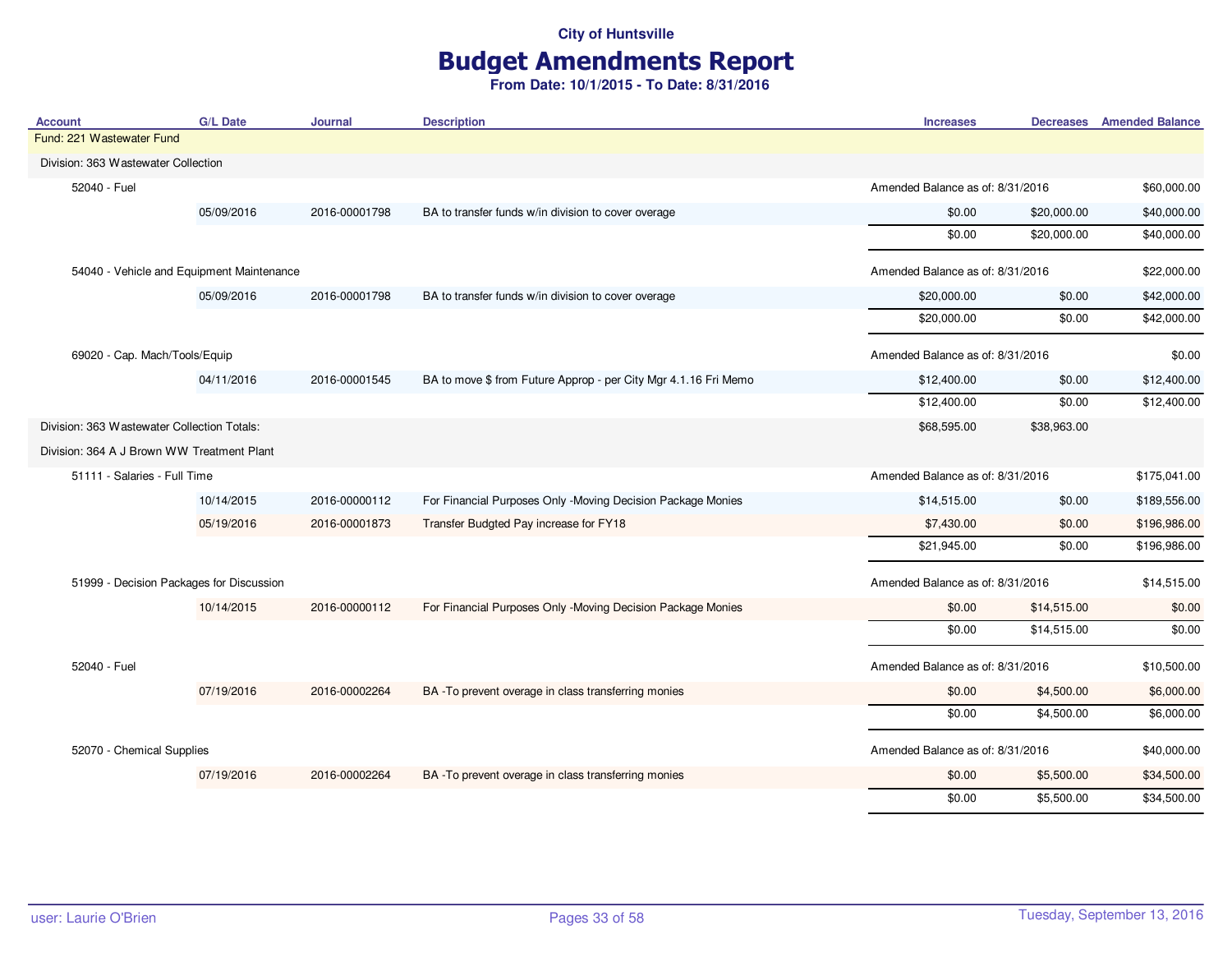City of Huntsville

# Budget Amendments Report

**From Date: 10/1/2015 - To Date: 8/31/2016**

| Account | G/L Date | Journal | Description | Increases | Decreases | Amended Balance |
|---|---|---|---|---|---|---|
| Fund: 221 Wastewater Fund | | | | | | |
| Division: 363 Wastewater Collection | | | | | | |
| 52040 - Fuel | | | | Amended Balance as of: 8/31/2016 | | $60,000.00 |
| | 05/09/2016 | 2016-00001798 | BA to transfer funds w/in division to cover overage | $0.00 | $20,000.00 | $40,000.00 |
| | | | | $0.00 | $20,000.00 | $40,000.00 |
| 54040 - Vehicle and Equipment Maintenance | | | | Amended Balance as of: 8/31/2016 | | $22,000.00 |
| | 05/09/2016 | 2016-00001798 | BA to transfer funds w/in division to cover overage | $20,000.00 | $0.00 | $42,000.00 |
| | | | | $20,000.00 | $0.00 | $42,000.00 |
| 69020 - Cap. Mach/Tools/Equip | | | | Amended Balance as of: 8/31/2016 | | $0.00 |
| | 04/11/2016 | 2016-00001545 | BA to move $ from Future Approp - per City Mgr 4.1.16 Fri Memo | $12,400.00 | $0.00 | $12,400.00 |
| | | | | $12,400.00 | $0.00 | $12,400.00 |
| Division: 363 Wastewater Collection Totals: | | | | $68,595.00 | $38,963.00 | |
| Division: 364 A J Brown WW Treatment Plant | | | | | | |
| 51111 - Salaries - Full Time | | | | Amended Balance as of: 8/31/2016 | | $175,041.00 |
| | 10/14/2015 | 2016-00000112 | For Financial Purposes Only -Moving Decision Package Monies | $14,515.00 | $0.00 | $189,556.00 |
| | 05/19/2016 | 2016-00001873 | Transfer Budgted Pay increase for FY18 | $7,430.00 | $0.00 | $196,986.00 |
| | | | | $21,945.00 | $0.00 | $196,986.00 |
| 51999 - Decision Packages for Discussion | | | | Amended Balance as of: 8/31/2016 | | $14,515.00 |
| | 10/14/2015 | 2016-00000112 | For Financial Purposes Only -Moving Decision Package Monies | $0.00 | $14,515.00 | $0.00 |
| | | | | $0.00 | $14,515.00 | $0.00 |
| 52040 - Fuel | | | | Amended Balance as of: 8/31/2016 | | $10,500.00 |
| | 07/19/2016 | 2016-00002264 | BA -To prevent overage in class transferring monies | $0.00 | $4,500.00 | $6,000.00 |
| | | | | $0.00 | $4,500.00 | $6,000.00 |
| 52070 - Chemical Supplies | | | | Amended Balance as of: 8/31/2016 | | $40,000.00 |
| | 07/19/2016 | 2016-00002264 | BA -To prevent overage in class transferring monies | $0.00 | $5,500.00 | $34,500.00 |
| | | | | $0.00 | $5,500.00 | $34,500.00 |

user: Laurie O'Brien

Tuesday, September 13, 2016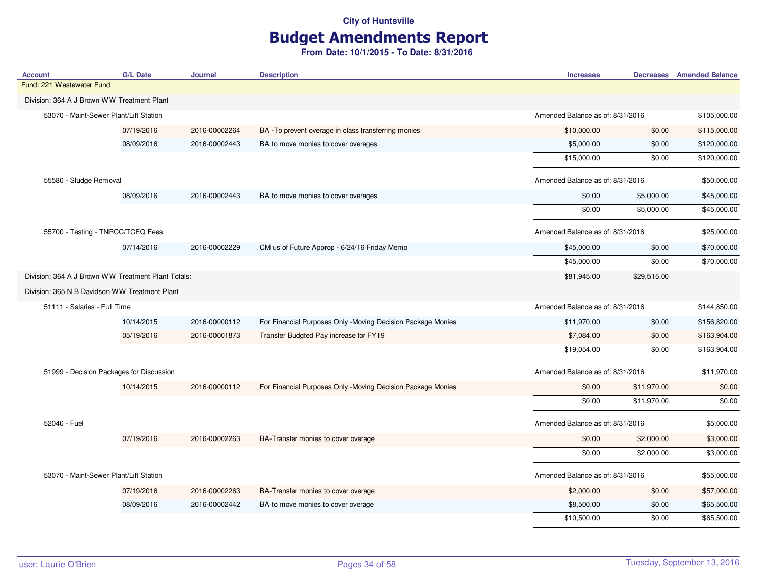City of Huntsville

# Budget Amendments Report

**From Date: 10/1/2015 - To Date: 8/31/2016**

| Account | G/L Date | Journal | Description | Increases | Decreases | Amended Balance |
|---|---|---|---|---|---|---|
| Fund: 221 Wastewater Fund | | | | | | |
| Division: 364 A J Brown WW Treatment Plant | | | | | | |
| 53070 - Maint-Sewer Plant/Lift Station | | | | Amended Balance as of: 8/31/2016 | | $105,000.00 |
| | 07/19/2016 | 2016-00002264 | BA -To prevent overage in class transferring monies | $10,000.00 | $0.00 | $115,000.00 |
| | 08/09/2016 | 2016-00002443 | BA to move monies to cover overages | $5,000.00 | $0.00 | $120,000.00 |
| | | | | $15,000.00 | $0.00 | $120,000.00 |
| 55580 - Sludge Removal | | | | Amended Balance as of: 8/31/2016 | | $50,000.00 |
| | 08/09/2016 | 2016-00002443 | BA to move monies to cover overages | $0.00 | $5,000.00 | $45,000.00 |
| | | | | $0.00 | $5,000.00 | $45,000.00 |
| 55700 - Testing - TNRCC/TCEQ Fees | | | | Amended Balance as of: 8/31/2016 | | $25,000.00 |
| | 07/14/2016 | 2016-00002229 | CM us of Future Approp - 6/24/16 Friday Memo | $45,000.00 | $0.00 | $70,000.00 |
| | | | | $45,000.00 | $0.00 | $70,000.00 |
| Division: 364 A J Brown WW Treatment Plant Totals: | | | | $81,945.00 | $29,515.00 | |
| Division: 365 N B Davidson WW Treatment Plant | | | | | | |
| 51111 - Salaries - Full Time | | | | Amended Balance as of: 8/31/2016 | | $144,850.00 |
| | 10/14/2015 | 2016-00000112 | For Financial Purposes Only -Moving Decision Package Monies | $11,970.00 | $0.00 | $156,820.00 |
| | 05/19/2016 | 2016-00001873 | Transfer Budgted Pay increase for FY19 | $7,084.00 | $0.00 | $163,904.00 |
| | | | | $19,054.00 | $0.00 | $163,904.00 |
| 51999 - Decision Packages for Discussion | | | | Amended Balance as of: 8/31/2016 | | $11,970.00 |
| | 10/14/2015 | 2016-00000112 | For Financial Purposes Only -Moving Decision Package Monies | $0.00 | $11,970.00 | $0.00 |
| | | | | $0.00 | $11,970.00 | $0.00 |
| 52040 - Fuel | | | | Amended Balance as of: 8/31/2016 | | $5,000.00 |
| | 07/19/2016 | 2016-00002263 | BA-Transfer monies to cover overage | $0.00 | $2,000.00 | $3,000.00 |
| | | | | $0.00 | $2,000.00 | $3,000.00 |
| 53070 - Maint-Sewer Plant/Lift Station | | | | Amended Balance as of: 8/31/2016 | | $55,000.00 |
| | 07/19/2016 | 2016-00002263 | BA-Transfer monies to cover overage | $2,000.00 | $0.00 | $57,000.00 |
| | 08/09/2016 | 2016-00002442 | BA to move monies to cover overage | $8,500.00 | $0.00 | $65,500.00 |
| | | | | $10,500.00 | $0.00 | $65,500.00 |

user: Laurie O'Brien

Tuesday, September 13, 2016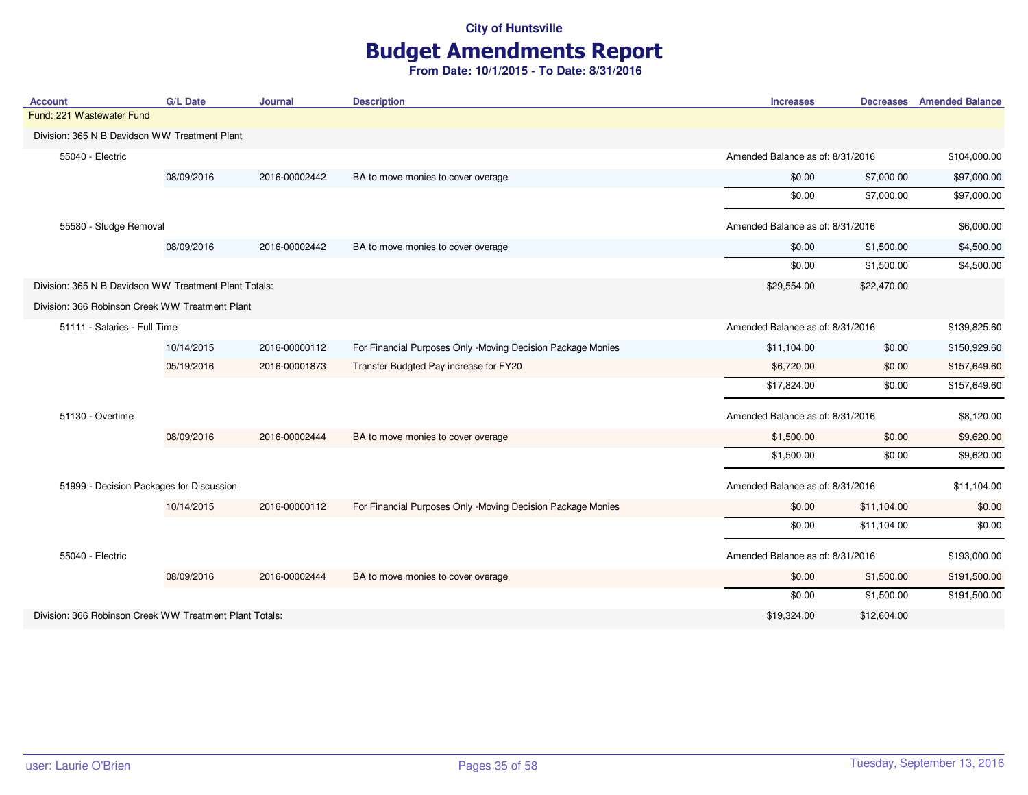City of Huntsville

# Budget Amendments Report

**From Date: 10/1/2015 - To Date: 8/31/2016**

| Account | G/L Date | Journal | Description | Increases | Decreases | Amended Balance |
|---|---|---|---|---|---|---|
| Fund: 221 Wastewater Fund | | | | | | |
| Division: 365 N B Davidson WW Treatment Plant | | | | | | |
| 55040 - Electric | | | | Amended Balance as of: 8/31/2016 | | $104,000.00 |
| | 08/09/2016 | 2016-00002442 | BA to move monies to cover overage | $0.00 | $7,000.00 | $97,000.00 |
| | | | | $0.00 | $7,000.00 | $97,000.00 |
| 55580 - Sludge Removal | | | | Amended Balance as of: 8/31/2016 | | $6,000.00 |
| | 08/09/2016 | 2016-00002442 | BA to move monies to cover overage | $0.00 | $1,500.00 | $4,500.00 |
| | | | | $0.00 | $1,500.00 | $4,500.00 |
| Division: 365 N B Davidson WW Treatment Plant Totals: | | | | $29,554.00 | $22,470.00 | |
| Division: 366 Robinson Creek WW Treatment Plant | | | | | | |
| 51111 - Salaries - Full Time | | | | Amended Balance as of: 8/31/2016 | | $139,825.60 |
| | 10/14/2015 | 2016-00000112 | For Financial Purposes Only -Moving Decision Package Monies | $11,104.00 | $0.00 | $150,929.60 |
| | 05/19/2016 | 2016-00001873 | Transfer Budgted Pay increase for FY20 | $6,720.00 | $0.00 | $157,649.60 |
| | | | | $17,824.00 | $0.00 | $157,649.60 |
| 51130 - Overtime | | | | Amended Balance as of: 8/31/2016 | | $8,120.00 |
| | 08/09/2016 | 2016-00002444 | BA to move monies to cover overage | $1,500.00 | $0.00 | $9,620.00 |
| | | | | $1,500.00 | $0.00 | $9,620.00 |
| 51999 - Decision Packages for Discussion | | | | Amended Balance as of: 8/31/2016 | | $11,104.00 |
| | 10/14/2015 | 2016-00000112 | For Financial Purposes Only -Moving Decision Package Monies | $0.00 | $11,104.00 | $0.00 |
| | | | | $0.00 | $11,104.00 | $0.00 |
| 55040 - Electric | | | | Amended Balance as of: 8/31/2016 | | $193,000.00 |
| | 08/09/2016 | 2016-00002444 | BA to move monies to cover overage | $0.00 | $1,500.00 | $191,500.00 |
| | | | | $0.00 | $1,500.00 | $191,500.00 |
| Division: 366 Robinson Creek WW Treatment Plant Totals: | | | | $19,324.00 | $12,604.00 | |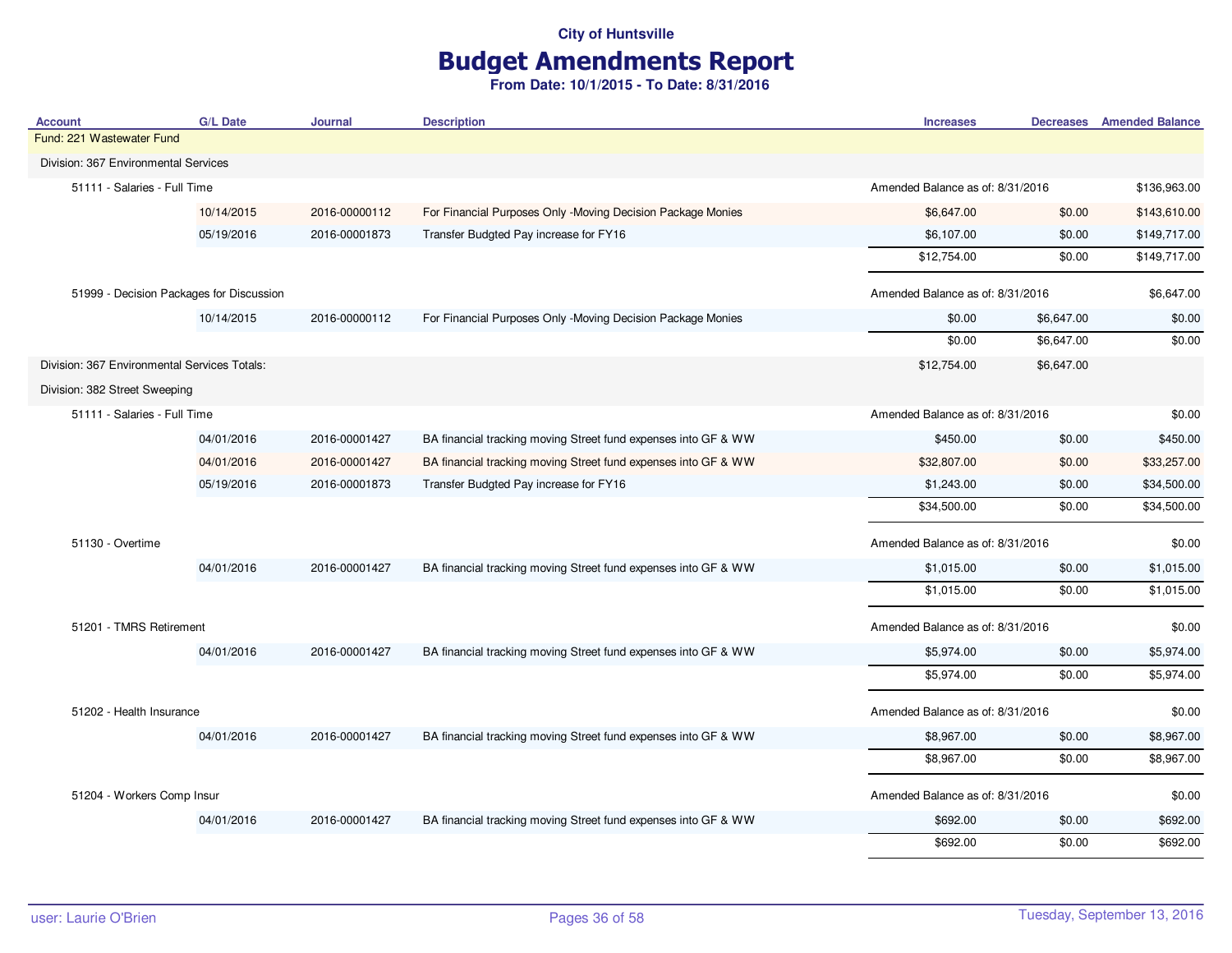City of Huntsville

# Budget Amendments Report

**From Date: 10/1/2015 - To Date: 8/31/2016**

| Account | G/L Date | Journal | Description | Increases | Decreases | Amended Balance |
|---|---|---|---|---|---|---|
| Fund: 221 Wastewater Fund | | | | | | |
| Division: 367 Environmental Services | | | | | | |
| 51111 - Salaries - Full Time | | | | Amended Balance as of: 8/31/2016 | | $136,963.00 |
| | 10/14/2015 | 2016-00000112 | For Financial Purposes Only -Moving Decision Package Monies | $6,647.00 | $0.00 | $143,610.00 |
| | 05/19/2016 | 2016-00001873 | Transfer Budgted Pay increase for FY16 | $6,107.00 | $0.00 | $149,717.00 |
| | | | | $12,754.00 | $0.00 | $149,717.00 |
| 51999 - Decision Packages for Discussion | | | | Amended Balance as of: 8/31/2016 | | $6,647.00 |
| | 10/14/2015 | 2016-00000112 | For Financial Purposes Only -Moving Decision Package Monies | $0.00 | $6,647.00 | $0.00 |
| | | | | $0.00 | $6,647.00 | $0.00 |
| Division: 367 Environmental Services Totals: | | | | $12,754.00 | $6,647.00 | |
| Division: 382 Street Sweeping | | | | | | |
| 51111 - Salaries - Full Time | | | | Amended Balance as of: 8/31/2016 | | $0.00 |
| | 04/01/2016 | 2016-00001427 | BA financial tracking moving Street fund expenses into GF & WW | $450.00 | $0.00 | $450.00 |
| | 04/01/2016 | 2016-00001427 | BA financial tracking moving Street fund expenses into GF & WW | $32,807.00 | $0.00 | $33,257.00 |
| | 05/19/2016 | 2016-00001873 | Transfer Budgted Pay increase for FY16 | $1,243.00 | $0.00 | $34,500.00 |
| | | | | $34,500.00 | $0.00 | $34,500.00 |
| 51130 - Overtime | | | | Amended Balance as of: 8/31/2016 | | $0.00 |
| | 04/01/2016 | 2016-00001427 | BA financial tracking moving Street fund expenses into GF & WW | $1,015.00 | $0.00 | $1,015.00 |
| | | | | $1,015.00 | $0.00 | $1,015.00 |
| 51201 - TMRS Retirement | | | | Amended Balance as of: 8/31/2016 | | $0.00 |
| | 04/01/2016 | 2016-00001427 | BA financial tracking moving Street fund expenses into GF & WW | $5,974.00 | $0.00 | $5,974.00 |
| | | | | $5,974.00 | $0.00 | $5,974.00 |
| 51202 - Health Insurance | | | | Amended Balance as of: 8/31/2016 | | $0.00 |
| | 04/01/2016 | 2016-00001427 | BA financial tracking moving Street fund expenses into GF & WW | $8,967.00 | $0.00 | $8,967.00 |
| | | | | $8,967.00 | $0.00 | $8,967.00 |
| 51204 - Workers Comp Insur | | | | Amended Balance as of: 8/31/2016 | | $0.00 |
| | 04/01/2016 | 2016-00001427 | BA financial tracking moving Street fund expenses into GF & WW | $692.00 | $0.00 | $692.00 |
| | | | | $692.00 | $0.00 | $692.00 |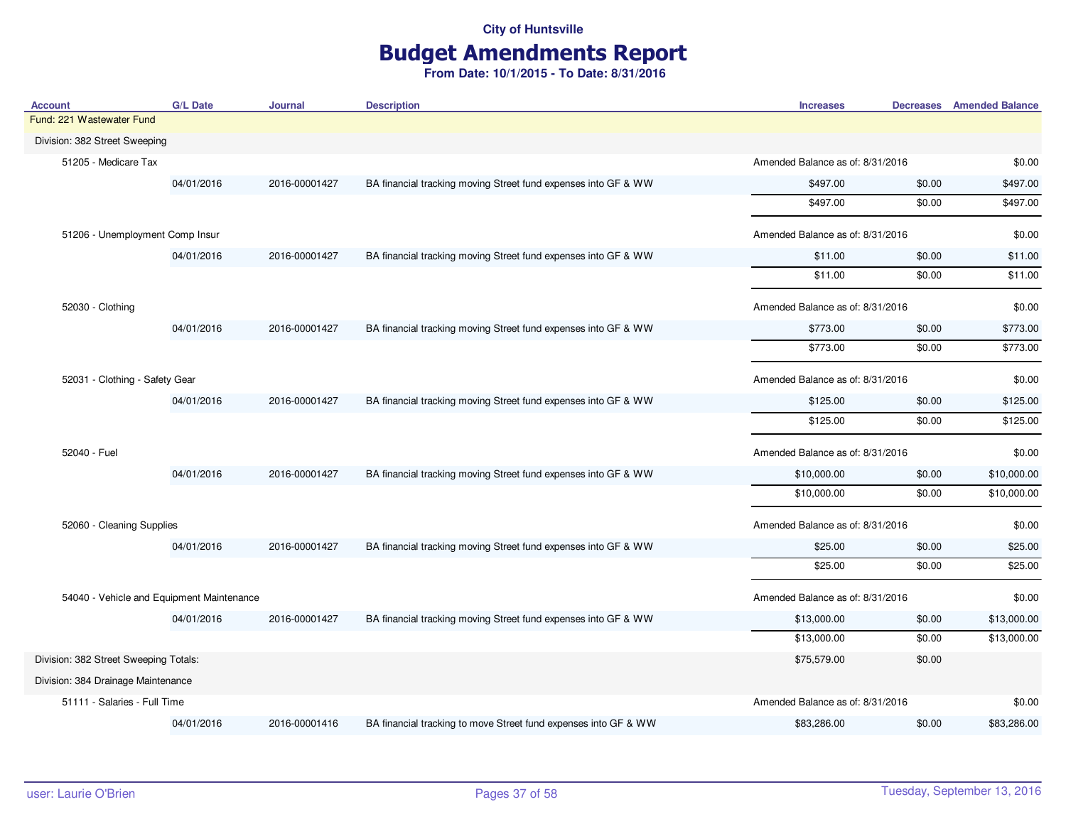City of Huntsville

# Budget Amendments Report

**From Date: 10/1/2015 - To Date: 8/31/2016**

| Account | G/L Date | Journal | Description | Increases | Decreases | Amended Balance |
|---|---|---|---|---|---|---|
| Fund: 221 Wastewater Fund | | | | | | |
| Division: 382 Street Sweeping | | | | | | |
| 51205 - Medicare Tax | | | | Amended Balance as of: 8/31/2016 | | $0.00 |
| | 04/01/2016 | 2016-00001427 | BA financial tracking moving Street fund expenses into GF & WW | $497.00 | $0.00 | $497.00 |
| | | | | $497.00 | $0.00 | $497.00 |
| 51206 - Unemployment Comp Insur | | | | Amended Balance as of: 8/31/2016 | | $0.00 |
| | 04/01/2016 | 2016-00001427 | BA financial tracking moving Street fund expenses into GF & WW | $11.00 | $0.00 | $11.00 |
| | | | | $11.00 | $0.00 | $11.00 |
| 52030 - Clothing | | | | Amended Balance as of: 8/31/2016 | | $0.00 |
| | 04/01/2016 | 2016-00001427 | BA financial tracking moving Street fund expenses into GF & WW | $773.00 | $0.00 | $773.00 |
| | | | | $773.00 | $0.00 | $773.00 |
| 52031 - Clothing - Safety Gear | | | | Amended Balance as of: 8/31/2016 | | $0.00 |
| | 04/01/2016 | 2016-00001427 | BA financial tracking moving Street fund expenses into GF & WW | $125.00 | $0.00 | $125.00 |
| | | | | $125.00 | $0.00 | $125.00 |
| 52040 - Fuel | | | | Amended Balance as of: 8/31/2016 | | $0.00 |
| | 04/01/2016 | 2016-00001427 | BA financial tracking moving Street fund expenses into GF & WW | $10,000.00 | $0.00 | $10,000.00 |
| | | | | $10,000.00 | $0.00 | $10,000.00 |
| 52060 - Cleaning Supplies | | | | Amended Balance as of: 8/31/2016 | | $0.00 |
| | 04/01/2016 | 2016-00001427 | BA financial tracking moving Street fund expenses into GF & WW | $25.00 | $0.00 | $25.00 |
| | | | | $25.00 | $0.00 | $25.00 |
| 54040 - Vehicle and Equipment Maintenance | | | | Amended Balance as of: 8/31/2016 | | $0.00 |
| | 04/01/2016 | 2016-00001427 | BA financial tracking moving Street fund expenses into GF & WW | $13,000.00 | $0.00 | $13,000.00 |
| | | | | $13,000.00 | $0.00 | $13,000.00 |
| Division: 382 Street Sweeping Totals: | | | | $75,579.00 | $0.00 | |
| Division: 384 Drainage Maintenance | | | | | | |
| 51111 - Salaries - Full Time | | | | Amended Balance as of: 8/31/2016 | | $0.00 |
| | 04/01/2016 | 2016-00001416 | BA financial tracking to move Street fund expenses into GF & WW | $83,286.00 | $0.00 | $83,286.00 |

user: Laurie O'Brien

Tuesday, September 13, 2016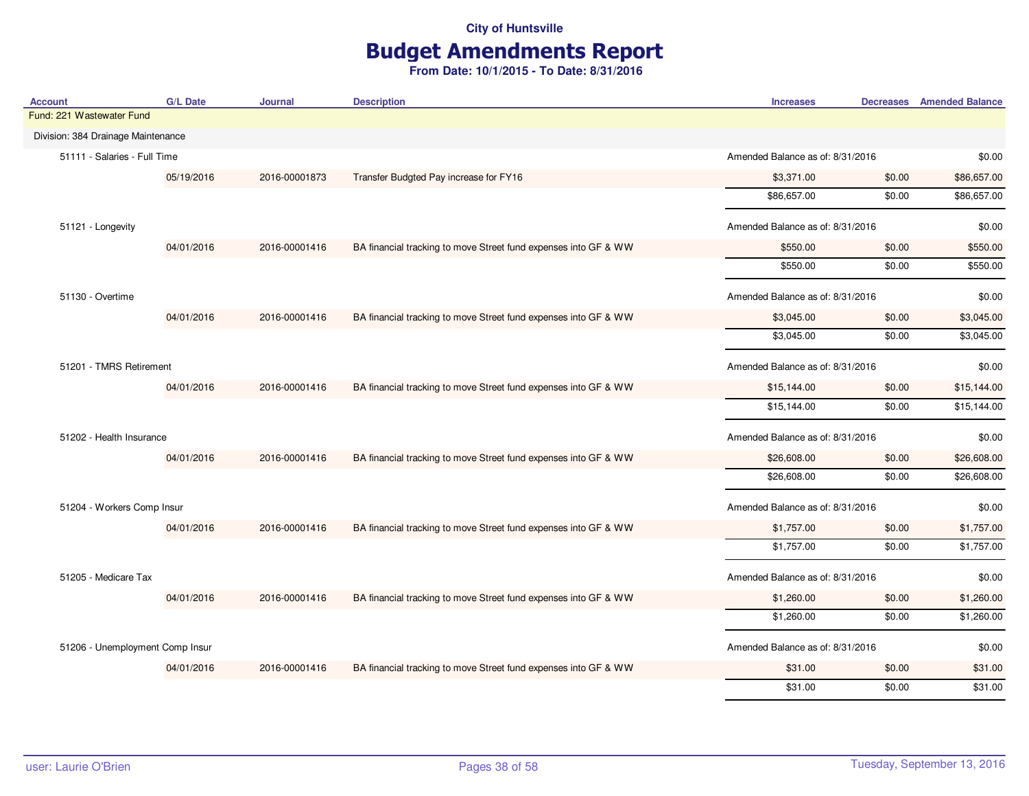City of Huntsville

# Budget Amendments Report

**From Date: 10/1/2015 - To Date: 8/31/2016**

| Account | G/L Date | Journal | Description | Increases | Decreases | Amended Balance |
|---|---|---|---|---|---|---|
| Fund: 221 Wastewater Fund | | | | | | |
| Division: 384 Drainage Maintenance | | | | | | |
| 51111 - Salaries - Full Time | | | | Amended Balance as of: 8/31/2016 | | $0.00 |
| | 05/19/2016 | 2016-00001873 | Transfer Budgted Pay increase for FY16 | $3,371.00 | $0.00 | $86,657.00 |
| | | | | $86,657.00 | $0.00 | $86,657.00 |
| 51121 - Longevity | | | | Amended Balance as of: 8/31/2016 | | $0.00 |
| | 04/01/2016 | 2016-00001416 | BA financial tracking to move Street fund expenses into GF & WW | $550.00 | $0.00 | $550.00 |
| | | | | $550.00 | $0.00 | $550.00 |
| 51130 - Overtime | | | | Amended Balance as of: 8/31/2016 | | $0.00 |
| | 04/01/2016 | 2016-00001416 | BA financial tracking to move Street fund expenses into GF & WW | $3,045.00 | $0.00 | $3,045.00 |
| | | | | $3,045.00 | $0.00 | $3,045.00 |
| 51201 - TMRS Retirement | | | | Amended Balance as of: 8/31/2016 | | $0.00 |
| | 04/01/2016 | 2016-00001416 | BA financial tracking to move Street fund expenses into GF & WW | $15,144.00 | $0.00 | $15,144.00 |
| | | | | $15,144.00 | $0.00 | $15,144.00 |
| 51202 - Health Insurance | | | | Amended Balance as of: 8/31/2016 | | $0.00 |
| | 04/01/2016 | 2016-00001416 | BA financial tracking to move Street fund expenses into GF & WW | $26,608.00 | $0.00 | $26,608.00 |
| | | | | $26,608.00 | $0.00 | $26,608.00 |
| 51204 - Workers Comp Insur | | | | Amended Balance as of: 8/31/2016 | | $0.00 |
| | 04/01/2016 | 2016-00001416 | BA financial tracking to move Street fund expenses into GF & WW | $1,757.00 | $0.00 | $1,757.00 |
| | | | | $1,757.00 | $0.00 | $1,757.00 |
| 51205 - Medicare Tax | | | | Amended Balance as of: 8/31/2016 | | $0.00 |
| | 04/01/2016 | 2016-00001416 | BA financial tracking to move Street fund expenses into GF & WW | $1,260.00 | $0.00 | $1,260.00 |
| | | | | $1,260.00 | $0.00 | $1,260.00 |
| 51206 - Unemployment Comp Insur | | | | Amended Balance as of: 8/31/2016 | | $0.00 |
| | 04/01/2016 | 2016-00001416 | BA financial tracking to move Street fund expenses into GF & WW | $31.00 | $0.00 | $31.00 |
| | | | | $31.00 | $0.00 | $31.00 |

user: Laurie O'Brien

Tuesday, September 13, 2016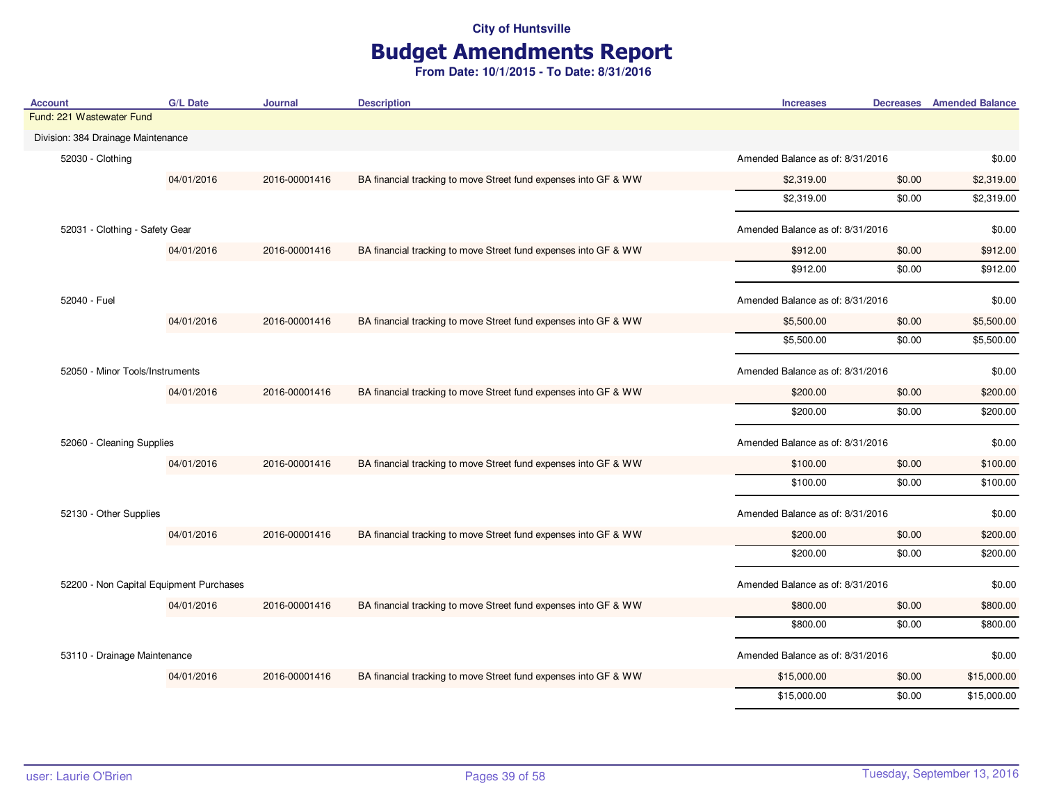City of Huntsville

# Budget Amendments Report

**From Date: 10/1/2015 - To Date: 8/31/2016**

| Account | G/L Date | Journal | Description | Increases | Decreases | Amended Balance |
|---|---|---|---|---|---|---|
| Fund: 221 Wastewater Fund | | | | | | |
| Division: 384 Drainage Maintenance | | | | | | |
| 52030 - Clothing | | | | Amended Balance as of: 8/31/2016 | | $0.00 |
| | 04/01/2016 | 2016-00001416 | BA financial tracking to move Street fund expenses into GF & WW | $2,319.00 | $0.00 | $2,319.00 |
| | | | | $2,319.00 | $0.00 | $2,319.00 |
| 52031 - Clothing - Safety Gear | | | | Amended Balance as of: 8/31/2016 | | $0.00 |
| | 04/01/2016 | 2016-00001416 | BA financial tracking to move Street fund expenses into GF & WW | $912.00 | $0.00 | $912.00 |
| | | | | $912.00 | $0.00 | $912.00 |
| 52040 - Fuel | | | | Amended Balance as of: 8/31/2016 | | $0.00 |
| | 04/01/2016 | 2016-00001416 | BA financial tracking to move Street fund expenses into GF & WW | $5,500.00 | $0.00 | $5,500.00 |
| | | | | $5,500.00 | $0.00 | $5,500.00 |
| 52050 - Minor Tools/Instruments | | | | Amended Balance as of: 8/31/2016 | | $0.00 |
| | 04/01/2016 | 2016-00001416 | BA financial tracking to move Street fund expenses into GF & WW | $200.00 | $0.00 | $200.00 |
| | | | | $200.00 | $0.00 | $200.00 |
| 52060 - Cleaning Supplies | | | | Amended Balance as of: 8/31/2016 | | $0.00 |
| | 04/01/2016 | 2016-00001416 | BA financial tracking to move Street fund expenses into GF & WW | $100.00 | $0.00 | $100.00 |
| | | | | $100.00 | $0.00 | $100.00 |
| 52130 - Other Supplies | | | | Amended Balance as of: 8/31/2016 | | $0.00 |
| | 04/01/2016 | 2016-00001416 | BA financial tracking to move Street fund expenses into GF & WW | $200.00 | $0.00 | $200.00 |
| | | | | $200.00 | $0.00 | $200.00 |
| 52200 - Non Capital Equipment Purchases | | | | Amended Balance as of: 8/31/2016 | | $0.00 |
| | 04/01/2016 | 2016-00001416 | BA financial tracking to move Street fund expenses into GF & WW | $800.00 | $0.00 | $800.00 |
| | | | | $800.00 | $0.00 | $800.00 |
| 53110 - Drainage Maintenance | | | | Amended Balance as of: 8/31/2016 | | $0.00 |
| | 04/01/2016 | 2016-00001416 | BA financial tracking to move Street fund expenses into GF & WW | $15,000.00 | $0.00 | $15,000.00 |
| | | | | $15,000.00 | $0.00 | $15,000.00 |

user: Laurie O'Brien

Tuesday, September 13, 2016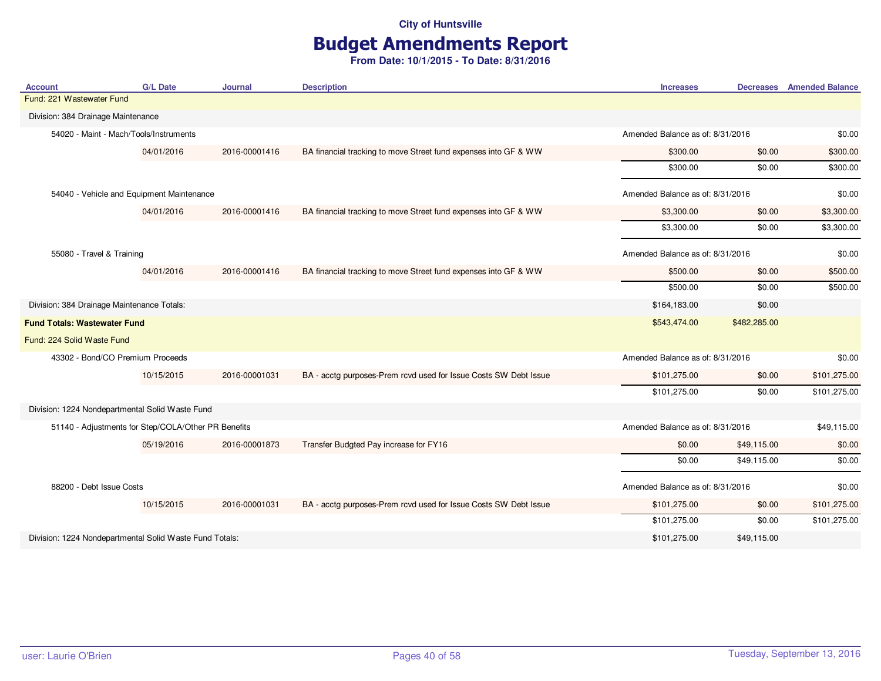City of Huntsville

# Budget Amendments Report

**From Date: 10/1/2015 - To Date: 8/31/2016**

| Account | G/L Date | Journal | Description | Increases | Decreases | Amended Balance |
|---|---|---|---|---|---|---|
| Fund: 221 Wastewater Fund | | | | | | |
| Division: 384 Drainage Maintenance | | | | | | |
| 54020 - Maint - Mach/Tools/Instruments | | | | Amended Balance as of: 8/31/2016 | | $0.00 |
| | 04/01/2016 | 2016-00001416 | BA financial tracking to move Street fund expenses into GF & WW | $300.00 | $0.00 | $300.00 |
| | | | | $300.00 | $0.00 | $300.00 |
| 54040 - Vehicle and Equipment Maintenance | | | | Amended Balance as of: 8/31/2016 | | $0.00 |
| | 04/01/2016 | 2016-00001416 | BA financial tracking to move Street fund expenses into GF & WW | $3,300.00 | $0.00 | $3,300.00 |
| | | | | $3,300.00 | $0.00 | $3,300.00 |
| 55080 - Travel & Training | | | | Amended Balance as of: 8/31/2016 | | $0.00 |
| | 04/01/2016 | 2016-00001416 | BA financial tracking to move Street fund expenses into GF & WW | $500.00 | $0.00 | $500.00 |
| | | | | $500.00 | $0.00 | $500.00 |
| Division: 384 Drainage Maintenance Totals: | | | | $164,183.00 | $0.00 | |
| **Fund Totals: Wastewater Fund** | | | | $543,474.00 | $482,285.00 | |
| Fund: 224 Solid Waste Fund | | | | | | |
| 43302 - Bond/CO Premium Proceeds | | | | Amended Balance as of: 8/31/2016 | | $0.00 |
| | 10/15/2015 | 2016-00001031 | BA - acctg purposes-Prem rcvd used for Issue Costs SW Debt Issue | $101,275.00 | $0.00 | $101,275.00 |
| | | | | $101,275.00 | $0.00 | $101,275.00 |
| Division: 1224 Nondepartmental Solid Waste Fund | | | | | | |
| 51140 - Adjustments for Step/COLA/Other PR Benefits | | | | Amended Balance as of: 8/31/2016 | | $49,115.00 |
| | 05/19/2016 | 2016-00001873 | Transfer Budgted Pay increase for FY16 | $0.00 | $49,115.00 | $0.00 |
| | | | | $0.00 | $49,115.00 | $0.00 |
| 88200 - Debt Issue Costs | | | | Amended Balance as of: 8/31/2016 | | $0.00 |
| | 10/15/2015 | 2016-00001031 | BA - acctg purposes-Prem rcvd used for Issue Costs SW Debt Issue | $101,275.00 | $0.00 | $101,275.00 |
| | | | | $101,275.00 | $0.00 | $101,275.00 |
| Division: 1224 Nondepartmental Solid Waste Fund Totals: | | | | $101,275.00 | $49,115.00 | |

user: Laurie O'Brien

Tuesday, September 13, 2016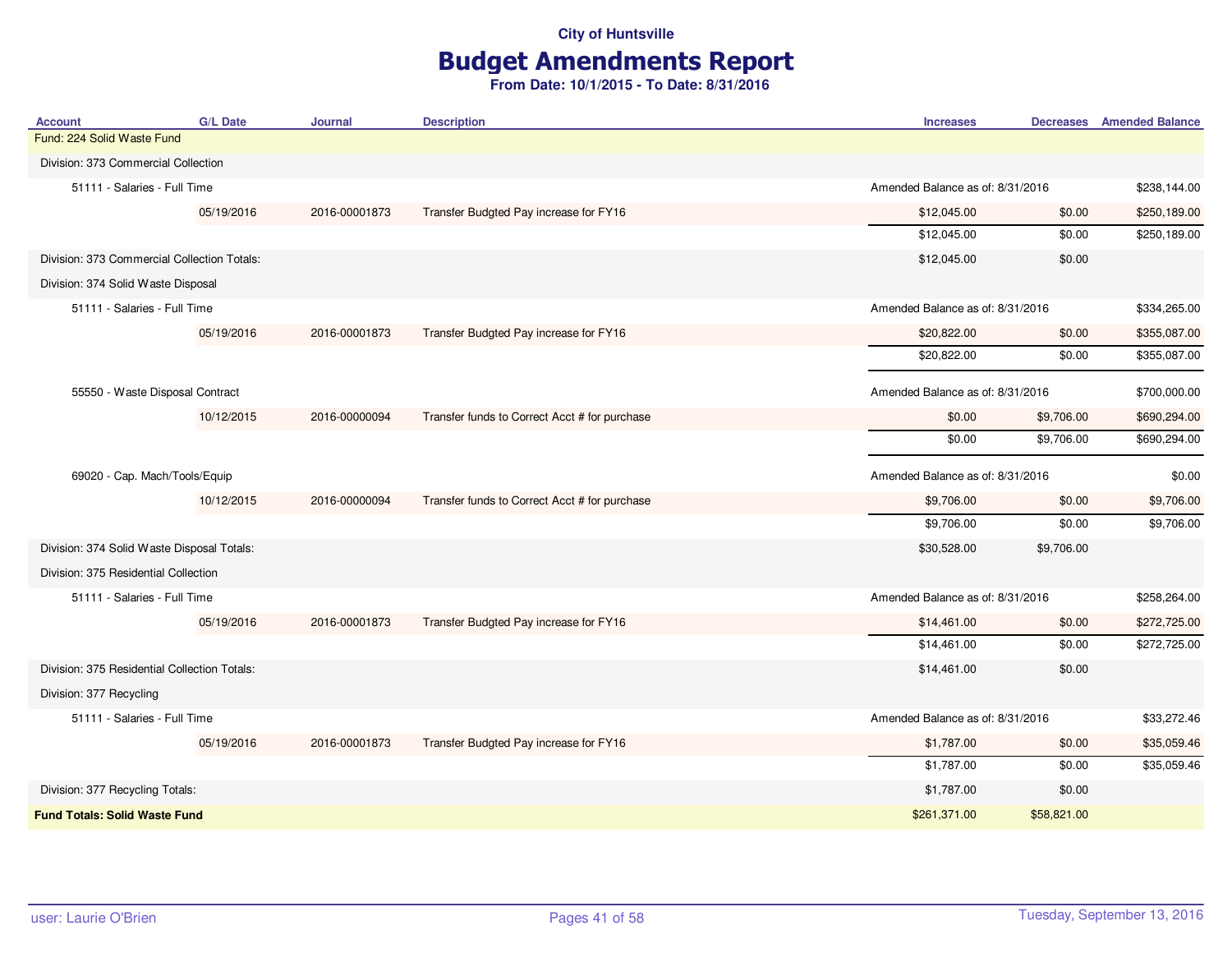City of Huntsville

# Budget Amendments Report

**From Date: 10/1/2015 - To Date: 8/31/2016**

| Account | G/L Date | Journal | Description | Increases | Decreases | Amended Balance |
|---|---|---|---|---|---|---|
| Fund: 224 Solid Waste Fund | | | | | | |
| Division: 373 Commercial Collection | | | | | | |
| 51111 - Salaries - Full Time | | | | Amended Balance as of: 8/31/2016 | | $238,144.00 |
| | 05/19/2016 | 2016-00001873 | Transfer Budgted Pay increase for FY16 | $12,045.00 | $0.00 | $250,189.00 |
| | | | | $12,045.00 | $0.00 | $250,189.00 |
| Division: 373 Commercial Collection Totals: | | | | $12,045.00 | $0.00 | |
| Division: 374 Solid Waste Disposal | | | | | | |
| 51111 - Salaries - Full Time | | | | Amended Balance as of: 8/31/2016 | | $334,265.00 |
| | 05/19/2016 | 2016-00001873 | Transfer Budgted Pay increase for FY16 | $20,822.00 | $0.00 | $355,087.00 |
| | | | | $20,822.00 | $0.00 | $355,087.00 |
| 55550 - Waste Disposal Contract | | | | Amended Balance as of: 8/31/2016 | | $700,000.00 |
| | 10/12/2015 | 2016-00000094 | Transfer funds to Correct Acct # for purchase | $0.00 | $9,706.00 | $690,294.00 |
| | | | | $0.00 | $9,706.00 | $690,294.00 |
| 69020 - Cap. Mach/Tools/Equip | | | | Amended Balance as of: 8/31/2016 | | $0.00 |
| | 10/12/2015 | 2016-00000094 | Transfer funds to Correct Acct # for purchase | $9,706.00 | $0.00 | $9,706.00 |
| | | | | $9,706.00 | $0.00 | $9,706.00 |
| Division: 374 Solid Waste Disposal Totals: | | | | $30,528.00 | $9,706.00 | |
| Division: 375 Residential Collection | | | | | | |
| 51111 - Salaries - Full Time | | | | Amended Balance as of: 8/31/2016 | | $258,264.00 |
| | 05/19/2016 | 2016-00001873 | Transfer Budgted Pay increase for FY16 | $14,461.00 | $0.00 | $272,725.00 |
| | | | | $14,461.00 | $0.00 | $272,725.00 |
| Division: 375 Residential Collection Totals: | | | | $14,461.00 | $0.00 | |
| Division: 377 Recycling | | | | | | |
| 51111 - Salaries - Full Time | | | | Amended Balance as of: 8/31/2016 | | $33,272.46 |
| | 05/19/2016 | 2016-00001873 | Transfer Budgted Pay increase for FY16 | $1,787.00 | $0.00 | $35,059.46 |
| | | | | $1,787.00 | $0.00 | $35,059.46 |
| Division: 377 Recycling Totals: | | | | $1,787.00 | $0.00 | |
| **Fund Totals: Solid Waste Fund** | | | | $261,371.00 | $58,821.00 | |

user: Laurie O'Brien

Tuesday, September 13, 2016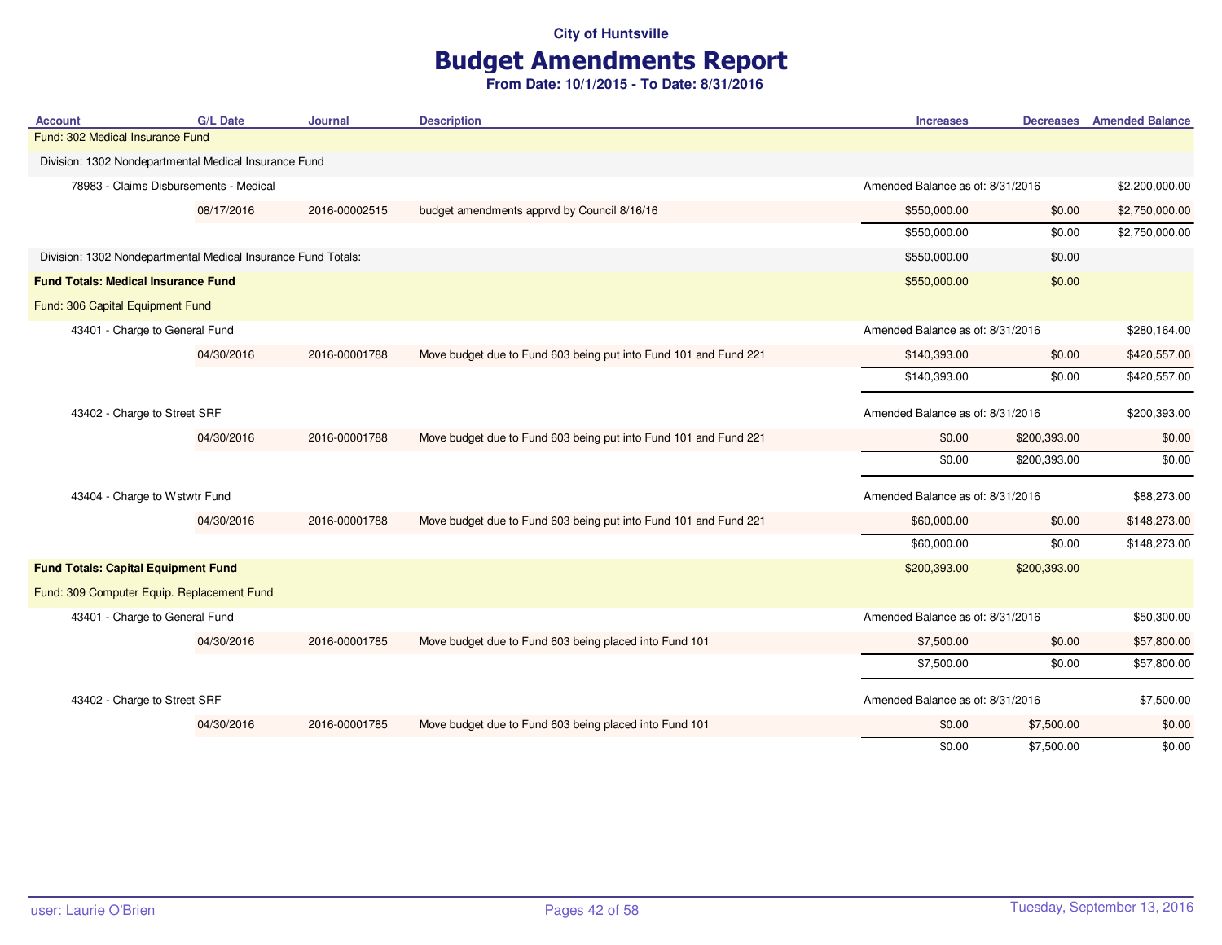City of Huntsville

# Budget Amendments Report

**From Date: 10/1/2015 - To Date: 8/31/2016**

| Account | G/L Date | Journal | Description | Increases | Decreases | Amended Balance |
|---|---|---|---|---|---|---|
| Fund: 302 Medical Insurance Fund | | | | | | |
| Division: 1302 Nondepartmental Medical Insurance Fund | | | | | | |
| 78983 - Claims Disbursements - Medical | | | | Amended Balance as of: 8/31/2016 | | $2,200,000.00 |
| | 08/17/2016 | 2016-00002515 | budget amendments apprvd by Council 8/16/16 | $550,000.00 | $0.00 | $2,750,000.00 |
| | | | | $550,000.00 | $0.00 | $2,750,000.00 |
| Division: 1302 Nondepartmental Medical Insurance Fund Totals: | | | | $550,000.00 | $0.00 | |
| **Fund Totals: Medical Insurance Fund** | | | | $550,000.00 | $0.00 | |
| Fund: 306 Capital Equipment Fund | | | | | | |
| 43401 - Charge to General Fund | | | | Amended Balance as of: 8/31/2016 | | $280,164.00 |
| | 04/30/2016 | 2016-00001788 | Move budget due to Fund 603 being put into Fund 101 and Fund 221 | $140,393.00 | $0.00 | $420,557.00 |
| | | | | $140,393.00 | $0.00 | $420,557.00 |
| 43402 - Charge to Street SRF | | | | Amended Balance as of: 8/31/2016 | | $200,393.00 |
| | 04/30/2016 | 2016-00001788 | Move budget due to Fund 603 being put into Fund 101 and Fund 221 | $0.00 | $200,393.00 | $0.00 |
| | | | | $0.00 | $200,393.00 | $0.00 |
| 43404 - Charge to Wstwtr Fund | | | | Amended Balance as of: 8/31/2016 | | $88,273.00 |
| | 04/30/2016 | 2016-00001788 | Move budget due to Fund 603 being put into Fund 101 and Fund 221 | $60,000.00 | $0.00 | $148,273.00 |
| | | | | $60,000.00 | $0.00 | $148,273.00 |
| **Fund Totals: Capital Equipment Fund** | | | | $200,393.00 | $200,393.00 | |
| Fund: 309 Computer Equip. Replacement Fund | | | | | | |
| 43401 - Charge to General Fund | | | | Amended Balance as of: 8/31/2016 | | $50,300.00 |
| | 04/30/2016 | 2016-00001785 | Move budget due to Fund 603 being placed into Fund 101 | $7,500.00 | $0.00 | $57,800.00 |
| | | | | $7,500.00 | $0.00 | $57,800.00 |
| 43402 - Charge to Street SRF | | | | Amended Balance as of: 8/31/2016 | | $7,500.00 |
| | 04/30/2016 | 2016-00001785 | Move budget due to Fund 603 being placed into Fund 101 | $0.00 | $7,500.00 | $0.00 |
| | | | | $0.00 | $7,500.00 | $0.00 |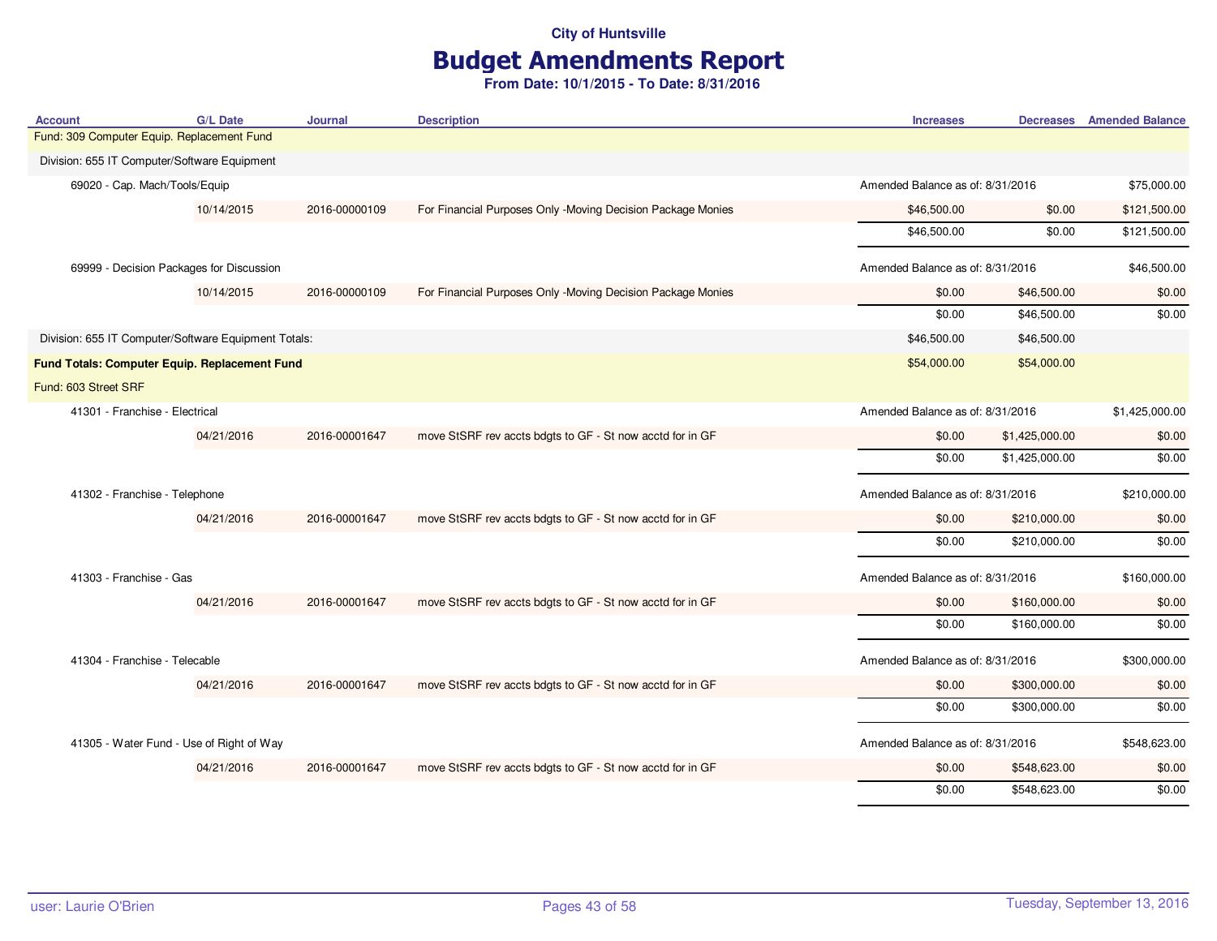City of Huntsville

# Budget Amendments Report

**From Date: 10/1/2015 - To Date: 8/31/2016**

| Account | G/L Date | Journal | Description | Increases | Decreases | Amended Balance |
|---|---|---|---|---|---|---|
| Fund: 309 Computer Equip. Replacement Fund | | | | | | |
| Division: 655 IT Computer/Software Equipment | | | | | | |
| 69020 - Cap. Mach/Tools/Equip | | | | Amended Balance as of: 8/31/2016 | | $75,000.00 |
| | 10/14/2015 | 2016-00000109 | For Financial Purposes Only -Moving Decision Package Monies | $46,500.00 | $0.00 | $121,500.00 |
| | | | | $46,500.00 | $0.00 | $121,500.00 |
| 69999 - Decision Packages for Discussion | | | | Amended Balance as of: 8/31/2016 | | $46,500.00 |
| | 10/14/2015 | 2016-00000109 | For Financial Purposes Only -Moving Decision Package Monies | $0.00 | $46,500.00 | $0.00 |
| | | | | $0.00 | $46,500.00 | $0.00 |
| Division: 655 IT Computer/Software Equipment Totals: | | | | $46,500.00 | $46,500.00 | |
| **Fund Totals: Computer Equip. Replacement Fund** | | | | $54,000.00 | $54,000.00 | |
| Fund: 603 Street SRF | | | | | | |
| 41301 - Franchise - Electrical | | | | Amended Balance as of: 8/31/2016 | | $1,425,000.00 |
| | 04/21/2016 | 2016-00001647 | move StSRF rev accts bdgts to GF - St now acctd for in GF | $0.00 | $1,425,000.00 | $0.00 |
| | | | | $0.00 | $1,425,000.00 | $0.00 |
| 41302 - Franchise - Telephone | | | | Amended Balance as of: 8/31/2016 | | $210,000.00 |
| | 04/21/2016 | 2016-00001647 | move StSRF rev accts bdgts to GF - St now acctd for in GF | $0.00 | $210,000.00 | $0.00 |
| | | | | $0.00 | $210,000.00 | $0.00 |
| 41303 - Franchise - Gas | | | | Amended Balance as of: 8/31/2016 | | $160,000.00 |
| | 04/21/2016 | 2016-00001647 | move StSRF rev accts bdgts to GF - St now acctd for in GF | $0.00 | $160,000.00 | $0.00 |
| | | | | $0.00 | $160,000.00 | $0.00 |
| 41304 - Franchise - Telecable | | | | Amended Balance as of: 8/31/2016 | | $300,000.00 |
| | 04/21/2016 | 2016-00001647 | move StSRF rev accts bdgts to GF - St now acctd for in GF | $0.00 | $300,000.00 | $0.00 |
| | | | | $0.00 | $300,000.00 | $0.00 |
| 41305 - Water Fund - Use of Right of Way | | | | Amended Balance as of: 8/31/2016 | | $548,623.00 |
| | 04/21/2016 | 2016-00001647 | move StSRF rev accts bdgts to GF - St now acctd for in GF | $0.00 | $548,623.00 | $0.00 |
| | | | | $0.00 | $548,623.00 | $0.00 |

user: Laurie O'Brien

Tuesday, September 13, 2016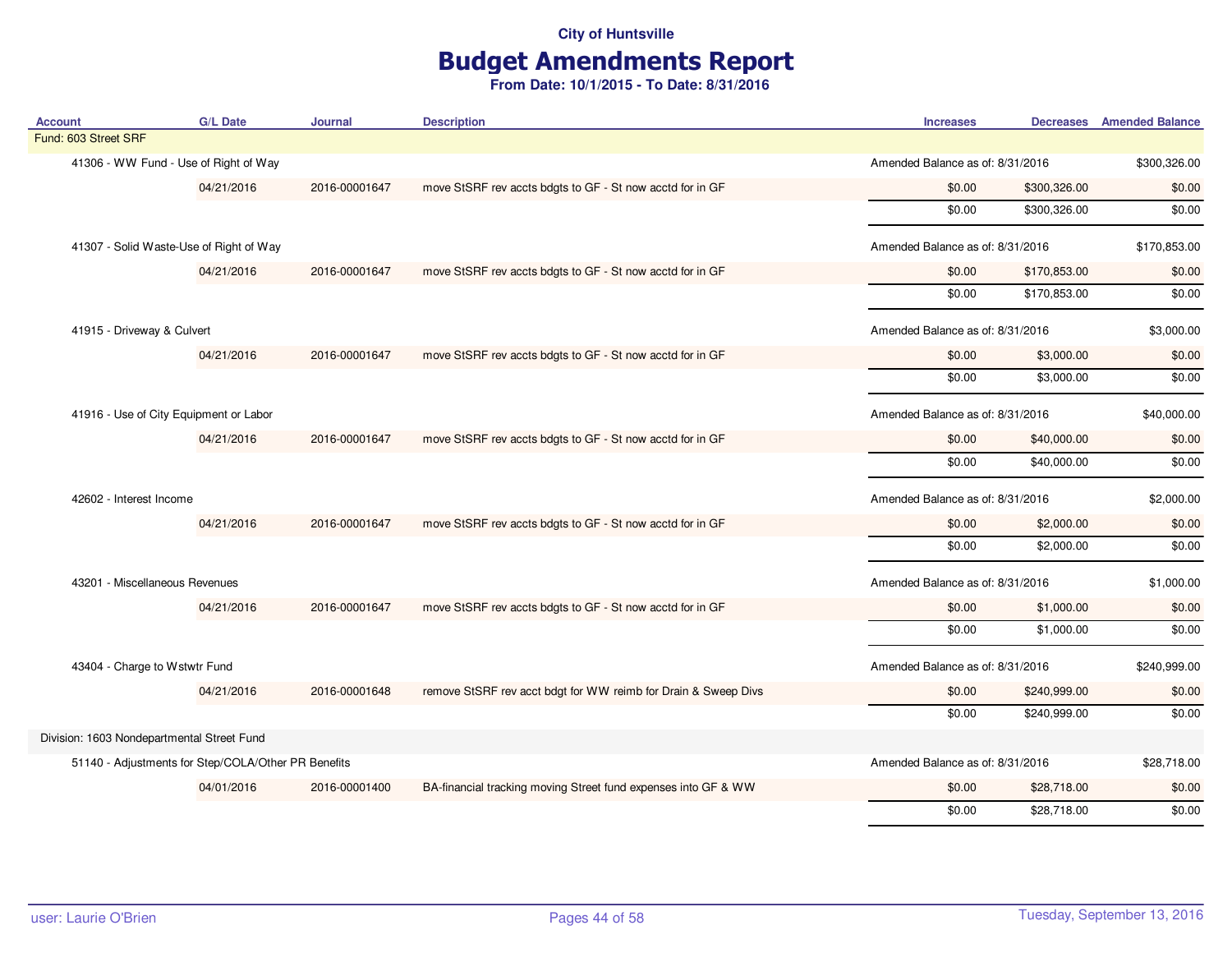City of Huntsville

# Budget Amendments Report

**From Date: 10/1/2015 - To Date: 8/31/2016**

| Account | G/L Date | Journal | Description | Increases | Decreases | Amended Balance |
|---|---|---|---|---|---|---|
| **Fund: 603 Street SRF** | | | | | | |
| 41306 - WW Fund - Use of Right of Way | | | | Amended Balance as of: 8/31/2016 | | $300,326.00 |
| | 04/21/2016 | 2016-00001647 | move StSRF rev accts bdgts to GF - St now acctd for in GF | $0.00 | $300,326.00 | $0.00 |
| | | | | $0.00 | $300,326.00 | $0.00 |
| 41307 - Solid Waste-Use of Right of Way | | | | Amended Balance as of: 8/31/2016 | | $170,853.00 |
| | 04/21/2016 | 2016-00001647 | move StSRF rev accts bdgts to GF - St now acctd for in GF | $0.00 | $170,853.00 | $0.00 |
| | | | | $0.00 | $170,853.00 | $0.00 |
| 41915 - Driveway & Culvert | | | | Amended Balance as of: 8/31/2016 | | $3,000.00 |
| | 04/21/2016 | 2016-00001647 | move StSRF rev accts bdgts to GF - St now acctd for in GF | $0.00 | $3,000.00 | $0.00 |
| | | | | $0.00 | $3,000.00 | $0.00 |
| 41916 - Use of City Equipment or Labor | | | | Amended Balance as of: 8/31/2016 | | $40,000.00 |
| | 04/21/2016 | 2016-00001647 | move StSRF rev accts bdgts to GF - St now acctd for in GF | $0.00 | $40,000.00 | $0.00 |
| | | | | $0.00 | $40,000.00 | $0.00 |
| 42602 - Interest Income | | | | Amended Balance as of: 8/31/2016 | | $2,000.00 |
| | 04/21/2016 | 2016-00001647 | move StSRF rev accts bdgts to GF - St now acctd for in GF | $0.00 | $2,000.00 | $0.00 |
| | | | | $0.00 | $2,000.00 | $0.00 |
| 43201 - Miscellaneous Revenues | | | | Amended Balance as of: 8/31/2016 | | $1,000.00 |
| | 04/21/2016 | 2016-00001647 | move StSRF rev accts bdgts to GF - St now acctd for in GF | $0.00 | $1,000.00 | $0.00 |
| | | | | $0.00 | $1,000.00 | $0.00 |
| 43404 - Charge to Wstwtr Fund | | | | Amended Balance as of: 8/31/2016 | | $240,999.00 |
| | 04/21/2016 | 2016-00001648 | remove StSRF rev acct bdgt for WW reimb for Drain & Sweep Divs | $0.00 | $240,999.00 | $0.00 |
| | | | | $0.00 | $240,999.00 | $0.00 |
| **Division: 1603 Nondepartmental Street Fund** | | | | | | |
| 51140 - Adjustments for Step/COLA/Other PR Benefits | | | | Amended Balance as of: 8/31/2016 | | $28,718.00 |
| | 04/01/2016 | 2016-00001400 | BA-financial tracking moving Street fund expenses into GF & WW | $0.00 | $28,718.00 | $0.00 |
| | | | | $0.00 | $28,718.00 | $0.00 |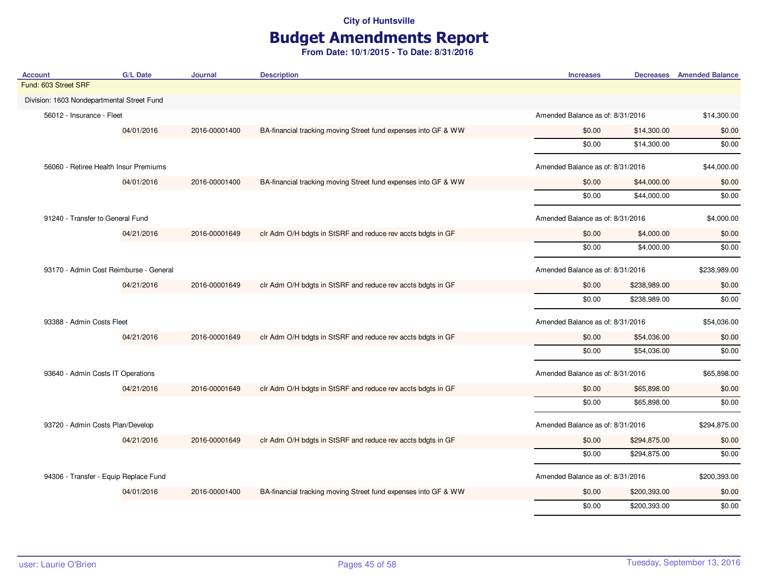City of Huntsville

# Budget Amendments Report

**From Date: 10/1/2015 - To Date: 8/31/2016**

| Account | G/L Date | Journal | Description | Increases | Decreases | Amended Balance |
|---|---|---|---|---|---|---|
| Fund: 603 Street SRF | | | | | | |
| Division: 1603 Nondepartmental Street Fund | | | | | | |
| 56012 - Insurance - Fleet | | | | Amended Balance as of: 8/31/2016 | | $14,300.00 |
| | 04/01/2016 | 2016-00001400 | BA-financial tracking moving Street fund expenses into GF & WW | $0.00 | $14,300.00 | $0.00 |
| | | | | $0.00 | $14,300.00 | $0.00 |
| 56060 - Retiree Health Insur Premiums | | | | Amended Balance as of: 8/31/2016 | | $44,000.00 |
| | 04/01/2016 | 2016-00001400 | BA-financial tracking moving Street fund expenses into GF & WW | $0.00 | $44,000.00 | $0.00 |
| | | | | $0.00 | $44,000.00 | $0.00 |
| 91240 - Transfer to General Fund | | | | Amended Balance as of: 8/31/2016 | | $4,000.00 |
| | 04/21/2016 | 2016-00001649 | clr Adm O/H bdgts in StSRF and reduce rev accts bdgts in GF | $0.00 | $4,000.00 | $0.00 |
| | | | | $0.00 | $4,000.00 | $0.00 |
| 93170 - Admin Cost Reimburse - General | | | | Amended Balance as of: 8/31/2016 | | $238,989.00 |
| | 04/21/2016 | 2016-00001649 | clr Adm O/H bdgts in StSRF and reduce rev accts bdgts in GF | $0.00 | $238,989.00 | $0.00 |
| | | | | $0.00 | $238,989.00 | $0.00 |
| 93388 - Admin Costs Fleet | | | | Amended Balance as of: 8/31/2016 | | $54,036.00 |
| | 04/21/2016 | 2016-00001649 | clr Adm O/H bdgts in StSRF and reduce rev accts bdgts in GF | $0.00 | $54,036.00 | $0.00 |
| | | | | $0.00 | $54,036.00 | $0.00 |
| 93640 - Admin Costs IT Operations | | | | Amended Balance as of: 8/31/2016 | | $65,898.00 |
| | 04/21/2016 | 2016-00001649 | clr Adm O/H bdgts in StSRF and reduce rev accts bdgts in GF | $0.00 | $65,898.00 | $0.00 |
| | | | | $0.00 | $65,898.00 | $0.00 |
| 93720 - Admin Costs Plan/Develop | | | | Amended Balance as of: 8/31/2016 | | $294,875.00 |
| | 04/21/2016 | 2016-00001649 | clr Adm O/H bdgts in StSRF and reduce rev accts bdgts in GF | $0.00 | $294,875.00 | $0.00 |
| | | | | $0.00 | $294,875.00 | $0.00 |
| 94306 - Transfer - Equip Replace Fund | | | | Amended Balance as of: 8/31/2016 | | $200,393.00 |
| | 04/01/2016 | 2016-00001400 | BA-financial tracking moving Street fund expenses into GF & WW | $0.00 | $200,393.00 | $0.00 |
| | | | | $0.00 | $200,393.00 | $0.00 |

user: Laurie O'Brien

Tuesday, September 13, 2016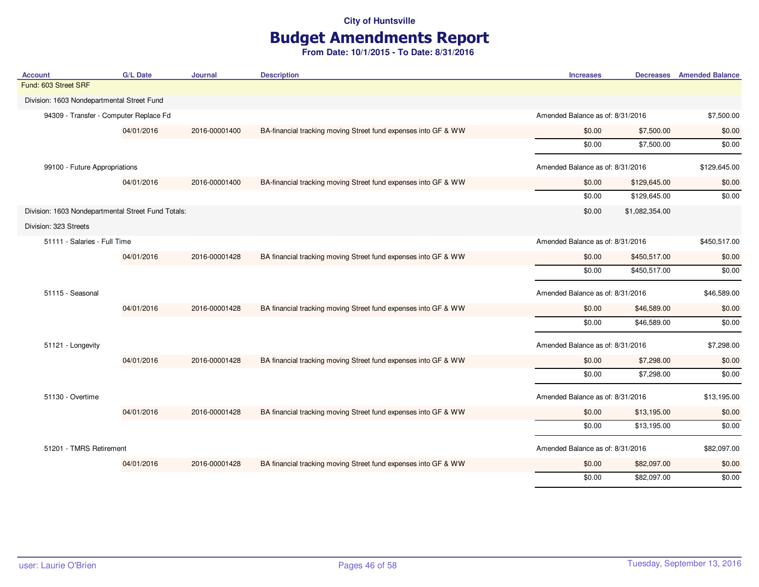City of Huntsville

# Budget Amendments Report

**From Date: 10/1/2015 - To Date: 8/31/2016**

| Account | G/L Date | Journal | Description | Increases | Decreases | Amended Balance |
|---|---|---|---|---|---|---|
| Fund: 603 Street SRF | | | | | | |
| Division: 1603 Nondepartmental Street Fund | | | | | | |
| 94309 - Transfer - Computer Replace Fd | | | | Amended Balance as of: 8/31/2016 | | $7,500.00 |
| | 04/01/2016 | 2016-00001400 | BA-financial tracking moving Street fund expenses into GF & WW | $0.00 | $7,500.00 | $0.00 |
| | | | | $0.00 | $7,500.00 | $0.00 |
| 99100 - Future Appropriations | | | | Amended Balance as of: 8/31/2016 | | $129,645.00 |
| | 04/01/2016 | 2016-00001400 | BA-financial tracking moving Street fund expenses into GF & WW | $0.00 | $129,645.00 | $0.00 |
| | | | | $0.00 | $129,645.00 | $0.00 |
| Division: 1603 Nondepartmental Street Fund Totals: | | | | $0.00 | $1,082,354.00 | |
| Division: 323 Streets | | | | | | |
| 51111 - Salaries - Full Time | | | | Amended Balance as of: 8/31/2016 | | $450,517.00 |
| | 04/01/2016 | 2016-00001428 | BA financial tracking moving Street fund expenses into GF & WW | $0.00 | $450,517.00 | $0.00 |
| | | | | $0.00 | $450,517.00 | $0.00 |
| 51115 - Seasonal | | | | Amended Balance as of: 8/31/2016 | | $46,589.00 |
| | 04/01/2016 | 2016-00001428 | BA financial tracking moving Street fund expenses into GF & WW | $0.00 | $46,589.00 | $0.00 |
| | | | | $0.00 | $46,589.00 | $0.00 |
| 51121 - Longevity | | | | Amended Balance as of: 8/31/2016 | | $7,298.00 |
| | 04/01/2016 | 2016-00001428 | BA financial tracking moving Street fund expenses into GF & WW | $0.00 | $7,298.00 | $0.00 |
| | | | | $0.00 | $7,298.00 | $0.00 |
| 51130 - Overtime | | | | Amended Balance as of: 8/31/2016 | | $13,195.00 |
| | 04/01/2016 | 2016-00001428 | BA financial tracking moving Street fund expenses into GF & WW | $0.00 | $13,195.00 | $0.00 |
| | | | | $0.00 | $13,195.00 | $0.00 |
| 51201 - TMRS Retirement | | | | Amended Balance as of: 8/31/2016 | | $82,097.00 |
| | 04/01/2016 | 2016-00001428 | BA financial tracking moving Street fund expenses into GF & WW | $0.00 | $82,097.00 | $0.00 |
| | | | | $0.00 | $82,097.00 | $0.00 |

user: Laurie O'Brien — Tuesday, September 13, 2016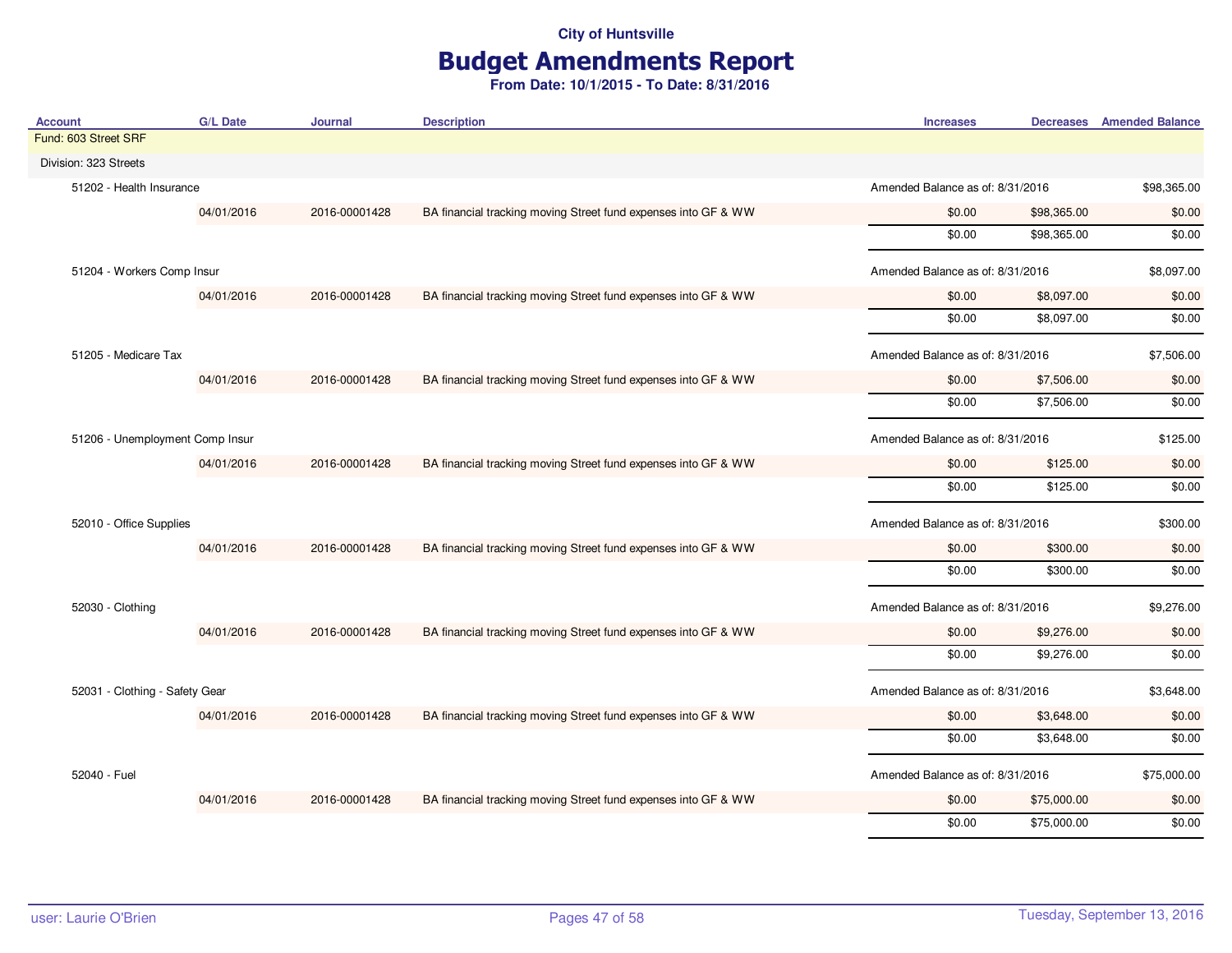City of Huntsville

# Budget Amendments Report

**From Date: 10/1/2015 - To Date: 8/31/2016**

| Account | G/L Date | Journal | Description | Increases | Decreases | Amended Balance |
|---|---|---|---|---|---|---|
| Fund: 603 Street SRF | | | | | | |
| Division: 323 Streets | | | | | | |
| 51202 - Health Insurance | | | | Amended Balance as of: 8/31/2016 | | $98,365.00 |
| | 04/01/2016 | 2016-00001428 | BA financial tracking moving Street fund expenses into GF & WW | $0.00 | $98,365.00 | $0.00 |
| | | | | $0.00 | $98,365.00 | $0.00 |
| 51204 - Workers Comp Insur | | | | Amended Balance as of: 8/31/2016 | | $8,097.00 |
| | 04/01/2016 | 2016-00001428 | BA financial tracking moving Street fund expenses into GF & WW | $0.00 | $8,097.00 | $0.00 |
| | | | | $0.00 | $8,097.00 | $0.00 |
| 51205 - Medicare Tax | | | | Amended Balance as of: 8/31/2016 | | $7,506.00 |
| | 04/01/2016 | 2016-00001428 | BA financial tracking moving Street fund expenses into GF & WW | $0.00 | $7,506.00 | $0.00 |
| | | | | $0.00 | $7,506.00 | $0.00 |
| 51206 - Unemployment Comp Insur | | | | Amended Balance as of: 8/31/2016 | | $125.00 |
| | 04/01/2016 | 2016-00001428 | BA financial tracking moving Street fund expenses into GF & WW | $0.00 | $125.00 | $0.00 |
| | | | | $0.00 | $125.00 | $0.00 |
| 52010 - Office Supplies | | | | Amended Balance as of: 8/31/2016 | | $300.00 |
| | 04/01/2016 | 2016-00001428 | BA financial tracking moving Street fund expenses into GF & WW | $0.00 | $300.00 | $0.00 |
| | | | | $0.00 | $300.00 | $0.00 |
| 52030 - Clothing | | | | Amended Balance as of: 8/31/2016 | | $9,276.00 |
| | 04/01/2016 | 2016-00001428 | BA financial tracking moving Street fund expenses into GF & WW | $0.00 | $9,276.00 | $0.00 |
| | | | | $0.00 | $9,276.00 | $0.00 |
| 52031 - Clothing - Safety Gear | | | | Amended Balance as of: 8/31/2016 | | $3,648.00 |
| | 04/01/2016 | 2016-00001428 | BA financial tracking moving Street fund expenses into GF & WW | $0.00 | $3,648.00 | $0.00 |
| | | | | $0.00 | $3,648.00 | $0.00 |
| 52040 - Fuel | | | | Amended Balance as of: 8/31/2016 | | $75,000.00 |
| | 04/01/2016 | 2016-00001428 | BA financial tracking moving Street fund expenses into GF & WW | $0.00 | $75,000.00 | $0.00 |
| | | | | $0.00 | $75,000.00 | $0.00 |

user: Laurie O'Brien

Tuesday, September 13, 2016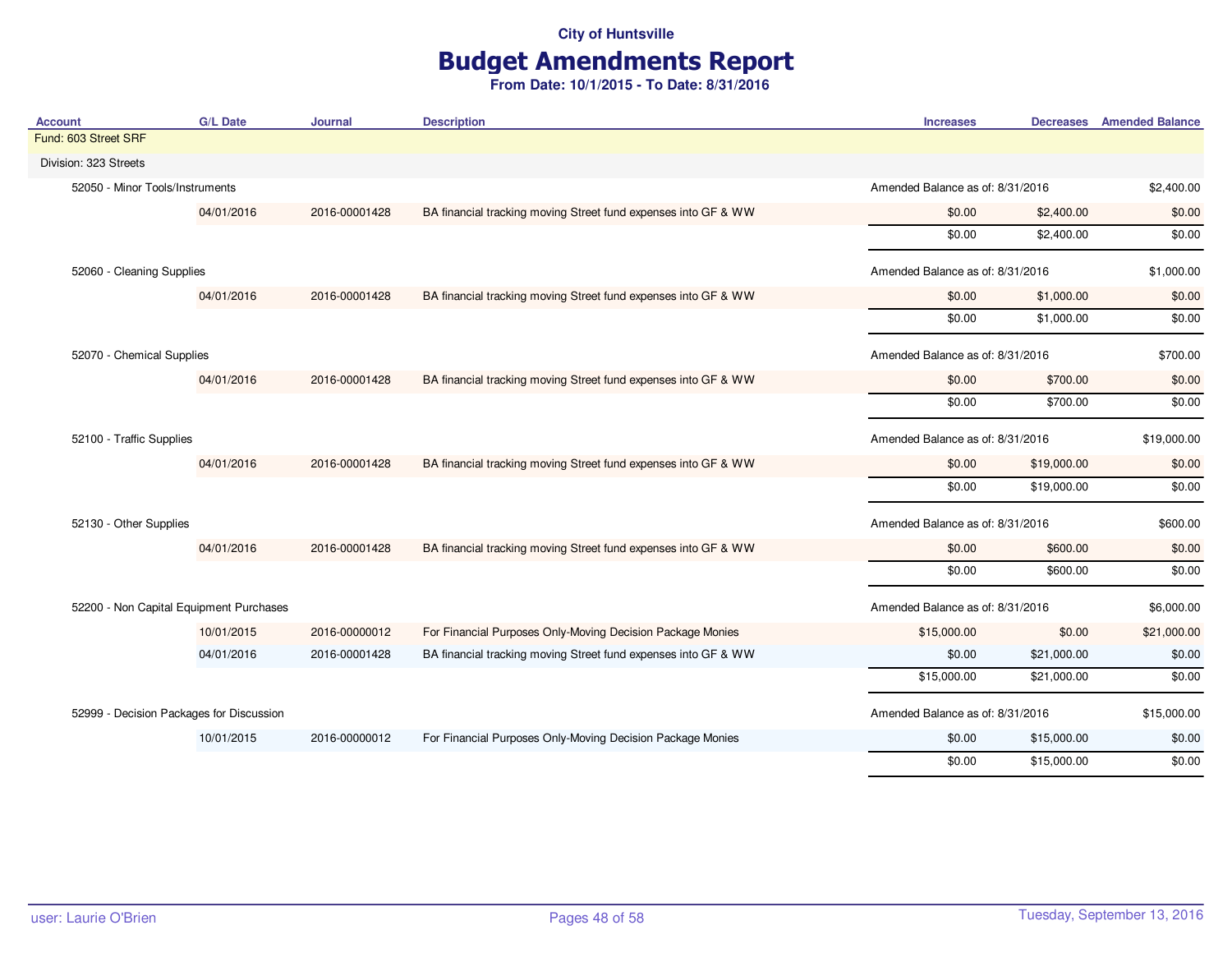City of Huntsville

# Budget Amendments Report

**From Date: 10/1/2015 - To Date: 8/31/2016**

| Account | G/L Date | Journal | Description | Increases | Decreases | Amended Balance |
|---|---|---|---|---|---|---|
| Fund: 603 Street SRF | | | | | | |
| Division: 323 Streets | | | | | | |
| 52050 - Minor Tools/Instruments | | | | Amended Balance as of: 8/31/2016 | | $2,400.00 |
| | 04/01/2016 | 2016-00001428 | BA financial tracking moving Street fund expenses into GF & WW | $0.00 | $2,400.00 | $0.00 |
| | | | | $0.00 | $2,400.00 | $0.00 |
| 52060 - Cleaning Supplies | | | | Amended Balance as of: 8/31/2016 | | $1,000.00 |
| | 04/01/2016 | 2016-00001428 | BA financial tracking moving Street fund expenses into GF & WW | $0.00 | $1,000.00 | $0.00 |
| | | | | $0.00 | $1,000.00 | $0.00 |
| 52070 - Chemical Supplies | | | | Amended Balance as of: 8/31/2016 | | $700.00 |
| | 04/01/2016 | 2016-00001428 | BA financial tracking moving Street fund expenses into GF & WW | $0.00 | $700.00 | $0.00 |
| | | | | $0.00 | $700.00 | $0.00 |
| 52100 - Traffic Supplies | | | | Amended Balance as of: 8/31/2016 | | $19,000.00 |
| | 04/01/2016 | 2016-00001428 | BA financial tracking moving Street fund expenses into GF & WW | $0.00 | $19,000.00 | $0.00 |
| | | | | $0.00 | $19,000.00 | $0.00 |
| 52130 - Other Supplies | | | | Amended Balance as of: 8/31/2016 | | $600.00 |
| | 04/01/2016 | 2016-00001428 | BA financial tracking moving Street fund expenses into GF & WW | $0.00 | $600.00 | $0.00 |
| | | | | $0.00 | $600.00 | $0.00 |
| 52200 - Non Capital Equipment Purchases | | | | Amended Balance as of: 8/31/2016 | | $6,000.00 |
| | 10/01/2015 | 2016-00000012 | For Financial Purposes Only-Moving Decision Package Monies | $15,000.00 | $0.00 | $21,000.00 |
| | 04/01/2016 | 2016-00001428 | BA financial tracking moving Street fund expenses into GF & WW | $0.00 | $21,000.00 | $0.00 |
| | | | | $15,000.00 | $21,000.00 | $0.00 |
| 52999 - Decision Packages for Discussion | | | | Amended Balance as of: 8/31/2016 | | $15,000.00 |
| | 10/01/2015 | 2016-00000012 | For Financial Purposes Only-Moving Decision Package Monies | $0.00 | $15,000.00 | $0.00 |
| | | | | $0.00 | $15,000.00 | $0.00 |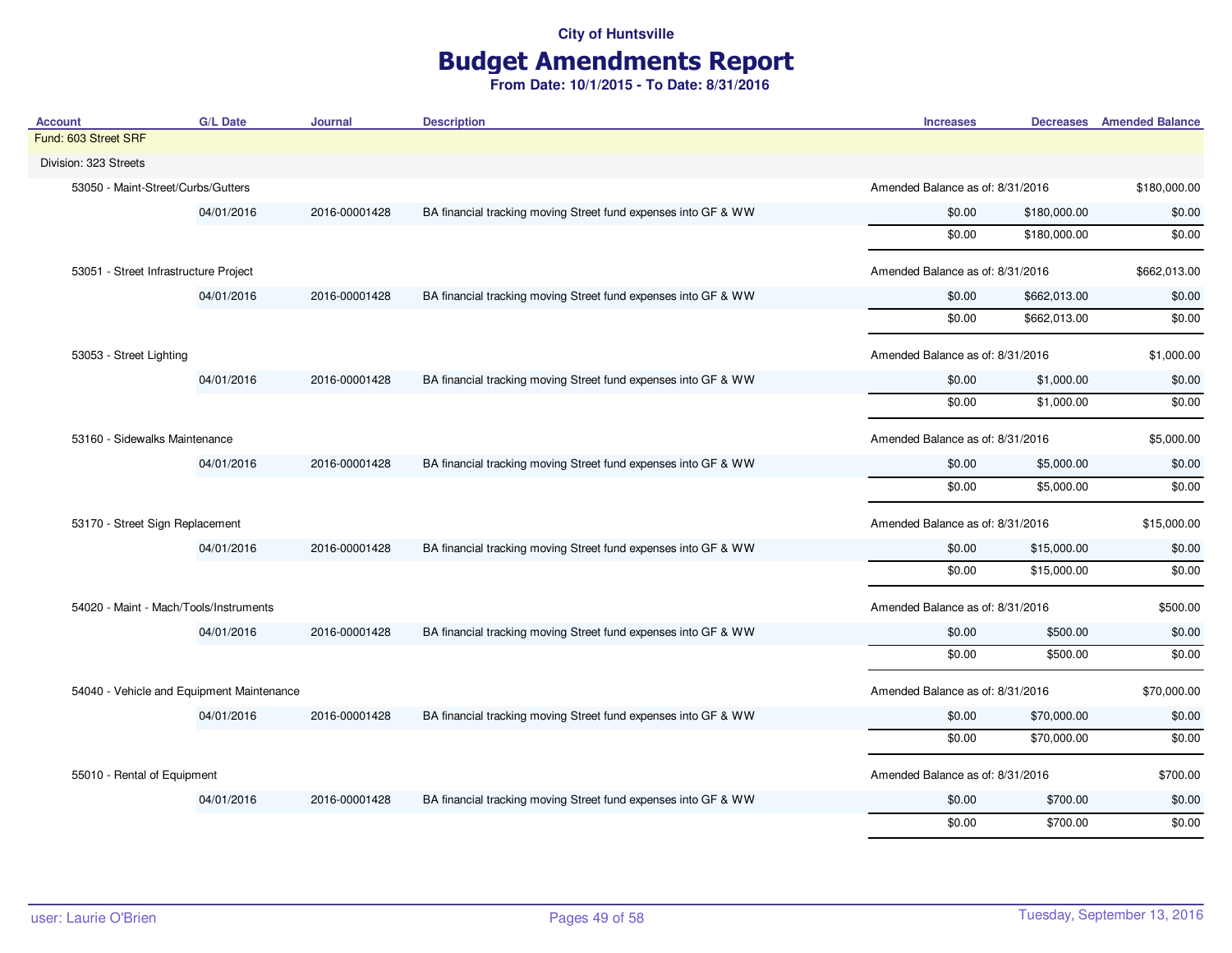City of Huntsville

# Budget Amendments Report

**From Date: 10/1/2015 - To Date: 8/31/2016**

| Account | G/L Date | Journal | Description | Increases | Decreases | Amended Balance |
|---|---|---|---|---|---|---|
| Fund: 603 Street SRF | | | | | | |
| Division: 323 Streets | | | | | | |
| 53050 - Maint-Street/Curbs/Gutters | | | | Amended Balance as of: 8/31/2016 | | $180,000.00 |
| | 04/01/2016 | 2016-00001428 | BA financial tracking moving Street fund expenses into GF & WW | $0.00 | $180,000.00 | $0.00 |
| | | | | $0.00 | $180,000.00 | $0.00 |
| 53051 - Street Infrastructure Project | | | | Amended Balance as of: 8/31/2016 | | $662,013.00 |
| | 04/01/2016 | 2016-00001428 | BA financial tracking moving Street fund expenses into GF & WW | $0.00 | $662,013.00 | $0.00 |
| | | | | $0.00 | $662,013.00 | $0.00 |
| 53053 - Street Lighting | | | | Amended Balance as of: 8/31/2016 | | $1,000.00 |
| | 04/01/2016 | 2016-00001428 | BA financial tracking moving Street fund expenses into GF & WW | $0.00 | $1,000.00 | $0.00 |
| | | | | $0.00 | $1,000.00 | $0.00 |
| 53160 - Sidewalks Maintenance | | | | Amended Balance as of: 8/31/2016 | | $5,000.00 |
| | 04/01/2016 | 2016-00001428 | BA financial tracking moving Street fund expenses into GF & WW | $0.00 | $5,000.00 | $0.00 |
| | | | | $0.00 | $5,000.00 | $0.00 |
| 53170 - Street Sign Replacement | | | | Amended Balance as of: 8/31/2016 | | $15,000.00 |
| | 04/01/2016 | 2016-00001428 | BA financial tracking moving Street fund expenses into GF & WW | $0.00 | $15,000.00 | $0.00 |
| | | | | $0.00 | $15,000.00 | $0.00 |
| 54020 - Maint - Mach/Tools/Instruments | | | | Amended Balance as of: 8/31/2016 | | $500.00 |
| | 04/01/2016 | 2016-00001428 | BA financial tracking moving Street fund expenses into GF & WW | $0.00 | $500.00 | $0.00 |
| | | | | $0.00 | $500.00 | $0.00 |
| 54040 - Vehicle and Equipment Maintenance | | | | Amended Balance as of: 8/31/2016 | | $70,000.00 |
| | 04/01/2016 | 2016-00001428 | BA financial tracking moving Street fund expenses into GF & WW | $0.00 | $70,000.00 | $0.00 |
| | | | | $0.00 | $70,000.00 | $0.00 |
| 55010 - Rental of Equipment | | | | Amended Balance as of: 8/31/2016 | | $700.00 |
| | 04/01/2016 | 2016-00001428 | BA financial tracking moving Street fund expenses into GF & WW | $0.00 | $700.00 | $0.00 |
| | | | | $0.00 | $700.00 | $0.00 |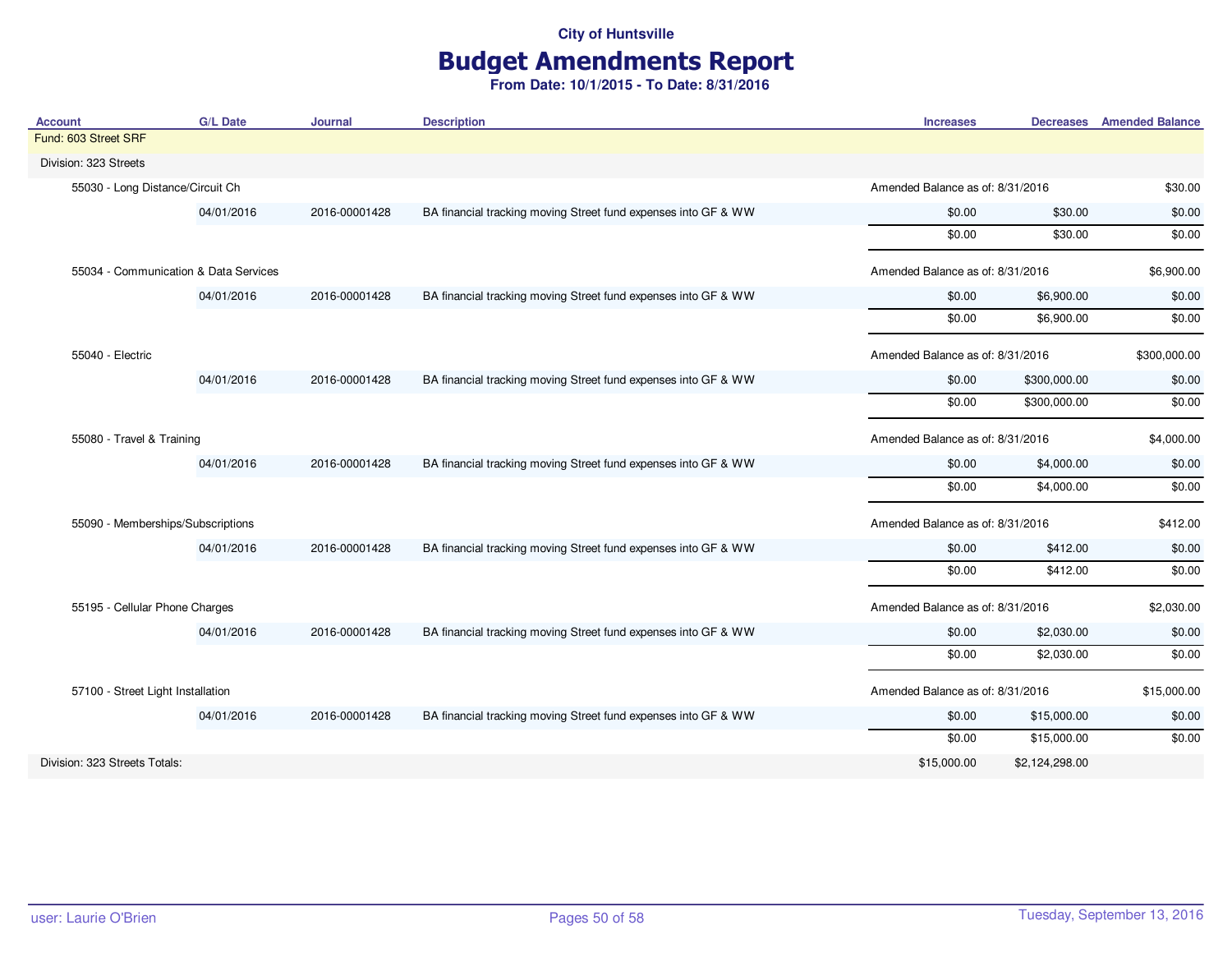City of Huntsville

# Budget Amendments Report

**From Date: 10/1/2015 - To Date: 8/31/2016**

| Account | G/L Date | Journal | Description | Increases | Decreases | Amended Balance |
|---|---|---|---|---|---|---|
| Fund: 603 Street SRF | | | | | | |
| Division: 323 Streets | | | | | | |
| 55030 - Long Distance/Circuit Ch | | | | Amended Balance as of: 8/31/2016 | | $30.00 |
| | 04/01/2016 | 2016-00001428 | BA financial tracking moving Street fund expenses into GF & WW | $0.00 | $30.00 | $0.00 |
| | | | | $0.00 | $30.00 | $0.00 |
| 55034 - Communication & Data Services | | | | Amended Balance as of: 8/31/2016 | | $6,900.00 |
| | 04/01/2016 | 2016-00001428 | BA financial tracking moving Street fund expenses into GF & WW | $0.00 | $6,900.00 | $0.00 |
| | | | | $0.00 | $6,900.00 | $0.00 |
| 55040 - Electric | | | | Amended Balance as of: 8/31/2016 | | $300,000.00 |
| | 04/01/2016 | 2016-00001428 | BA financial tracking moving Street fund expenses into GF & WW | $0.00 | $300,000.00 | $0.00 |
| | | | | $0.00 | $300,000.00 | $0.00 |
| 55080 - Travel & Training | | | | Amended Balance as of: 8/31/2016 | | $4,000.00 |
| | 04/01/2016 | 2016-00001428 | BA financial tracking moving Street fund expenses into GF & WW | $0.00 | $4,000.00 | $0.00 |
| | | | | $0.00 | $4,000.00 | $0.00 |
| 55090 - Memberships/Subscriptions | | | | Amended Balance as of: 8/31/2016 | | $412.00 |
| | 04/01/2016 | 2016-00001428 | BA financial tracking moving Street fund expenses into GF & WW | $0.00 | $412.00 | $0.00 |
| | | | | $0.00 | $412.00 | $0.00 |
| 55195 - Cellular Phone Charges | | | | Amended Balance as of: 8/31/2016 | | $2,030.00 |
| | 04/01/2016 | 2016-00001428 | BA financial tracking moving Street fund expenses into GF & WW | $0.00 | $2,030.00 | $0.00 |
| | | | | $0.00 | $2,030.00 | $0.00 |
| 57100 - Street Light Installation | | | | Amended Balance as of: 8/31/2016 | | $15,000.00 |
| | 04/01/2016 | 2016-00001428 | BA financial tracking moving Street fund expenses into GF & WW | $0.00 | $15,000.00 | $0.00 |
| | | | | $0.00 | $15,000.00 | $0.00 |
| Division: 323 Streets Totals: | | | | $15,000.00 | $2,124,298.00 | |

user: Laurie O'Brien

Tuesday, September 13, 2016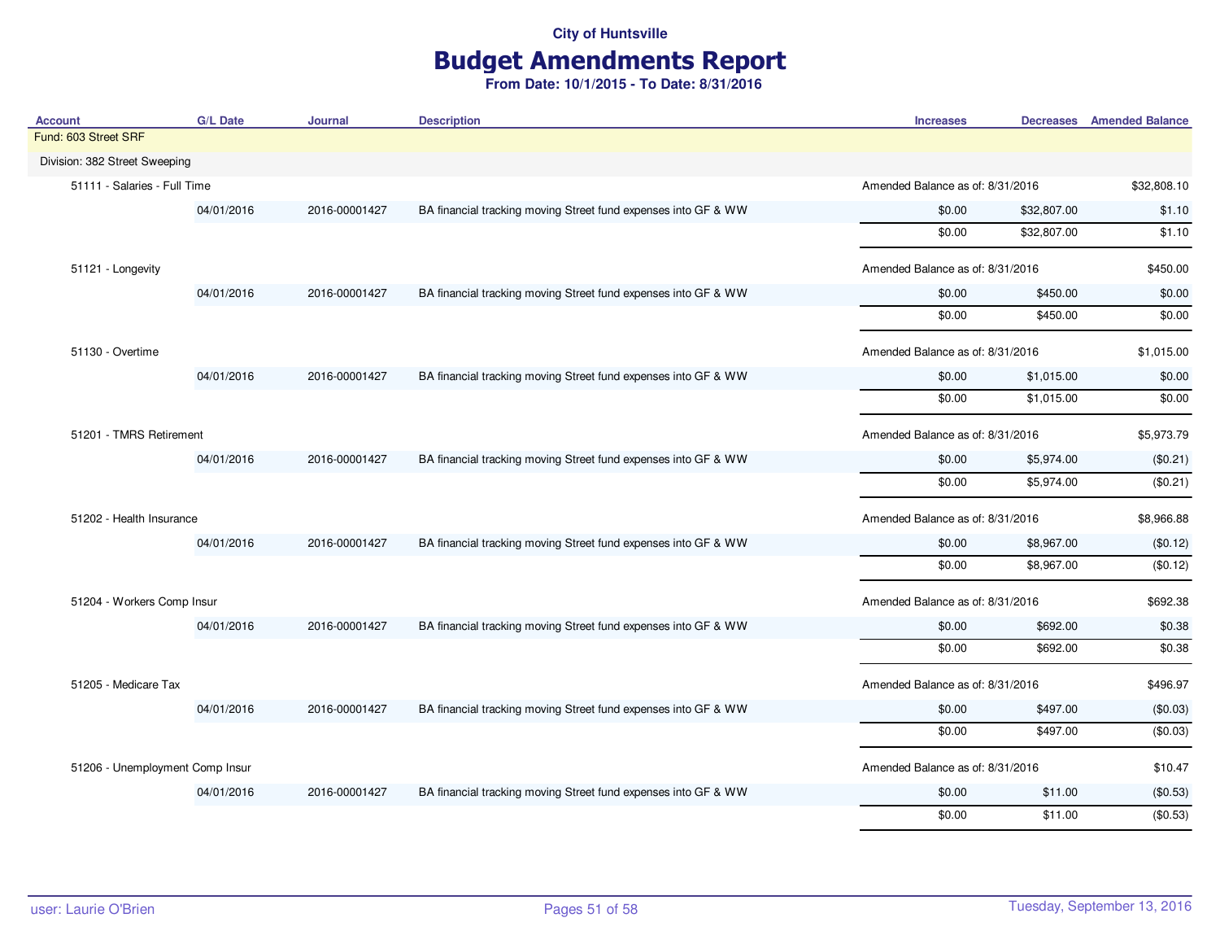City of Huntsville

# Budget Amendments Report

**From Date: 10/1/2015 - To Date: 8/31/2016**

| Account | G/L Date | Journal | Description | Increases | Decreases | Amended Balance |
|---|---|---|---|---|---|---|
| Fund: 603 Street SRF | | | | | | |
| Division: 382 Street Sweeping | | | | | | |
| 51111 - Salaries - Full Time | | | | Amended Balance as of: 8/31/2016 | | $32,808.10 |
| | 04/01/2016 | 2016-00001427 | BA financial tracking moving Street fund expenses into GF & WW | $0.00 | $32,807.00 | $1.10 |
| | | | | $0.00 | $32,807.00 | $1.10 |
| 51121 - Longevity | | | | Amended Balance as of: 8/31/2016 | | $450.00 |
| | 04/01/2016 | 2016-00001427 | BA financial tracking moving Street fund expenses into GF & WW | $0.00 | $450.00 | $0.00 |
| | | | | $0.00 | $450.00 | $0.00 |
| 51130 - Overtime | | | | Amended Balance as of: 8/31/2016 | | $1,015.00 |
| | 04/01/2016 | 2016-00001427 | BA financial tracking moving Street fund expenses into GF & WW | $0.00 | $1,015.00 | $0.00 |
| | | | | $0.00 | $1,015.00 | $0.00 |
| 51201 - TMRS Retirement | | | | Amended Balance as of: 8/31/2016 | | $5,973.79 |
| | 04/01/2016 | 2016-00001427 | BA financial tracking moving Street fund expenses into GF & WW | $0.00 | $5,974.00 | ($0.21) |
| | | | | $0.00 | $5,974.00 | ($0.21) |
| 51202 - Health Insurance | | | | Amended Balance as of: 8/31/2016 | | $8,966.88 |
| | 04/01/2016 | 2016-00001427 | BA financial tracking moving Street fund expenses into GF & WW | $0.00 | $8,967.00 | ($0.12) |
| | | | | $0.00 | $8,967.00 | ($0.12) |
| 51204 - Workers Comp Insur | | | | Amended Balance as of: 8/31/2016 | | $692.38 |
| | 04/01/2016 | 2016-00001427 | BA financial tracking moving Street fund expenses into GF & WW | $0.00 | $692.00 | $0.38 |
| | | | | $0.00 | $692.00 | $0.38 |
| 51205 - Medicare Tax | | | | Amended Balance as of: 8/31/2016 | | $496.97 |
| | 04/01/2016 | 2016-00001427 | BA financial tracking moving Street fund expenses into GF & WW | $0.00 | $497.00 | ($0.03) |
| | | | | $0.00 | $497.00 | ($0.03) |
| 51206 - Unemployment Comp Insur | | | | Amended Balance as of: 8/31/2016 | | $10.47 |
| | 04/01/2016 | 2016-00001427 | BA financial tracking moving Street fund expenses into GF & WW | $0.00 | $11.00 | ($0.53) |
| | | | | $0.00 | $11.00 | ($0.53) |

user: Laurie O'Brien

Tuesday, September 13, 2016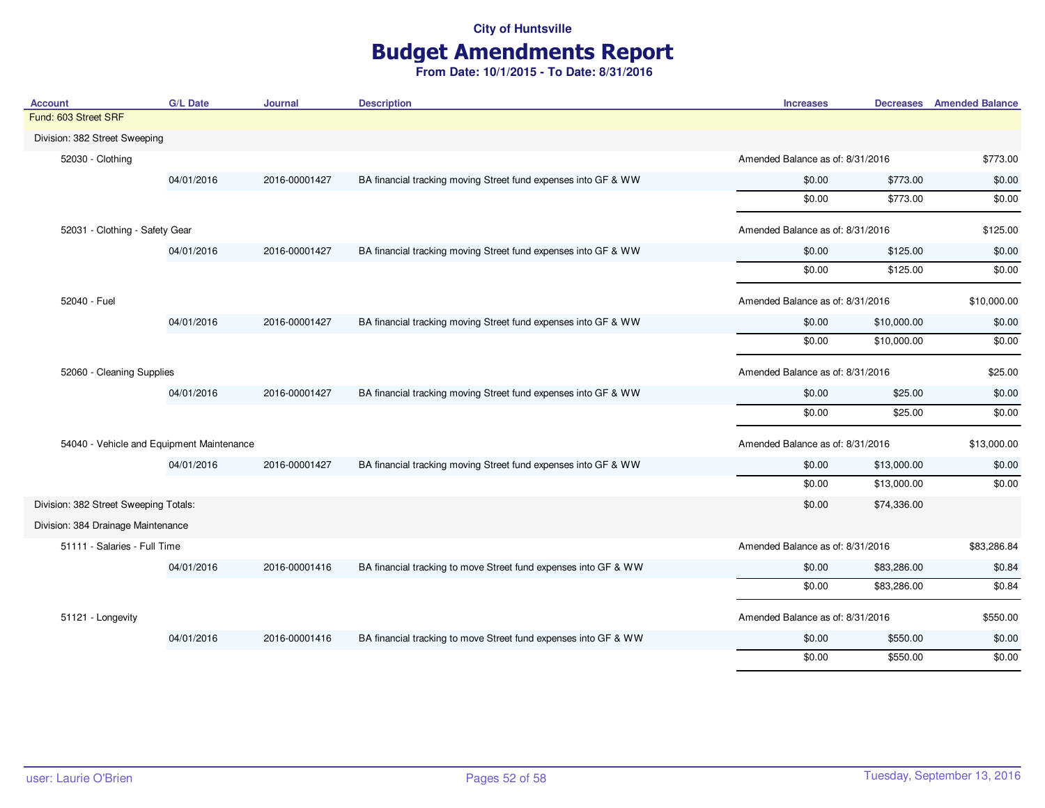City of Huntsville

# Budget Amendments Report

**From Date: 10/1/2015 - To Date: 8/31/2016**

| Account | G/L Date | Journal | Description | Increases | Decreases | Amended Balance |
|---|---|---|---|---|---|---|
| Fund: 603 Street SRF | | | | | | |
| Division: 382 Street Sweeping | | | | | | |
| 52030 - Clothing | | | | Amended Balance as of: 8/31/2016 | | $773.00 |
| | 04/01/2016 | 2016-00001427 | BA financial tracking moving Street fund expenses into GF & WW | $0.00 | $773.00 | $0.00 |
| | | | | $0.00 | $773.00 | $0.00 |
| 52031 - Clothing - Safety Gear | | | | Amended Balance as of: 8/31/2016 | | $125.00 |
| | 04/01/2016 | 2016-00001427 | BA financial tracking moving Street fund expenses into GF & WW | $0.00 | $125.00 | $0.00 |
| | | | | $0.00 | $125.00 | $0.00 |
| 52040 - Fuel | | | | Amended Balance as of: 8/31/2016 | | $10,000.00 |
| | 04/01/2016 | 2016-00001427 | BA financial tracking moving Street fund expenses into GF & WW | $0.00 | $10,000.00 | $0.00 |
| | | | | $0.00 | $10,000.00 | $0.00 |
| 52060 - Cleaning Supplies | | | | Amended Balance as of: 8/31/2016 | | $25.00 |
| | 04/01/2016 | 2016-00001427 | BA financial tracking moving Street fund expenses into GF & WW | $0.00 | $25.00 | $0.00 |
| | | | | $0.00 | $25.00 | $0.00 |
| 54040 - Vehicle and Equipment Maintenance | | | | Amended Balance as of: 8/31/2016 | | $13,000.00 |
| | 04/01/2016 | 2016-00001427 | BA financial tracking moving Street fund expenses into GF & WW | $0.00 | $13,000.00 | $0.00 |
| | | | | $0.00 | $13,000.00 | $0.00 |
| Division: 382 Street Sweeping Totals: | | | | $0.00 | $74,336.00 | |
| Division: 384 Drainage Maintenance | | | | | | |
| 51111 - Salaries - Full Time | | | | Amended Balance as of: 8/31/2016 | | $83,286.84 |
| | 04/01/2016 | 2016-00001416 | BA financial tracking to move Street fund expenses into GF & WW | $0.00 | $83,286.00 | $0.84 |
| | | | | $0.00 | $83,286.00 | $0.84 |
| 51121 - Longevity | | | | Amended Balance as of: 8/31/2016 | | $550.00 |
| | 04/01/2016 | 2016-00001416 | BA financial tracking to move Street fund expenses into GF & WW | $0.00 | $550.00 | $0.00 |
| | | | | $0.00 | $550.00 | $0.00 |

user: Laurie O'Brien

Tuesday, September 13, 2016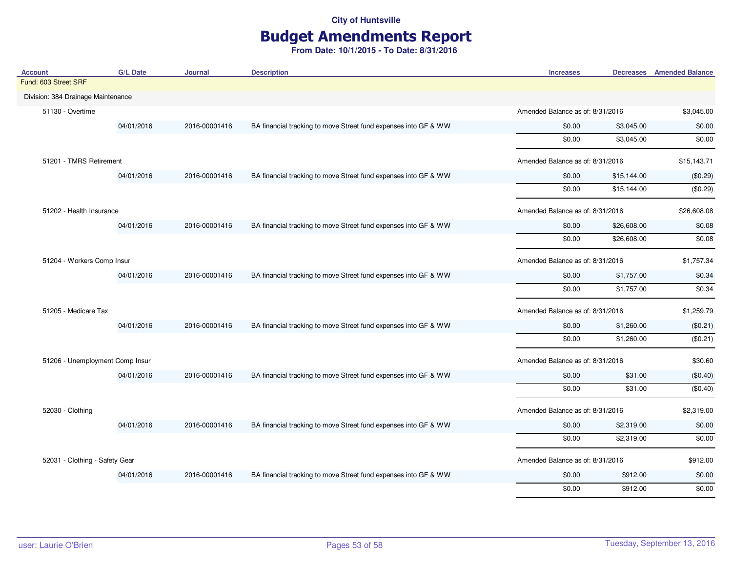City of Huntsville

# Budget Amendments Report

**From Date: 10/1/2015 - To Date: 8/31/2016**

| Account | G/L Date | Journal | Description | Increases | Decreases | Amended Balance |
|---|---|---|---|---|---|---|
| Fund: 603 Street SRF | | | | | | |
| Division: 384 Drainage Maintenance | | | | | | |
| 51130 - Overtime | | | | Amended Balance as of: 8/31/2016 | | $3,045.00 |
| | 04/01/2016 | 2016-00001416 | BA financial tracking to move Street fund expenses into GF & WW | $0.00 | $3,045.00 | $0.00 |
| | | | | $0.00 | $3,045.00 | $0.00 |
| 51201 - TMRS Retirement | | | | Amended Balance as of: 8/31/2016 | | $15,143.71 |
| | 04/01/2016 | 2016-00001416 | BA financial tracking to move Street fund expenses into GF & WW | $0.00 | $15,144.00 | ($0.29) |
| | | | | $0.00 | $15,144.00 | ($0.29) |
| 51202 - Health Insurance | | | | Amended Balance as of: 8/31/2016 | | $26,608.08 |
| | 04/01/2016 | 2016-00001416 | BA financial tracking to move Street fund expenses into GF & WW | $0.00 | $26,608.00 | $0.08 |
| | | | | $0.00 | $26,608.00 | $0.08 |
| 51204 - Workers Comp Insur | | | | Amended Balance as of: 8/31/2016 | | $1,757.34 |
| | 04/01/2016 | 2016-00001416 | BA financial tracking to move Street fund expenses into GF & WW | $0.00 | $1,757.00 | $0.34 |
| | | | | $0.00 | $1,757.00 | $0.34 |
| 51205 - Medicare Tax | | | | Amended Balance as of: 8/31/2016 | | $1,259.79 |
| | 04/01/2016 | 2016-00001416 | BA financial tracking to move Street fund expenses into GF & WW | $0.00 | $1,260.00 | ($0.21) |
| | | | | $0.00 | $1,260.00 | ($0.21) |
| 51206 - Unemployment Comp Insur | | | | Amended Balance as of: 8/31/2016 | | $30.60 |
| | 04/01/2016 | 2016-00001416 | BA financial tracking to move Street fund expenses into GF & WW | $0.00 | $31.00 | ($0.40) |
| | | | | $0.00 | $31.00 | ($0.40) |
| 52030 - Clothing | | | | Amended Balance as of: 8/31/2016 | | $2,319.00 |
| | 04/01/2016 | 2016-00001416 | BA financial tracking to move Street fund expenses into GF & WW | $0.00 | $2,319.00 | $0.00 |
| | | | | $0.00 | $2,319.00 | $0.00 |
| 52031 - Clothing - Safety Gear | | | | Amended Balance as of: 8/31/2016 | | $912.00 |
| | 04/01/2016 | 2016-00001416 | BA financial tracking to move Street fund expenses into GF & WW | $0.00 | $912.00 | $0.00 |
| | | | | $0.00 | $912.00 | $0.00 |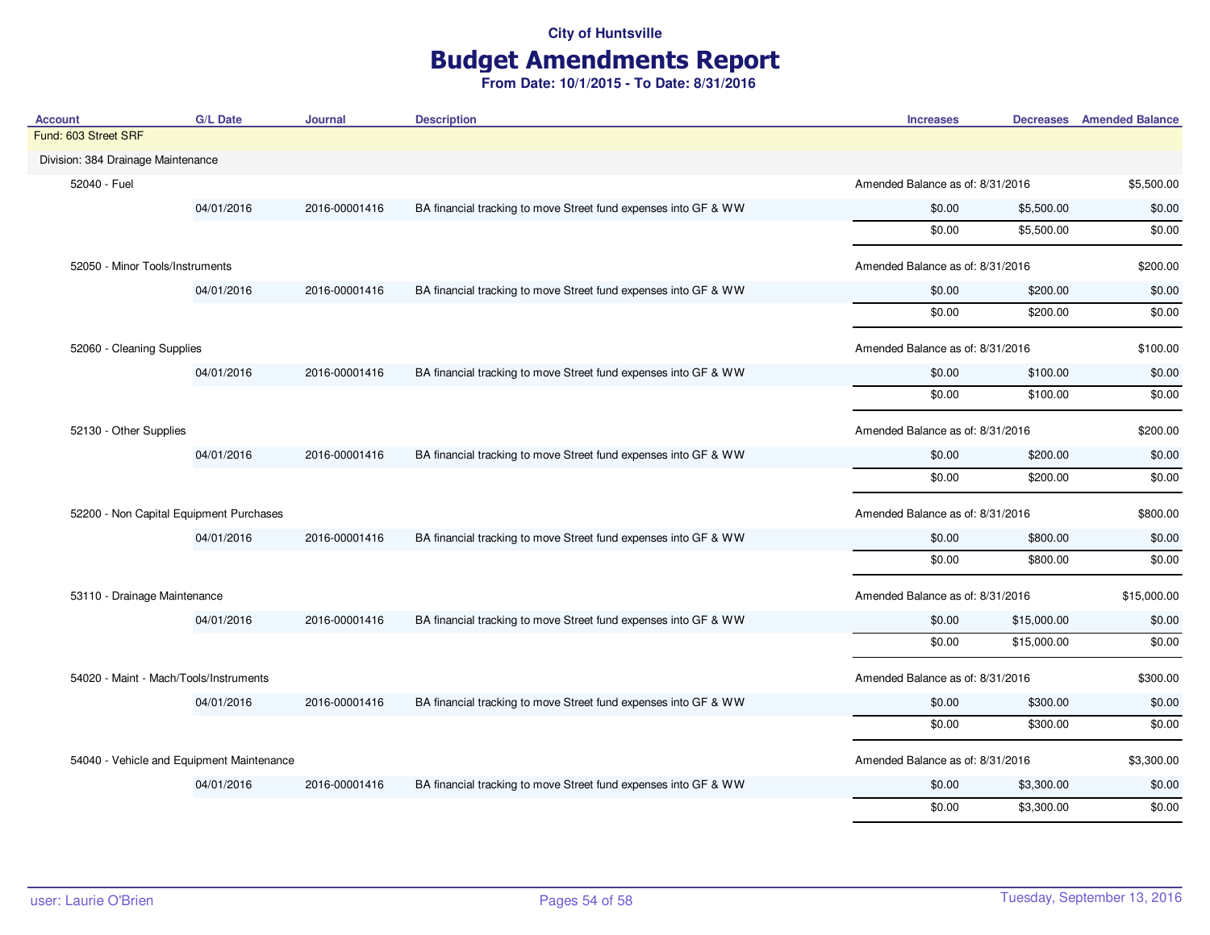City of Huntsville

# Budget Amendments Report

**From Date: 10/1/2015 - To Date: 8/31/2016**

| Account | G/L Date | Journal | Description | Increases | Decreases | Amended Balance |
|---|---|---|---|---|---|---|
| Fund: 603 Street SRF | | | | | | |
| Division: 384 Drainage Maintenance | | | | | | |
| 52040 - Fuel | | | | Amended Balance as of: 8/31/2016 | | $5,500.00 |
| | 04/01/2016 | 2016-00001416 | BA financial tracking to move Street fund expenses into GF & WW | $0.00 | $5,500.00 | $0.00 |
| | | | | $0.00 | $5,500.00 | $0.00 |
| 52050 - Minor Tools/Instruments | | | | Amended Balance as of: 8/31/2016 | | $200.00 |
| | 04/01/2016 | 2016-00001416 | BA financial tracking to move Street fund expenses into GF & WW | $0.00 | $200.00 | $0.00 |
| | | | | $0.00 | $200.00 | $0.00 |
| 52060 - Cleaning Supplies | | | | Amended Balance as of: 8/31/2016 | | $100.00 |
| | 04/01/2016 | 2016-00001416 | BA financial tracking to move Street fund expenses into GF & WW | $0.00 | $100.00 | $0.00 |
| | | | | $0.00 | $100.00 | $0.00 |
| 52130 - Other Supplies | | | | Amended Balance as of: 8/31/2016 | | $200.00 |
| | 04/01/2016 | 2016-00001416 | BA financial tracking to move Street fund expenses into GF & WW | $0.00 | $200.00 | $0.00 |
| | | | | $0.00 | $200.00 | $0.00 |
| 52200 - Non Capital Equipment Purchases | | | | Amended Balance as of: 8/31/2016 | | $800.00 |
| | 04/01/2016 | 2016-00001416 | BA financial tracking to move Street fund expenses into GF & WW | $0.00 | $800.00 | $0.00 |
| | | | | $0.00 | $800.00 | $0.00 |
| 53110 - Drainage Maintenance | | | | Amended Balance as of: 8/31/2016 | | $15,000.00 |
| | 04/01/2016 | 2016-00001416 | BA financial tracking to move Street fund expenses into GF & WW | $0.00 | $15,000.00 | $0.00 |
| | | | | $0.00 | $15,000.00 | $0.00 |
| 54020 - Maint - Mach/Tools/Instruments | | | | Amended Balance as of: 8/31/2016 | | $300.00 |
| | 04/01/2016 | 2016-00001416 | BA financial tracking to move Street fund expenses into GF & WW | $0.00 | $300.00 | $0.00 |
| | | | | $0.00 | $300.00 | $0.00 |
| 54040 - Vehicle and Equipment Maintenance | | | | Amended Balance as of: 8/31/2016 | | $3,300.00 |
| | 04/01/2016 | 2016-00001416 | BA financial tracking to move Street fund expenses into GF & WW | $0.00 | $3,300.00 | $0.00 |
| | | | | $0.00 | $3,300.00 | $0.00 |

user: Laurie O'Brien

Tuesday, September 13, 2016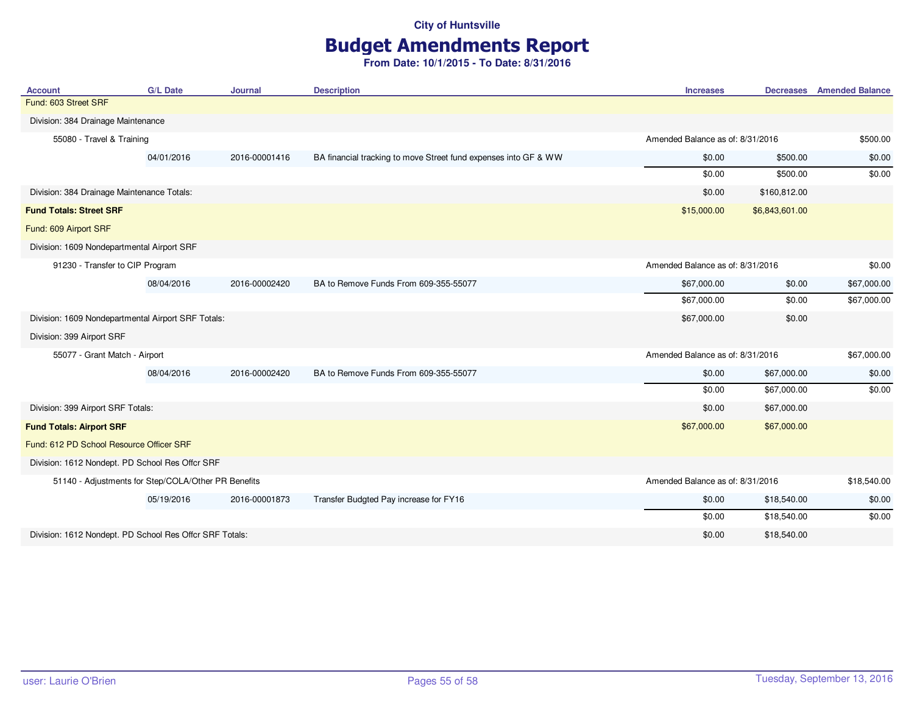City of Huntsville

# Budget Amendments Report

**From Date: 10/1/2015 - To Date: 8/31/2016**

| Account | G/L Date | Journal | Description | Increases | Decreases | Amended Balance |
|---|---|---|---|---|---|---|
| Fund: 603 Street SRF | | | | | | |
| Division: 384 Drainage Maintenance | | | | | | |
| 55080 - Travel & Training | | | | Amended Balance as of: 8/31/2016 | | $500.00 |
| | 04/01/2016 | 2016-00001416 | BA financial tracking to move Street fund expenses into GF & WW | $0.00 | $500.00 | $0.00 |
| | | | | $0.00 | $500.00 | $0.00 |
| Division: 384 Drainage Maintenance Totals: | | | | $0.00 | $160,812.00 | |
| **Fund Totals: Street SRF** | | | | $15,000.00 | $6,843,601.00 | |
| Fund: 609 Airport SRF | | | | | | |
| Division: 1609 Nondepartmental Airport SRF | | | | | | |
| 91230 - Transfer to CIP Program | | | | Amended Balance as of: 8/31/2016 | | $0.00 |
| | 08/04/2016 | 2016-00002420 | BA to Remove Funds From 609-355-55077 | $67,000.00 | $0.00 | $67,000.00 |
| | | | | $67,000.00 | $0.00 | $67,000.00 |
| Division: 1609 Nondepartmental Airport SRF Totals: | | | | $67,000.00 | $0.00 | |
| Division: 399 Airport SRF | | | | | | |
| 55077 - Grant Match - Airport | | | | Amended Balance as of: 8/31/2016 | | $67,000.00 |
| | 08/04/2016 | 2016-00002420 | BA to Remove Funds From 609-355-55077 | $0.00 | $67,000.00 | $0.00 |
| | | | | $0.00 | $67,000.00 | $0.00 |
| Division: 399 Airport SRF Totals: | | | | $0.00 | $67,000.00 | |
| **Fund Totals: Airport SRF** | | | | $67,000.00 | $67,000.00 | |
| Fund: 612 PD School Resource Officer SRF | | | | | | |
| Division: 1612 Nondept. PD School Res Offcr SRF | | | | | | |
| 51140 - Adjustments for Step/COLA/Other PR Benefits | | | | Amended Balance as of: 8/31/2016 | | $18,540.00 |
| | 05/19/2016 | 2016-00001873 | Transfer Budgted Pay increase for FY16 | $0.00 | $18,540.00 | $0.00 |
| | | | | $0.00 | $18,540.00 | $0.00 |
| Division: 1612 Nondept. PD School Res Offcr SRF Totals: | | | | $0.00 | $18,540.00 | |

user: Laurie O'Brien — Tuesday, September 13, 2016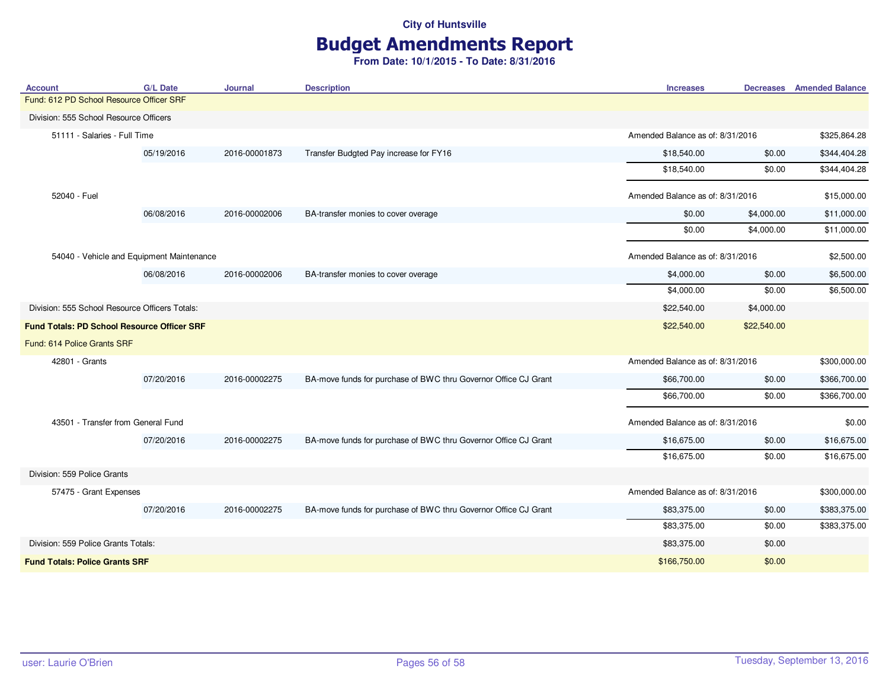City of Huntsville

# Budget Amendments Report

**From Date: 10/1/2015 - To Date: 8/31/2016**

| Account | G/L Date | Journal | Description | Increases | Decreases | Amended Balance |
|---|---|---|---|---|---|---|
| Fund: 612 PD School Resource Officer SRF | | | | | | |
| Division: 555 School Resource Officers | | | | | | |
| 51111 - Salaries - Full Time | | | | Amended Balance as of: 8/31/2016 | | $325,864.28 |
| | 05/19/2016 | 2016-00001873 | Transfer Budgted Pay increase for FY16 | $18,540.00 | $0.00 | $344,404.28 |
| | | | | $18,540.00 | $0.00 | $344,404.28 |
| 52040 - Fuel | | | | Amended Balance as of: 8/31/2016 | | $15,000.00 |
| | 06/08/2016 | 2016-00002006 | BA-transfer monies to cover overage | $0.00 | $4,000.00 | $11,000.00 |
| | | | | $0.00 | $4,000.00 | $11,000.00 |
| 54040 - Vehicle and Equipment Maintenance | | | | Amended Balance as of: 8/31/2016 | | $2,500.00 |
| | 06/08/2016 | 2016-00002006 | BA-transfer monies to cover overage | $4,000.00 | $0.00 | $6,500.00 |
| | | | | $4,000.00 | $0.00 | $6,500.00 |
| Division: 555 School Resource Officers Totals: | | | | $22,540.00 | $4,000.00 | |
| **Fund Totals: PD School Resource Officer SRF** | | | | $22,540.00 | $22,540.00 | |
| Fund: 614 Police Grants SRF | | | | | | |
| 42801 - Grants | | | | Amended Balance as of: 8/31/2016 | | $300,000.00 |
| | 07/20/2016 | 2016-00002275 | BA-move funds for purchase of BWC thru Governor Office CJ Grant | $66,700.00 | $0.00 | $366,700.00 |
| | | | | $66,700.00 | $0.00 | $366,700.00 |
| 43501 - Transfer from General Fund | | | | Amended Balance as of: 8/31/2016 | | $0.00 |
| | 07/20/2016 | 2016-00002275 | BA-move funds for purchase of BWC thru Governor Office CJ Grant | $16,675.00 | $0.00 | $16,675.00 |
| | | | | $16,675.00 | $0.00 | $16,675.00 |
| Division: 559 Police Grants | | | | | | |
| 57475 - Grant Expenses | | | | Amended Balance as of: 8/31/2016 | | $300,000.00 |
| | 07/20/2016 | 2016-00002275 | BA-move funds for purchase of BWC thru Governor Office CJ Grant | $83,375.00 | $0.00 | $383,375.00 |
| | | | | $83,375.00 | $0.00 | $383,375.00 |
| Division: 559 Police Grants Totals: | | | | $83,375.00 | $0.00 | |
| **Fund Totals: Police Grants SRF** | | | | $166,750.00 | $0.00 | |

user: Laurie O'Brien

Tuesday, September 13, 2016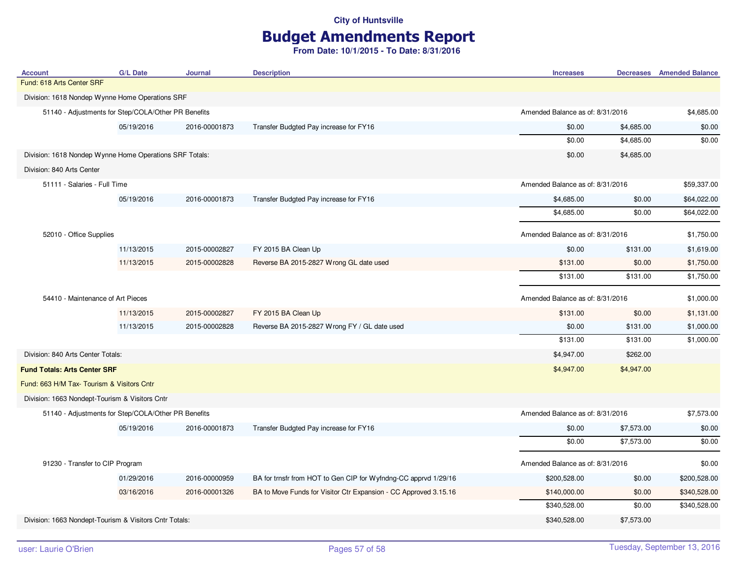City of Huntsville

# Budget Amendments Report

**From Date: 10/1/2015 - To Date: 8/31/2016**

| Account | G/L Date | Journal | Description | Increases | Decreases | Amended Balance |
|---|---|---|---|---|---|---|
| Fund: 618 Arts Center SRF | | | | | | |
| Division: 1618 Nondep Wynne Home Operations SRF | | | | | | |
| 51140 - Adjustments for Step/COLA/Other PR Benefits | | | | Amended Balance as of: 8/31/2016 | | $4,685.00 |
| | 05/19/2016 | 2016-00001873 | Transfer Budgted Pay increase for FY16 | $0.00 | $4,685.00 | $0.00 |
| | | | | $0.00 | $4,685.00 | $0.00 |
| Division: 1618 Nondep Wynne Home Operations SRF Totals: | | | | $0.00 | $4,685.00 | |
| Division: 840 Arts Center | | | | | | |
| 51111 - Salaries - Full Time | | | | Amended Balance as of: 8/31/2016 | | $59,337.00 |
| | 05/19/2016 | 2016-00001873 | Transfer Budgted Pay increase for FY16 | $4,685.00 | $0.00 | $64,022.00 |
| | | | | $4,685.00 | $0.00 | $64,022.00 |
| 52010 - Office Supplies | | | | Amended Balance as of: 8/31/2016 | | $1,750.00 |
| | 11/13/2015 | 2015-00002827 | FY 2015 BA Clean Up | $0.00 | $131.00 | $1,619.00 |
| | 11/13/2015 | 2015-00002828 | Reverse BA 2015-2827 Wrong GL date used | $131.00 | $0.00 | $1,750.00 |
| | | | | $131.00 | $131.00 | $1,750.00 |
| 54410 - Maintenance of Art Pieces | | | | Amended Balance as of: 8/31/2016 | | $1,000.00 |
| | 11/13/2015 | 2015-00002827 | FY 2015 BA Clean Up | $131.00 | $0.00 | $1,131.00 |
| | 11/13/2015 | 2015-00002828 | Reverse BA 2015-2827 Wrong FY / GL date used | $0.00 | $131.00 | $1,000.00 |
| | | | | $131.00 | $131.00 | $1,000.00 |
| Division: 840 Arts Center Totals: | | | | $4,947.00 | $262.00 | |
| **Fund Totals: Arts Center SRF** | | | | $4,947.00 | $4,947.00 | |
| Fund: 663 H/M Tax- Tourism & Visitors Cntr | | | | | | |
| Division: 1663 Nondept-Tourism & Visitors Cntr | | | | | | |
| 51140 - Adjustments for Step/COLA/Other PR Benefits | | | | Amended Balance as of: 8/31/2016 | | $7,573.00 |
| | 05/19/2016 | 2016-00001873 | Transfer Budgted Pay increase for FY16 | $0.00 | $7,573.00 | $0.00 |
| | | | | $0.00 | $7,573.00 | $0.00 |
| 91230 - Transfer to CIP Program | | | | Amended Balance as of: 8/31/2016 | | $0.00 |
| | 01/29/2016 | 2016-00000959 | BA for trnsfr from HOT to Gen CIP for Wyfndng-CC apprvd 1/29/16 | $200,528.00 | $0.00 | $200,528.00 |
| | 03/16/2016 | 2016-00001326 | BA to Move Funds for Visitor Ctr Expansion - CC Approved 3.15.16 | $140,000.00 | $0.00 | $340,528.00 |
| | | | | $340,528.00 | $0.00 | $340,528.00 |
| Division: 1663 Nondept-Tourism & Visitors Cntr Totals: | | | | $340,528.00 | $7,573.00 | |

user: Laurie O'Brien

Tuesday, September 13, 2016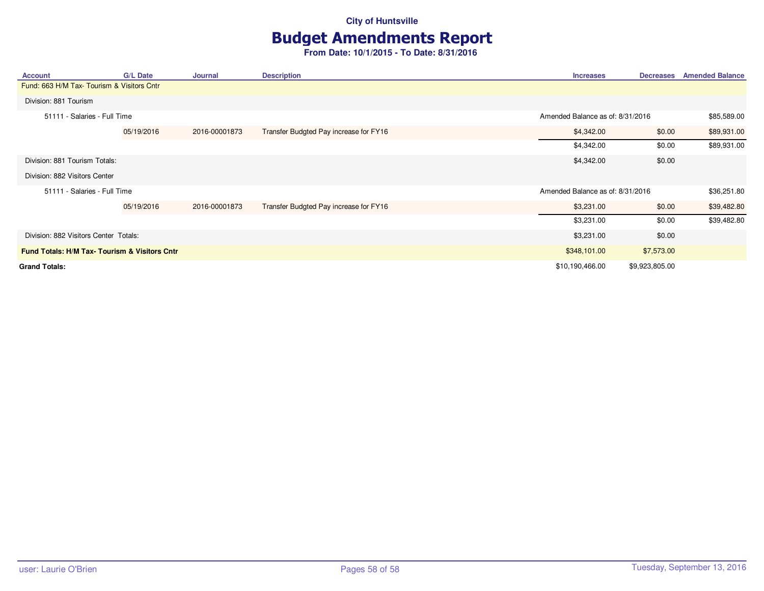City of Huntsville

# Budget Amendments Report

**From Date: 10/1/2015 - To Date: 8/31/2016**

| Account | G/L Date | Journal | Description | Increases | Decreases | Amended Balance |
|---|---|---|---|---|---|---|
| Fund: 663 H/M Tax- Tourism & Visitors Cntr | | | | | | |
| Division: 881 Tourism | | | | | | |
| 51111 - Salaries - Full Time | | | | Amended Balance as of: 8/31/2016 | | $85,589.00 |
| | 05/19/2016 | 2016-00001873 | Transfer Budgted Pay increase for FY16 | $4,342.00 | $0.00 | $89,931.00 |
| | | | | $4,342.00 | $0.00 | $89,931.00 |
| Division: 881 Tourism Totals: | | | | $4,342.00 | $0.00 | |
| Division: 882 Visitors Center | | | | | | |
| 51111 - Salaries - Full Time | | | | Amended Balance as of: 8/31/2016 | | $36,251.80 |
| | 05/19/2016 | 2016-00001873 | Transfer Budgted Pay increase for FY16 | $3,231.00 | $0.00 | $39,482.80 |
| | | | | $3,231.00 | $0.00 | $39,482.80 |
| Division: 882 Visitors Center Totals: | | | | $3,231.00 | $0.00 | |
| **Fund Totals: H/M Tax- Tourism & Visitors Cntr** | | | | $348,101.00 | $7,573.00 | |
| **Grand Totals:** | | | | $10,190,466.00 | $9,923,805.00 | |

user: Laurie O'Brien

Tuesday, September 13, 2016